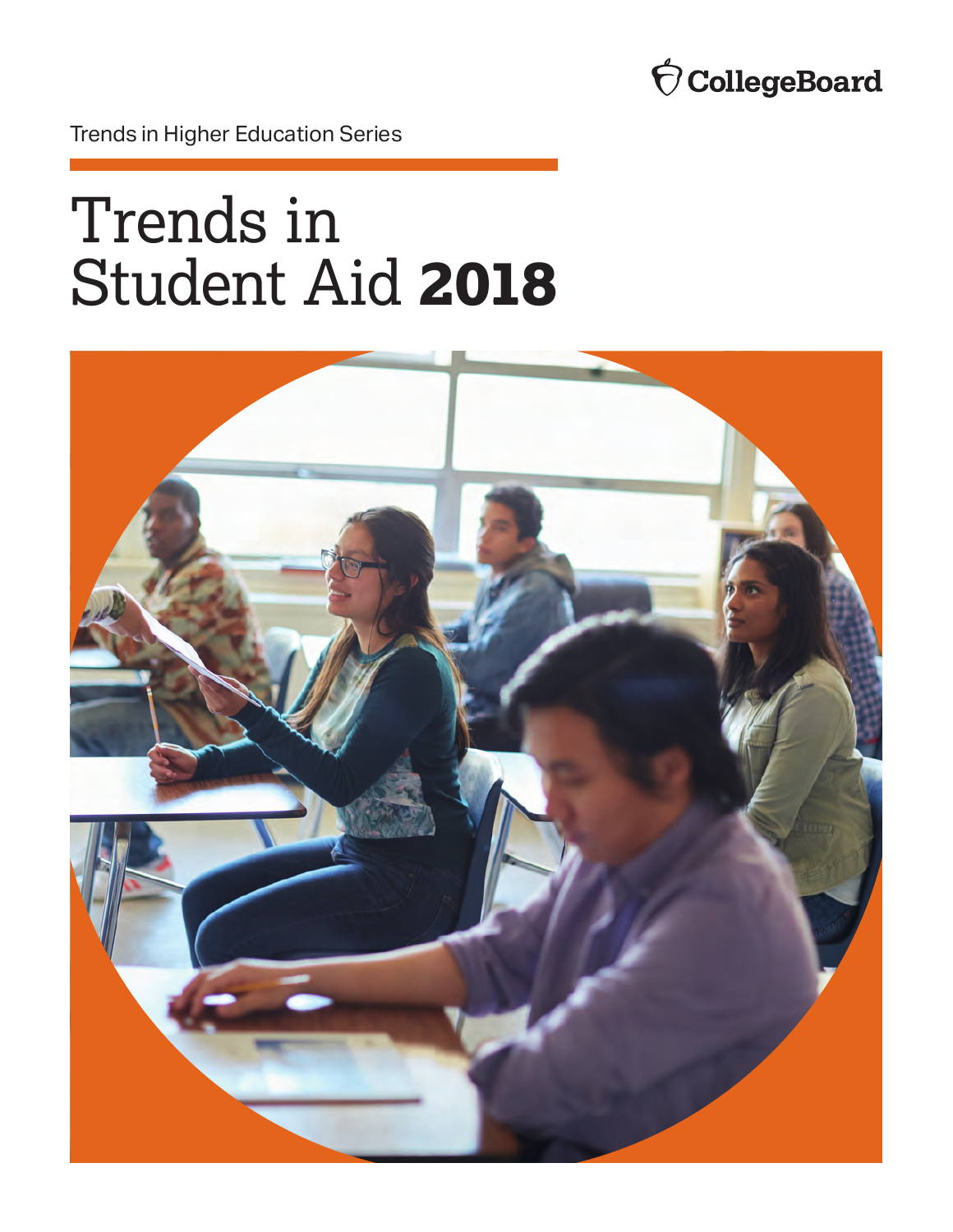CollegeBoard

Trends in Higher Education Series

# Trends in Student Aid **2018**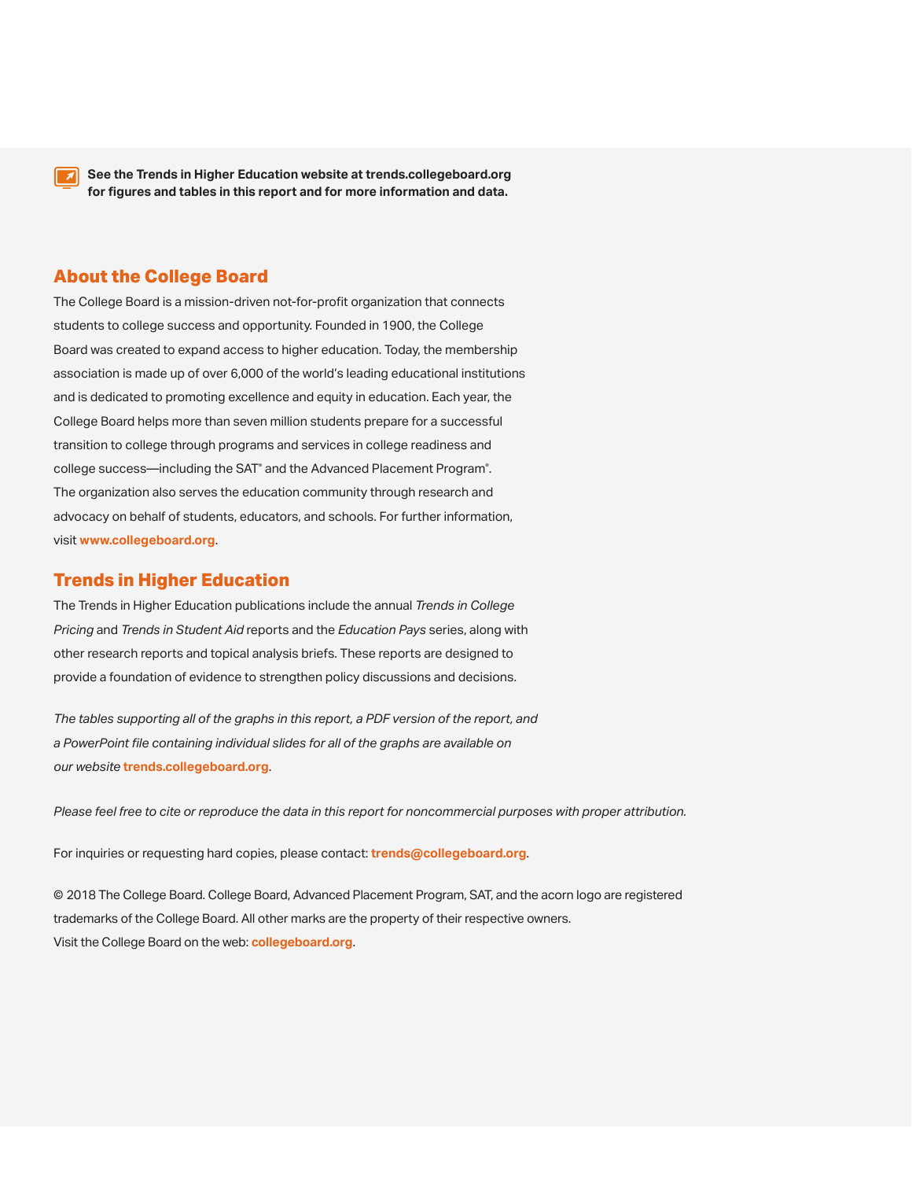**See the Trends in Higher Education website at trends.collegeboard.org for figures and tables in this report and for more information and data.**

## About the College Board

The College Board is a mission-driven not-for-profit organization that connects students to college success and opportunity. Founded in 1900, the College Board was created to expand access to higher education. Today, the membership association is made up of over 6,000 of the world's leading educational institutions and is dedicated to promoting excellence and equity in education. Each year, the College Board helps more than seven million students prepare for a successful transition to college through programs and services in college readiness and college success—including the SAT® and the Advanced Placement Program®. The organization also serves the education community through research and advocacy on behalf of students, educators, and schools. For further information, visit **www.collegeboard.org**.

## Trends in Higher Education

The Trends in Higher Education publications include the annual *Trends in College Pricing* and *Trends in Student Aid* reports and the *Education Pays* series, along with other research reports and topical analysis briefs. These reports are designed to provide a foundation of evidence to strengthen policy discussions and decisions.

*The tables supporting all of the graphs in this report, a PDF version of the report, and a PowerPoint file containing individual slides for all of the graphs are available on our website* **trends.collegeboard.org**.

*Please feel free to cite or reproduce the data in this report for noncommercial purposes with proper attribution.*

For inquiries or requesting hard copies, please contact: **trends@collegeboard.org**.

© 2018 The College Board. College Board, Advanced Placement Program, SAT, and the acorn logo are registered trademarks of the College Board. All other marks are the property of their respective owners.
Visit the College Board on the web: **collegeboard.org**.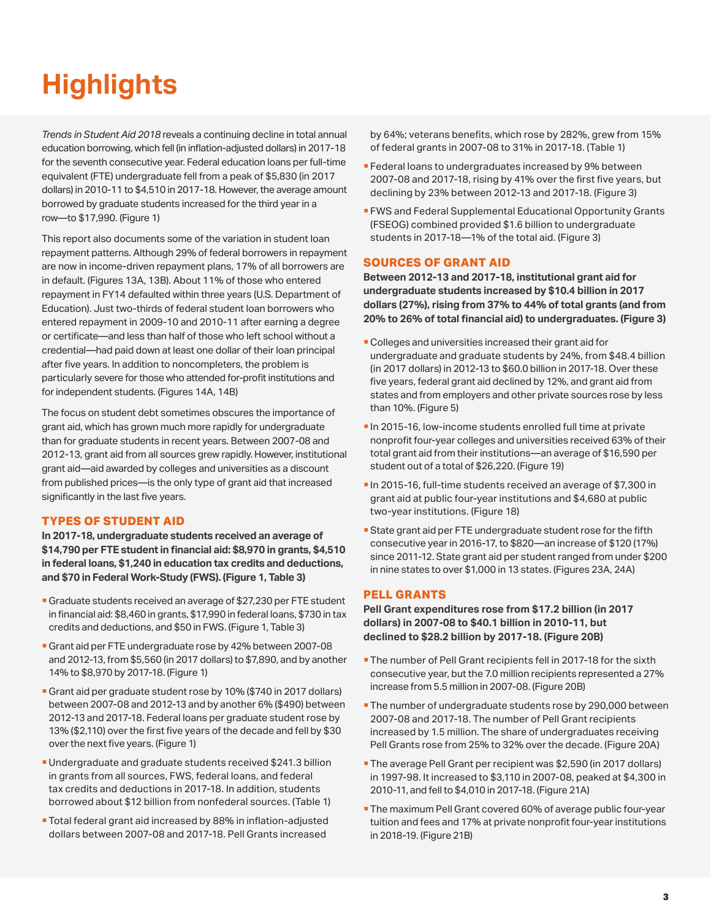# Highlights

*Trends in Student Aid 2018* reveals a continuing decline in total annual education borrowing, which fell (in inflation-adjusted dollars) in 2017-18 for the seventh consecutive year. Federal education loans per full-time equivalent (FTE) undergraduate fell from a peak of $5,830 (in 2017 dollars) in 2010-11 to $4,510 in 2017-18. However, the average amount borrowed by graduate students increased for the third year in a row—to $17,990. (Figure 1)

This report also documents some of the variation in student loan repayment patterns. Although 29% of federal borrowers in repayment are now in income-driven repayment plans, 17% of all borrowers are in default. (Figures 13A, 13B). About 11% of those who entered repayment in FY14 defaulted within three years (U.S. Department of Education). Just two-thirds of federal student loan borrowers who entered repayment in 2009-10 and 2010-11 after earning a degree or certificate—and less than half of those who left school without a credential—had paid down at least one dollar of their loan principal after five years. In addition to noncompleters, the problem is particularly severe for those who attended for-profit institutions and for independent students. (Figures 14A, 14B)

The focus on student debt sometimes obscures the importance of grant aid, which has grown much more rapidly for undergraduate than for graduate students in recent years. Between 2007-08 and 2012-13, grant aid from all sources grew rapidly. However, institutional grant aid—aid awarded by colleges and universities as a discount from published prices—is the only type of grant aid that increased significantly in the last five years.

## TYPES OF STUDENT AID

**In 2017-18, undergraduate students received an average of $14,790 per FTE student in financial aid: $8,970 in grants, $4,510 in federal loans, $1,240 in education tax credits and deductions, and $70 in Federal Work-Study (FWS). (Figure 1, Table 3)**

- Graduate students received an average of $27,230 per FTE student in financial aid: $8,460 in grants, $17,990 in federal loans, $730 in tax credits and deductions, and $50 in FWS. (Figure 1, Table 3)
- Grant aid per FTE undergraduate rose by 42% between 2007-08 and 2012-13, from $5,560 (in 2017 dollars) to $7,890, and by another 14% to $8,970 by 2017-18. (Figure 1)
- Grant aid per graduate student rose by 10% ($740 in 2017 dollars) between 2007-08 and 2012-13 and by another 6% ($490) between 2012-13 and 2017-18. Federal loans per graduate student rose by 13% ($2,110) over the first five years of the decade and fell by $30 over the next five years. (Figure 1)
- Undergraduate and graduate students received $241.3 billion in grants from all sources, FWS, federal loans, and federal tax credits and deductions in 2017-18. In addition, students borrowed about $12 billion from nonfederal sources. (Table 1)
- Total federal grant aid increased by 88% in inflation-adjusted dollars between 2007-08 and 2017-18. Pell Grants increased by 64%; veterans benefits, which rose by 282%, grew from 15% of federal grants in 2007-08 to 31% in 2017-18. (Table 1)
- Federal loans to undergraduates increased by 9% between 2007-08 and 2017-18, rising by 41% over the first five years, but declining by 23% between 2012-13 and 2017-18. (Figure 3)
- FWS and Federal Supplemental Educational Opportunity Grants (FSEOG) combined provided $1.6 billion to undergraduate students in 2017-18—1% of the total aid. (Figure 3)

## SOURCES OF GRANT AID

**Between 2012-13 and 2017-18, institutional grant aid for undergraduate students increased by $10.4 billion in 2017 dollars (27%), rising from 37% to 44% of total grants (and from 20% to 26% of total financial aid) to undergraduates. (Figure 3)**

- Colleges and universities increased their grant aid for undergraduate and graduate students by 24%, from $48.4 billion (in 2017 dollars) in 2012-13 to $60.0 billion in 2017-18. Over these five years, federal grant aid declined by 12%, and grant aid from states and from employers and other private sources rose by less than 10%. (Figure 5)
- In 2015-16, low-income students enrolled full time at private nonprofit four-year colleges and universities received 63% of their total grant aid from their institutions—an average of $16,590 per student out of a total of $26,220. (Figure 19)
- In 2015-16, full-time students received an average of $7,300 in grant aid at public four-year institutions and $4,680 at public two-year institutions. (Figure 18)
- State grant aid per FTE undergraduate student rose for the fifth consecutive year in 2016-17, to $820—an increase of $120 (17%) since 2011-12. State grant aid per student ranged from under $200 in nine states to over $1,000 in 13 states. (Figures 23A, 24A)

## PELL GRANTS

**Pell Grant expenditures rose from $17.2 billion (in 2017 dollars) in 2007-08 to $40.1 billion in 2010-11, but declined to $28.2 billion by 2017-18. (Figure 20B)**

- The number of Pell Grant recipients fell in 2017-18 for the sixth consecutive year, but the 7.0 million recipients represented a 27% increase from 5.5 million in 2007-08. (Figure 20B)
- The number of undergraduate students rose by 290,000 between 2007-08 and 2017-18. The number of Pell Grant recipients increased by 1.5 million. The share of undergraduates receiving Pell Grants rose from 25% to 32% over the decade. (Figure 20A)
- The average Pell Grant per recipient was $2,590 (in 2017 dollars) in 1997-98. It increased to $3,110 in 2007-08, peaked at $4,300 in 2010-11, and fell to $4,010 in 2017-18. (Figure 21A)
- The maximum Pell Grant covered 60% of average public four-year tuition and fees and 17% at private nonprofit four-year institutions in 2018-19. (Figure 21B)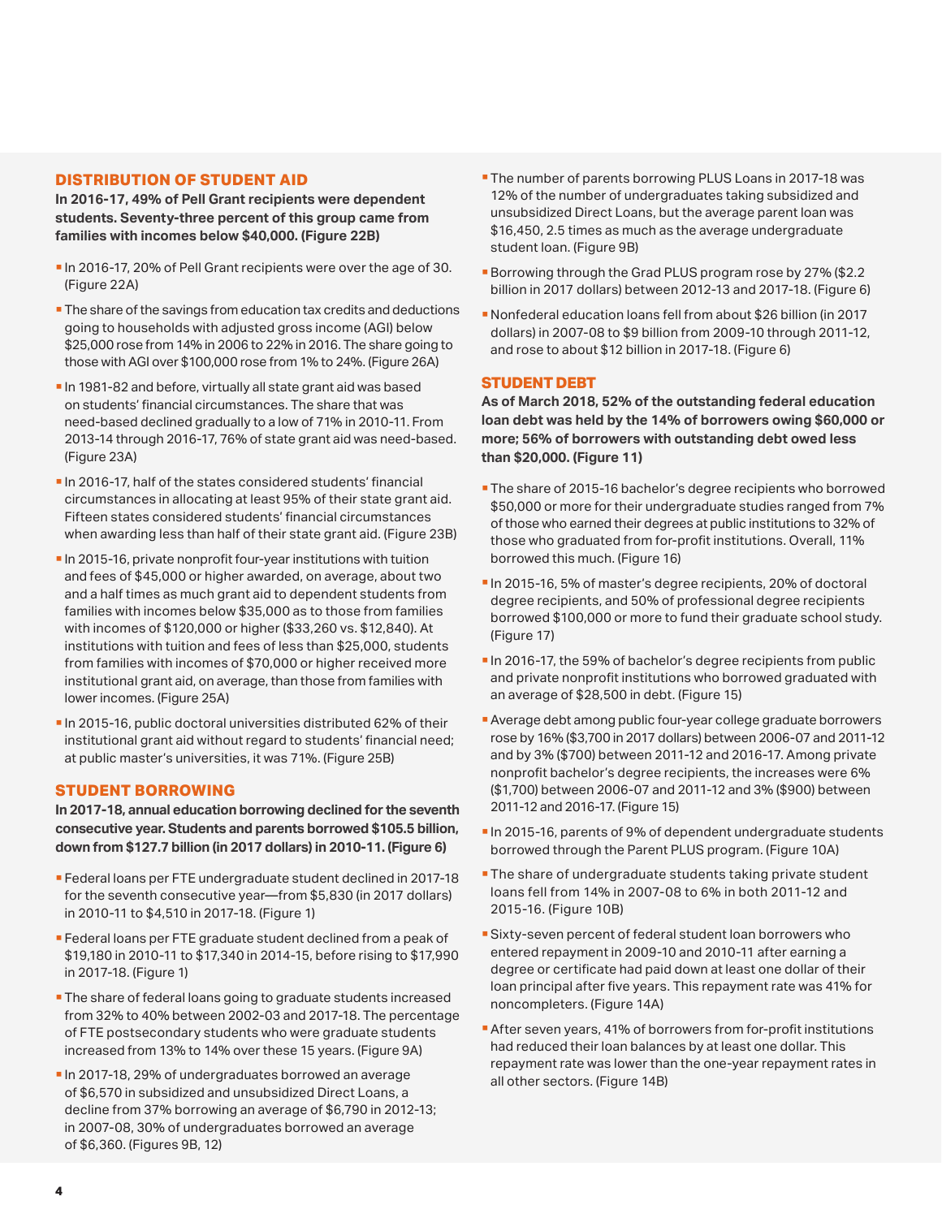## DISTRIBUTION OF STUDENT AID

**In 2016-17, 49% of Pell Grant recipients were dependent students. Seventy-three percent of this group came from families with incomes below $40,000. (Figure 22B)**

- In 2016-17, 20% of Pell Grant recipients were over the age of 30. (Figure 22A)
- The share of the savings from education tax credits and deductions going to households with adjusted gross income (AGI) below $25,000 rose from 14% in 2006 to 22% in 2016. The share going to those with AGI over $100,000 rose from 1% to 24%. (Figure 26A)
- In 1981-82 and before, virtually all state grant aid was based on students' financial circumstances. The share that was need-based declined gradually to a low of 71% in 2010-11. From 2013-14 through 2016-17, 76% of state grant aid was need-based. (Figure 23A)
- In 2016-17, half of the states considered students' financial circumstances in allocating at least 95% of their state grant aid. Fifteen states considered students' financial circumstances when awarding less than half of their state grant aid. (Figure 23B)
- In 2015-16, private nonprofit four-year institutions with tuition and fees of $45,000 or higher awarded, on average, about two and a half times as much grant aid to dependent students from families with incomes below $35,000 as to those from families with incomes of $120,000 or higher ($33,260 vs. $12,840). At institutions with tuition and fees of less than $25,000, students from families with incomes of $70,000 or higher received more institutional grant aid, on average, than those from families with lower incomes. (Figure 25A)
- In 2015-16, public doctoral universities distributed 62% of their institutional grant aid without regard to students' financial need; at public master's universities, it was 71%. (Figure 25B)

## STUDENT BORROWING

**In 2017-18, annual education borrowing declined for the seventh consecutive year. Students and parents borrowed $105.5 billion, down from $127.7 billion (in 2017 dollars) in 2010-11. (Figure 6)**

- Federal loans per FTE undergraduate student declined in 2017-18 for the seventh consecutive year—from $5,830 (in 2017 dollars) in 2010-11 to $4,510 in 2017-18. (Figure 1)
- Federal loans per FTE graduate student declined from a peak of $19,180 in 2010-11 to $17,340 in 2014-15, before rising to $17,990 in 2017-18. (Figure 1)
- The share of federal loans going to graduate students increased from 32% to 40% between 2002-03 and 2017-18. The percentage of FTE postsecondary students who were graduate students increased from 13% to 14% over these 15 years. (Figure 9A)
- In 2017-18, 29% of undergraduates borrowed an average of $6,570 in subsidized and unsubsidized Direct Loans, a decline from 37% borrowing an average of $6,790 in 2012-13; in 2007-08, 30% of undergraduates borrowed an average of $6,360. (Figures 9B, 12)
- The number of parents borrowing PLUS Loans in 2017-18 was 12% of the number of undergraduates taking subsidized and unsubsidized Direct Loans, but the average parent loan was $16,450, 2.5 times as much as the average undergraduate student loan. (Figure 9B)
- Borrowing through the Grad PLUS program rose by 27% ($2.2 billion in 2017 dollars) between 2012-13 and 2017-18. (Figure 6)
- Nonfederal education loans fell from about $26 billion (in 2017 dollars) in 2007-08 to $9 billion from 2009-10 through 2011-12, and rose to about $12 billion in 2017-18. (Figure 6)

## STUDENT DEBT

**As of March 2018, 52% of the outstanding federal education loan debt was held by the 14% of borrowers owing $60,000 or more; 56% of borrowers with outstanding debt owed less than $20,000. (Figure 11)**

- The share of 2015-16 bachelor's degree recipients who borrowed $50,000 or more for their undergraduate studies ranged from 7% of those who earned their degrees at public institutions to 32% of those who graduated from for-profit institutions. Overall, 11% borrowed this much. (Figure 16)
- In 2015-16, 5% of master's degree recipients, 20% of doctoral degree recipients, and 50% of professional degree recipients borrowed $100,000 or more to fund their graduate school study. (Figure 17)
- In 2016-17, the 59% of bachelor's degree recipients from public and private nonprofit institutions who borrowed graduated with an average of $28,500 in debt. (Figure 15)
- Average debt among public four-year college graduate borrowers rose by 16% ($3,700 in 2017 dollars) between 2006-07 and 2011-12 and by 3% ($700) between 2011-12 and 2016-17. Among private nonprofit bachelor's degree recipients, the increases were 6% ($1,700) between 2006-07 and 2011-12 and 3% ($900) between 2011-12 and 2016-17. (Figure 15)
- In 2015-16, parents of 9% of dependent undergraduate students borrowed through the Parent PLUS program. (Figure 10A)
- The share of undergraduate students taking private student loans fell from 14% in 2007-08 to 6% in both 2011-12 and 2015-16. (Figure 10B)
- Sixty-seven percent of federal student loan borrowers who entered repayment in 2009-10 and 2010-11 after earning a degree or certificate had paid down at least one dollar of their loan principal after five years. This repayment rate was 41% for noncompleters. (Figure 14A)
- After seven years, 41% of borrowers from for-profit institutions had reduced their loan balances by at least one dollar. This repayment rate was lower than the one-year repayment rates in all other sectors. (Figure 14B)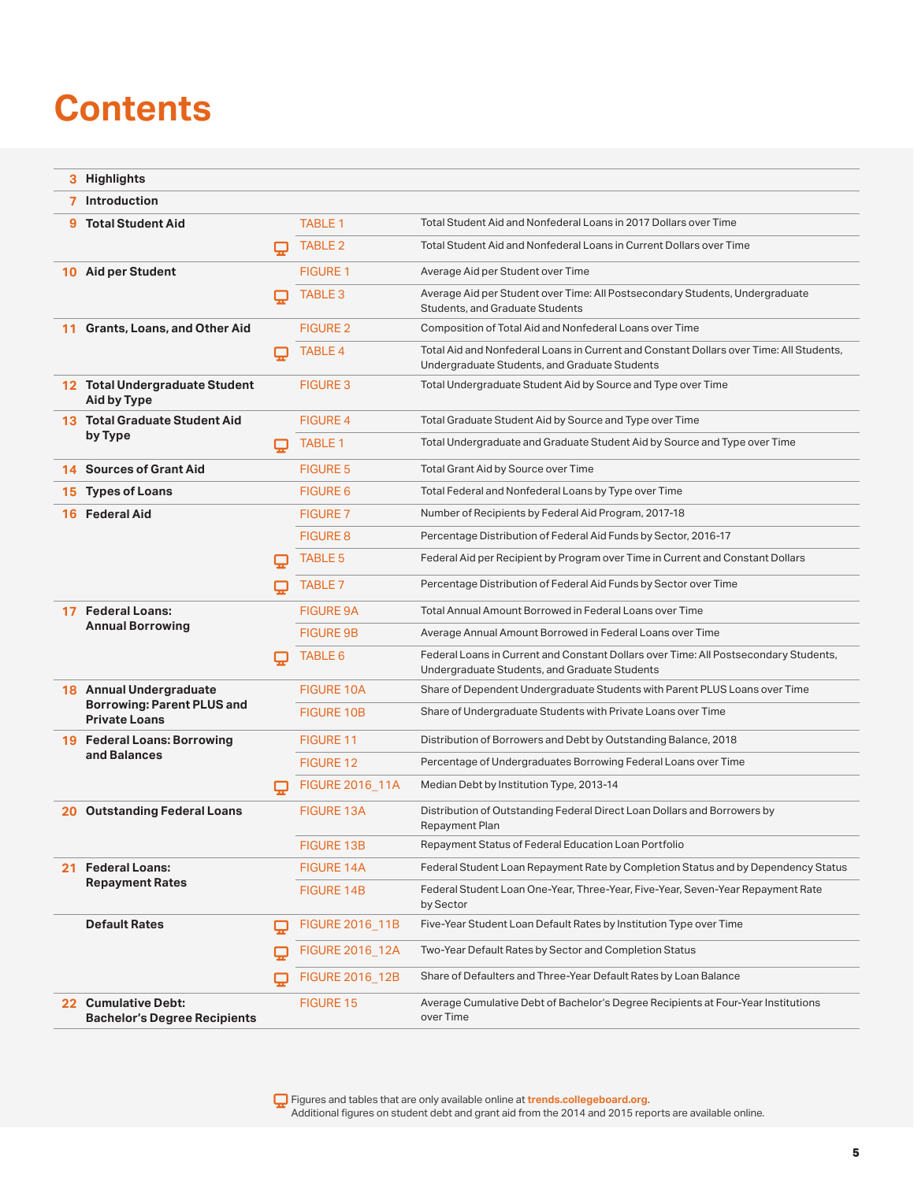# Contents

| Page | Section | | Item | Description |
|---|---|---|---|---|
| 3 | **Highlights** | | | |
| 7 | **Introduction** | | | |
| 9 | **Total Student Aid** | | TABLE 1 | Total Student Aid and Nonfederal Loans in 2017 Dollars over Time |
| | | 🖵 | TABLE 2 | Total Student Aid and Nonfederal Loans in Current Dollars over Time |
| 10 | **Aid per Student** | | FIGURE 1 | Average Aid per Student over Time |
| | | 🖵 | TABLE 3 | Average Aid per Student over Time: All Postsecondary Students, Undergraduate Students, and Graduate Students |
| 11 | **Grants, Loans, and Other Aid** | | FIGURE 2 | Composition of Total Aid and Nonfederal Loans over Time |
| | | 🖵 | TABLE 4 | Total Aid and Nonfederal Loans in Current and Constant Dollars over Time: All Students, Undergraduate Students, and Graduate Students |
| 12 | **Total Undergraduate Student Aid by Type** | | FIGURE 3 | Total Undergraduate Student Aid by Source and Type over Time |
| 13 | **Total Graduate Student Aid by Type** | | FIGURE 4 | Total Graduate Student Aid by Source and Type over Time |
| | | 🖵 | TABLE 1 | Total Undergraduate and Graduate Student Aid by Source and Type over Time |
| 14 | **Sources of Grant Aid** | | FIGURE 5 | Total Grant Aid by Source over Time |
| 15 | **Types of Loans** | | FIGURE 6 | Total Federal and Nonfederal Loans by Type over Time |
| 16 | **Federal Aid** | | FIGURE 7 | Number of Recipients by Federal Aid Program, 2017-18 |
| | | | FIGURE 8 | Percentage Distribution of Federal Aid Funds by Sector, 2016-17 |
| | | 🖵 | TABLE 5 | Federal Aid per Recipient by Program over Time in Current and Constant Dollars |
| | | 🖵 | TABLE 7 | Percentage Distribution of Federal Aid Funds by Sector over Time |
| 17 | **Federal Loans: Annual Borrowing** | | FIGURE 9A | Total Annual Amount Borrowed in Federal Loans over Time |
| | | | FIGURE 9B | Average Annual Amount Borrowed in Federal Loans over Time |
| | | 🖵 | TABLE 6 | Federal Loans in Current and Constant Dollars over Time: All Postsecondary Students, Undergraduate Students, and Graduate Students |
| 18 | **Annual Undergraduate Borrowing: Parent PLUS and Private Loans** | | FIGURE 10A | Share of Dependent Undergraduate Students with Parent PLUS Loans over Time |
| | | | FIGURE 10B | Share of Undergraduate Students with Private Loans over Time |
| 19 | **Federal Loans: Borrowing and Balances** | | FIGURE 11 | Distribution of Borrowers and Debt by Outstanding Balance, 2018 |
| | | | FIGURE 12 | Percentage of Undergraduates Borrowing Federal Loans over Time |
| | | 🖵 | FIGURE 2016_11A | Median Debt by Institution Type, 2013-14 |
| 20 | **Outstanding Federal Loans** | | FIGURE 13A | Distribution of Outstanding Federal Direct Loan Dollars and Borrowers by Repayment Plan |
| | | | FIGURE 13B | Repayment Status of Federal Education Loan Portfolio |
| 21 | **Federal Loans: Repayment Rates** | | FIGURE 14A | Federal Student Loan Repayment Rate by Completion Status and by Dependency Status |
| | | | FIGURE 14B | Federal Student Loan One-Year, Three-Year, Five-Year, Seven-Year Repayment Rate by Sector |
| | **Default Rates** | 🖵 | FIGURE 2016_11B | Five-Year Student Loan Default Rates by Institution Type over Time |
| | | 🖵 | FIGURE 2016_12A | Two-Year Default Rates by Sector and Completion Status |
| | | 🖵 | FIGURE 2016_12B | Share of Defaulters and Three-Year Default Rates by Loan Balance |
| 22 | **Cumulative Debt: Bachelor's Degree Recipients** | | FIGURE 15 | Average Cumulative Debt of Bachelor's Degree Recipients at Four-Year Institutions over Time |

🖵 Figures and tables that are only available online at **trends.collegeboard.org**.
Additional figures on student debt and grant aid from the 2014 and 2015 reports are available online.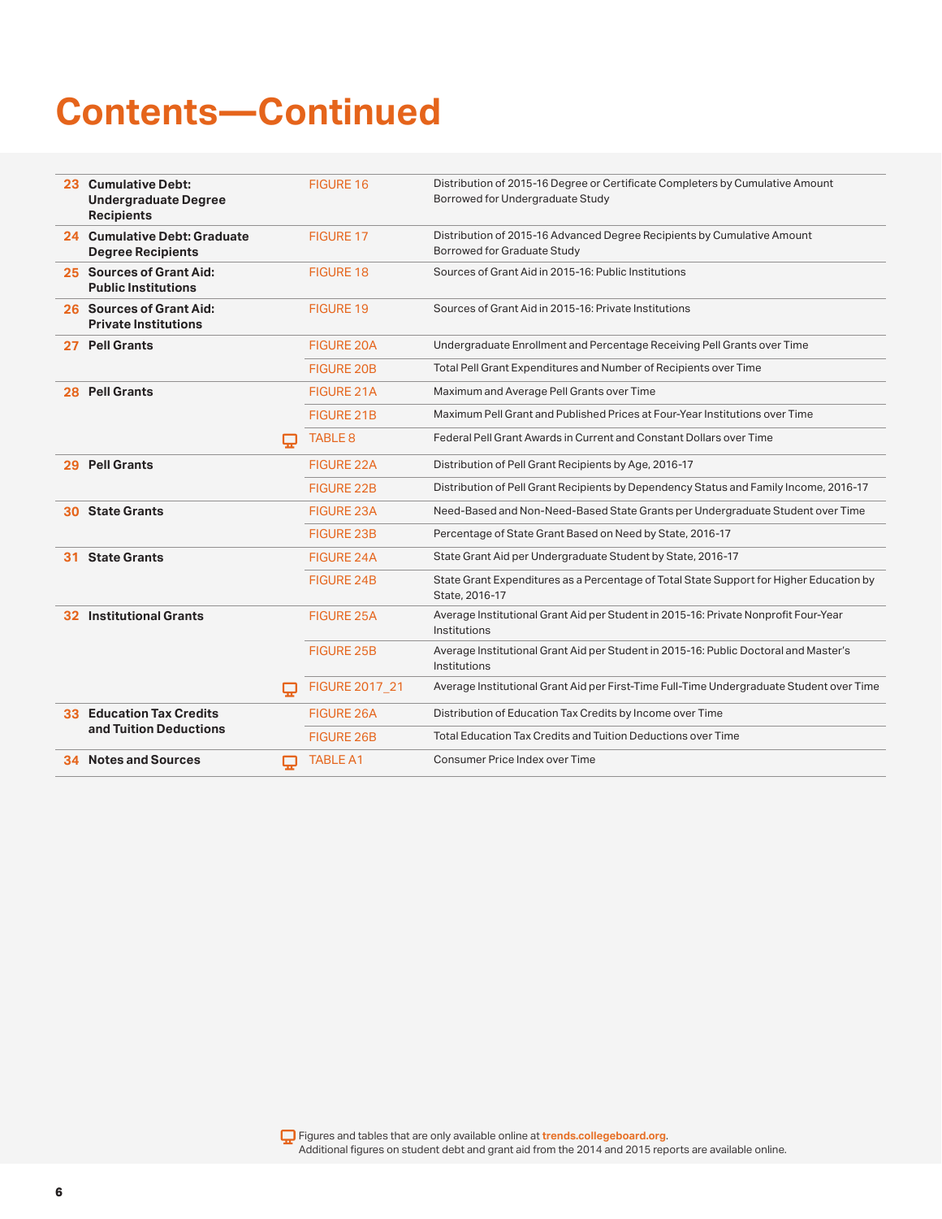# Contents—Continued

| Page | Section | Figure/Table | Description |
| --- | --- | --- | --- |
| 23 | **Cumulative Debt: Undergraduate Degree Recipients** | FIGURE 16 | Distribution of 2015-16 Degree or Certificate Completers by Cumulative Amount Borrowed for Undergraduate Study |
| 24 | **Cumulative Debt: Graduate Degree Recipients** | FIGURE 17 | Distribution of 2015-16 Advanced Degree Recipients by Cumulative Amount Borrowed for Graduate Study |
| 25 | **Sources of Grant Aid: Public Institutions** | FIGURE 18 | Sources of Grant Aid in 2015-16: Public Institutions |
| 26 | **Sources of Grant Aid: Private Institutions** | FIGURE 19 | Sources of Grant Aid in 2015-16: Private Institutions |
| 27 | **Pell Grants** | FIGURE 20A | Undergraduate Enrollment and Percentage Receiving Pell Grants over Time |
| | | FIGURE 20B | Total Pell Grant Expenditures and Number of Recipients over Time |
| 28 | **Pell Grants** | FIGURE 21A | Maximum and Average Pell Grants over Time |
| | | FIGURE 21B | Maximum Pell Grant and Published Prices at Four-Year Institutions over Time |
| | | TABLE 8 (online only) | Federal Pell Grant Awards in Current and Constant Dollars over Time |
| 29 | **Pell Grants** | FIGURE 22A | Distribution of Pell Grant Recipients by Age, 2016-17 |
| | | FIGURE 22B | Distribution of Pell Grant Recipients by Dependency Status and Family Income, 2016-17 |
| 30 | **State Grants** | FIGURE 23A | Need-Based and Non-Need-Based State Grants per Undergraduate Student over Time |
| | | FIGURE 23B | Percentage of State Grant Based on Need by State, 2016-17 |
| 31 | **State Grants** | FIGURE 24A | State Grant Aid per Undergraduate Student by State, 2016-17 |
| | | FIGURE 24B | State Grant Expenditures as a Percentage of Total State Support for Higher Education by State, 2016-17 |
| 32 | **Institutional Grants** | FIGURE 25A | Average Institutional Grant Aid per Student in 2015-16: Private Nonprofit Four-Year Institutions |
| | | FIGURE 25B | Average Institutional Grant Aid per Student in 2015-16: Public Doctoral and Master's Institutions |
| | | FIGURE 2017_21 (online only) | Average Institutional Grant Aid per First-Time Full-Time Undergraduate Student over Time |
| 33 | **Education Tax Credits and Tuition Deductions** | FIGURE 26A | Distribution of Education Tax Credits by Income over Time |
| | | FIGURE 26B | Total Education Tax Credits and Tuition Deductions over Time |
| 34 | **Notes and Sources** | TABLE A1 (online only) | Consumer Price Index over Time |

Figures and tables that are only available online at **trends.collegeboard.org**.
Additional figures on student debt and grant aid from the 2014 and 2015 reports are available online.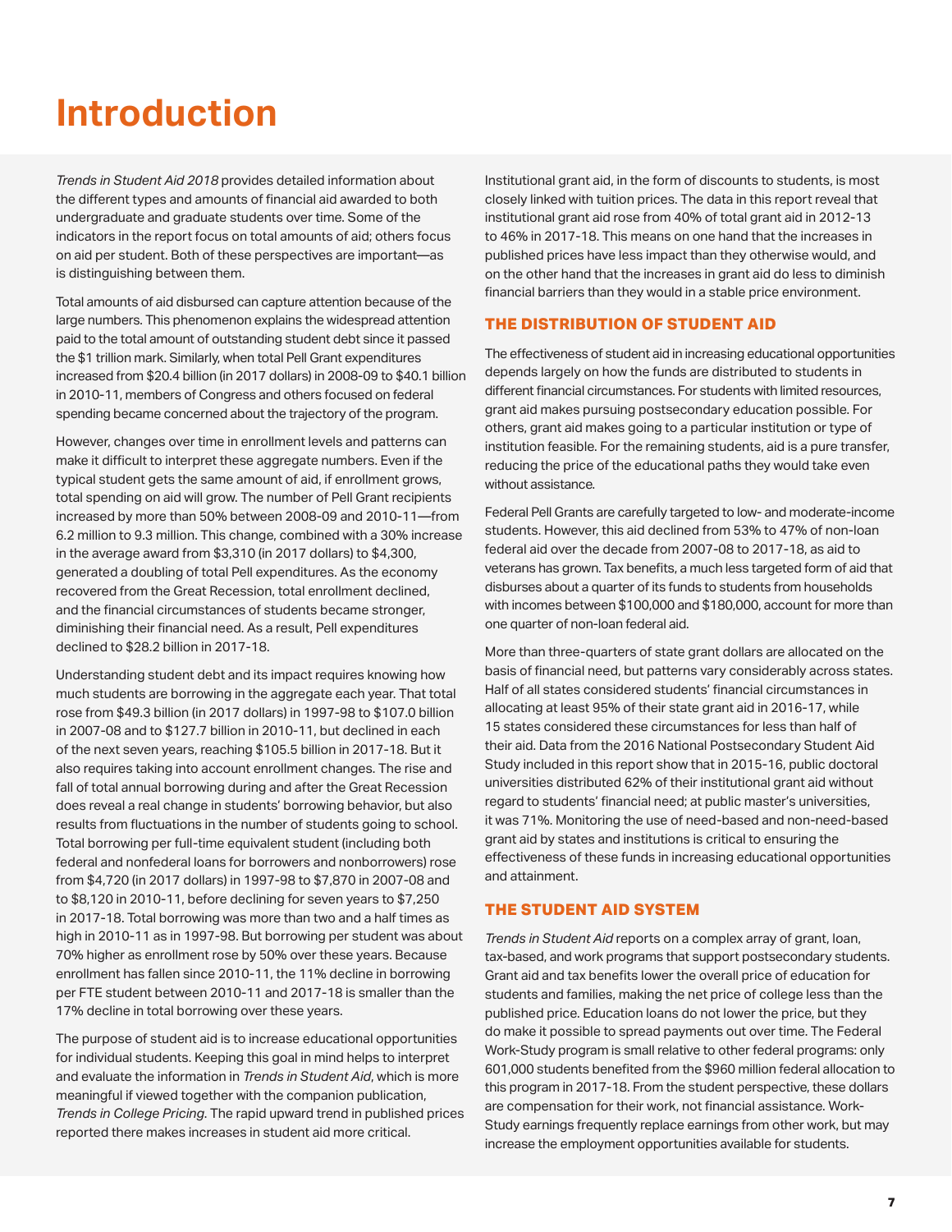# Introduction

*Trends in Student Aid 2018* provides detailed information about the different types and amounts of financial aid awarded to both undergraduate and graduate students over time. Some of the indicators in the report focus on total amounts of aid; others focus on aid per student. Both of these perspectives are important—as is distinguishing between them.

Total amounts of aid disbursed can capture attention because of the large numbers. This phenomenon explains the widespread attention paid to the total amount of outstanding student debt since it passed the $1 trillion mark. Similarly, when total Pell Grant expenditures increased from $20.4 billion (in 2017 dollars) in 2008-09 to $40.1 billion in 2010-11, members of Congress and others focused on federal spending became concerned about the trajectory of the program.

However, changes over time in enrollment levels and patterns can make it difficult to interpret these aggregate numbers. Even if the typical student gets the same amount of aid, if enrollment grows, total spending on aid will grow. The number of Pell Grant recipients increased by more than 50% between 2008-09 and 2010-11—from 6.2 million to 9.3 million. This change, combined with a 30% increase in the average award from $3,310 (in 2017 dollars) to $4,300, generated a doubling of total Pell expenditures. As the economy recovered from the Great Recession, total enrollment declined, and the financial circumstances of students became stronger, diminishing their financial need. As a result, Pell expenditures declined to $28.2 billion in 2017-18.

Understanding student debt and its impact requires knowing how much students are borrowing in the aggregate each year. That total rose from $49.3 billion (in 2017 dollars) in 1997-98 to $107.0 billion in 2007-08 and to $127.7 billion in 2010-11, but declined in each of the next seven years, reaching $105.5 billion in 2017-18. But it also requires taking into account enrollment changes. The rise and fall of total annual borrowing during and after the Great Recession does reveal a real change in students' borrowing behavior, but also results from fluctuations in the number of students going to school. Total borrowing per full-time equivalent student (including both federal and nonfederal loans for borrowers and nonborrowers) rose from $4,720 (in 2017 dollars) in 1997-98 to $7,870 in 2007-08 and to $8,120 in 2010-11, before declining for seven years to $7,250 in 2017-18. Total borrowing was more than two and a half times as high in 2010-11 as in 1997-98. But borrowing per student was about 70% higher as enrollment rose by 50% over these years. Because enrollment has fallen since 2010-11, the 11% decline in borrowing per FTE student between 2010-11 and 2017-18 is smaller than the 17% decline in total borrowing over these years.

The purpose of student aid is to increase educational opportunities for individual students. Keeping this goal in mind helps to interpret and evaluate the information in *Trends in Student Aid*, which is more meaningful if viewed together with the companion publication, *Trends in College Pricing*. The rapid upward trend in published prices reported there makes increases in student aid more critical.

Institutional grant aid, in the form of discounts to students, is most closely linked with tuition prices. The data in this report reveal that institutional grant aid rose from 40% of total grant aid in 2012-13 to 46% in 2017-18. This means on one hand that the increases in published prices have less impact than they otherwise would, and on the other hand that the increases in grant aid do less to diminish financial barriers than they would in a stable price environment.

## THE DISTRIBUTION OF STUDENT AID

The effectiveness of student aid in increasing educational opportunities depends largely on how the funds are distributed to students in different financial circumstances. For students with limited resources, grant aid makes pursuing postsecondary education possible. For others, grant aid makes going to a particular institution or type of institution feasible. For the remaining students, aid is a pure transfer, reducing the price of the educational paths they would take even without assistance.

Federal Pell Grants are carefully targeted to low- and moderate-income students. However, this aid declined from 53% to 47% of non-loan federal aid over the decade from 2007-08 to 2017-18, as aid to veterans has grown. Tax benefits, a much less targeted form of aid that disburses about a quarter of its funds to students from households with incomes between $100,000 and $180,000, account for more than one quarter of non-loan federal aid.

More than three-quarters of state grant dollars are allocated on the basis of financial need, but patterns vary considerably across states. Half of all states considered students' financial circumstances in allocating at least 95% of their state grant aid in 2016-17, while 15 states considered these circumstances for less than half of their aid. Data from the 2016 National Postsecondary Student Aid Study included in this report show that in 2015-16, public doctoral universities distributed 62% of their institutional grant aid without regard to students' financial need; at public master's universities, it was 71%. Monitoring the use of need-based and non-need-based grant aid by states and institutions is critical to ensuring the effectiveness of these funds in increasing educational opportunities and attainment.

## THE STUDENT AID SYSTEM

*Trends in Student Aid* reports on a complex array of grant, loan, tax-based, and work programs that support postsecondary students. Grant aid and tax benefits lower the overall price of education for students and families, making the net price of college less than the published price. Education loans do not lower the price, but they do make it possible to spread payments out over time. The Federal Work-Study program is small relative to other federal programs: only 601,000 students benefited from the $960 million federal allocation to this program in 2017-18. From the student perspective, these dollars are compensation for their work, not financial assistance. Work-Study earnings frequently replace earnings from other work, but may increase the employment opportunities available for students.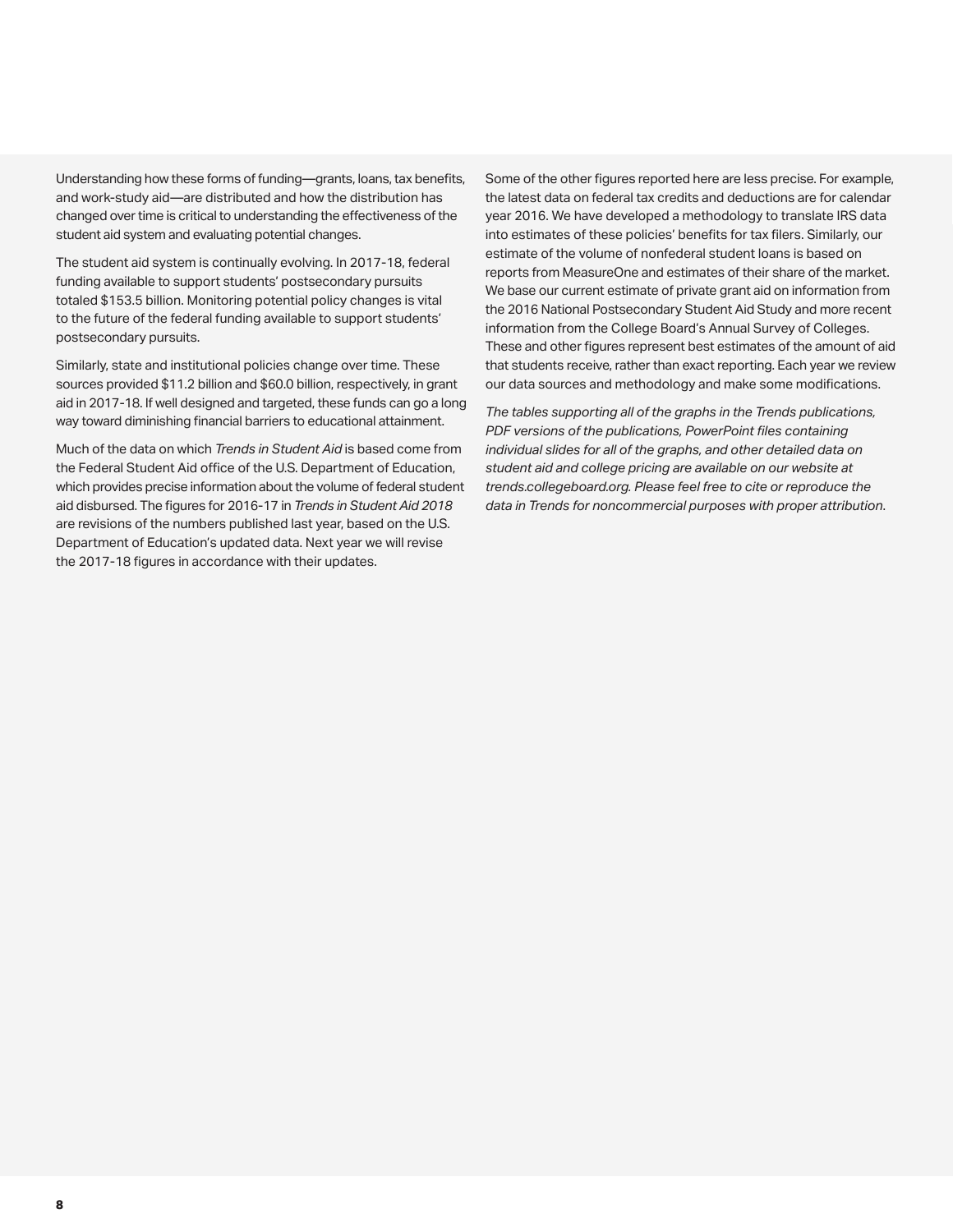Understanding how these forms of funding—grants, loans, tax benefits, and work-study aid—are distributed and how the distribution has changed over time is critical to understanding the effectiveness of the student aid system and evaluating potential changes.

The student aid system is continually evolving. In 2017-18, federal funding available to support students' postsecondary pursuits totaled $153.5 billion. Monitoring potential policy changes is vital to the future of the federal funding available to support students' postsecondary pursuits.

Similarly, state and institutional policies change over time. These sources provided $11.2 billion and $60.0 billion, respectively, in grant aid in 2017-18. If well designed and targeted, these funds can go a long way toward diminishing financial barriers to educational attainment.

Much of the data on which *Trends in Student Aid* is based come from the Federal Student Aid office of the U.S. Department of Education, which provides precise information about the volume of federal student aid disbursed. The figures for 2016-17 in *Trends in Student Aid 2018* are revisions of the numbers published last year, based on the U.S. Department of Education's updated data. Next year we will revise the 2017-18 figures in accordance with their updates.

Some of the other figures reported here are less precise. For example, the latest data on federal tax credits and deductions are for calendar year 2016. We have developed a methodology to translate IRS data into estimates of these policies' benefits for tax filers. Similarly, our estimate of the volume of nonfederal student loans is based on reports from MeasureOne and estimates of their share of the market. We base our current estimate of private grant aid on information from the 2016 National Postsecondary Student Aid Study and more recent information from the College Board's Annual Survey of Colleges. These and other figures represent best estimates of the amount of aid that students receive, rather than exact reporting. Each year we review our data sources and methodology and make some modifications.

*The tables supporting all of the graphs in the Trends publications, PDF versions of the publications, PowerPoint files containing individual slides for all of the graphs, and other detailed data on student aid and college pricing are available on our website at trends.collegeboard.org. Please feel free to cite or reproduce the data in Trends for noncommercial purposes with proper attribution.*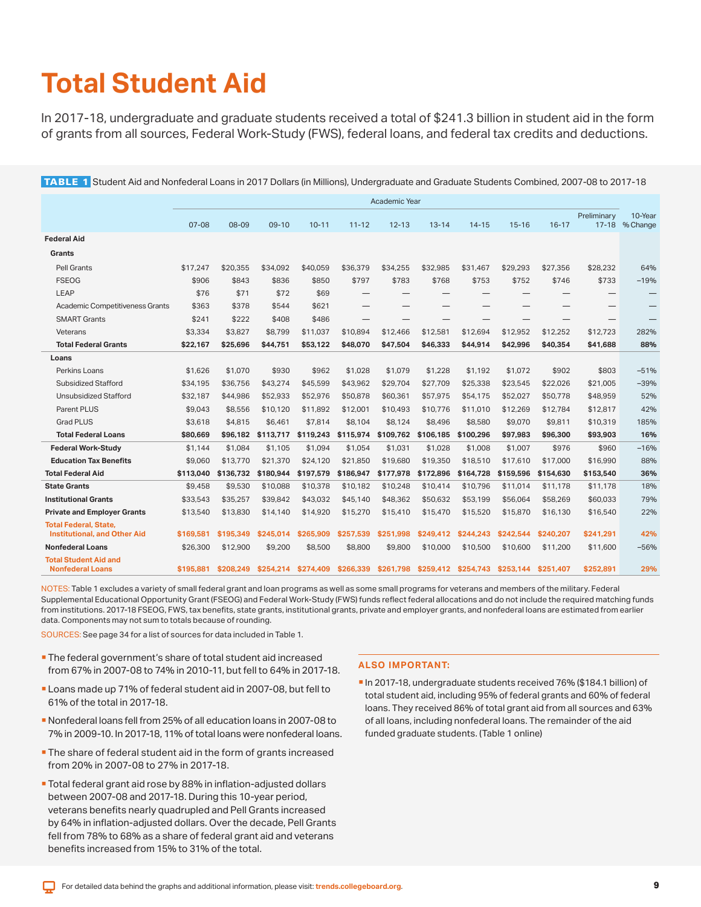# Total Student Aid

In 2017-18, undergraduate and graduate students received a total of $241.3 billion in student aid in the form of grants from all sources, Federal Work-Study (FWS), federal loans, and federal tax credits and deductions.

**TABLE 1** Student Aid and Nonfederal Loans in 2017 Dollars (in Millions), Undergraduate and Graduate Students Combined, 2007-08 to 2017-18

| | Academic Year | | | | | | | | | | | |
|---|---|---|---|---|---|---|---|---|---|---|---|---|
| | 07-08 | 08-09 | 09-10 | 10-11 | 11-12 | 12-13 | 13-14 | 14-15 | 15-16 | 16-17 | Preliminary 17-18 | 10-Year % Change |
| **Federal Aid** | | | | | | | | | | | | |
| **Grants** | | | | | | | | | | | | |
| Pell Grants | $17,247 | $20,355 | $34,092 | $40,059 | $36,379 | $34,255 | $32,985 | $31,467 | $29,293 | $27,356 | $28,232 | 64% |
| FSEOG | $906 | $843 | $836 | $850 | $797 | $783 | $768 | $753 | $752 | $746 | $733 | –19% |
| LEAP | $76 | $71 | $72 | $69 | — | — | — | — | — | — | — | — |
| Academic Competitiveness Grants | $363 | $378 | $544 | $621 | — | — | — | — | — | — | — | — |
| SMART Grants | $241 | $222 | $408 | $486 | — | — | — | — | — | — | — | — |
| Veterans | $3,334 | $3,827 | $8,799 | $11,037 | $10,894 | $12,466 | $12,581 | $12,694 | $12,952 | $12,252 | $12,723 | 282% |
| **Total Federal Grants** | **$22,167** | **$25,696** | **$44,751** | **$53,122** | **$48,070** | **$47,504** | **$46,333** | **$44,914** | **$42,996** | **$40,354** | **$41,688** | **88%** |
| **Loans** | | | | | | | | | | | | |
| Perkins Loans | $1,626 | $1,070 | $930 | $962 | $1,028 | $1,079 | $1,228 | $1,192 | $1,072 | $902 | $803 | –51% |
| Subsidized Stafford | $34,195 | $36,756 | $43,274 | $45,599 | $43,962 | $29,704 | $27,709 | $25,338 | $23,545 | $22,026 | $21,005 | –39% |
| Unsubsidized Stafford | $32,187 | $44,986 | $52,933 | $52,976 | $50,878 | $60,361 | $57,975 | $54,175 | $52,027 | $50,778 | $48,959 | 52% |
| Parent PLUS | $9,043 | $8,556 | $10,120 | $11,892 | $12,001 | $10,493 | $10,776 | $11,010 | $12,269 | $12,784 | $12,817 | 42% |
| Grad PLUS | $3,618 | $4,815 | $6,461 | $7,814 | $8,104 | $8,124 | $8,496 | $8,580 | $9,070 | $9,811 | $10,319 | 185% |
| **Total Federal Loans** | **$80,669** | **$96,182** | **$113,717** | **$119,243** | **$115,974** | **$109,762** | **$106,185** | **$100,296** | **$97,983** | **$96,300** | **$93,903** | **16%** |
| **Federal Work-Study** | $1,144 | $1,084 | $1,105 | $1,094 | $1,054 | $1,031 | $1,028 | $1,008 | $1,007 | $976 | $960 | –16% |
| **Education Tax Benefits** | $9,060 | $13,770 | $21,370 | $24,120 | $21,850 | $19,680 | $19,350 | $18,510 | $17,610 | $17,000 | $16,990 | 88% |
| **Total Federal Aid** | **$113,040** | **$136,732** | **$180,944** | **$197,579** | **$186,947** | **$177,978** | **$172,896** | **$164,728** | **$159,596** | **$154,630** | **$153,540** | **36%** |
| **State Grants** | $9,458 | $9,530 | $10,088 | $10,378 | $10,182 | $10,248 | $10,414 | $10,796 | $11,014 | $11,178 | $11,178 | 18% |
| **Institutional Grants** | $33,543 | $35,257 | $39,842 | $43,032 | $45,140 | $48,362 | $50,632 | $53,199 | $56,064 | $58,269 | $60,033 | 79% |
| **Private and Employer Grants** | $13,540 | $13,830 | $14,140 | $14,920 | $15,270 | $15,410 | $15,470 | $15,520 | $15,870 | $16,130 | $16,540 | 22% |
| **Total Federal, State, Institutional, and Other Aid** | **$169,581** | **$195,349** | **$245,014** | **$265,909** | **$257,539** | **$251,998** | **$249,412** | **$244,243** | **$242,544** | **$240,207** | **$241,291** | **42%** |
| **Nonfederal Loans** | $26,300 | $12,900 | $9,200 | $8,500 | $8,800 | $9,800 | $10,000 | $10,500 | $10,600 | $11,200 | $11,600 | –56% |
| **Total Student Aid and Nonfederal Loans** | **$195,881** | **$208,249** | **$254,214** | **$274,409** | **$266,339** | **$261,798** | **$259,412** | **$254,743** | **$253,144** | **$251,407** | **$252,891** | **29%** |

NOTES: Table 1 excludes a variety of small federal grant and loan programs as well as some small programs for veterans and members of the military. Federal Supplemental Educational Opportunity Grant (FSEOG) and Federal Work-Study (FWS) funds reflect federal allocations and do not include the required matching funds from institutions. 2017-18 FSEOG, FWS, tax benefits, state grants, institutional grants, private and employer grants, and nonfederal loans are estimated from earlier data. Components may not sum to totals because of rounding.

SOURCES: See page 34 for a list of sources for data included in Table 1.

- The federal government's share of total student aid increased from 67% in 2007-08 to 74% in 2010-11, but fell to 64% in 2017-18.
- Loans made up 71% of federal student aid in 2007-08, but fell to 61% of the total in 2017-18.
- Nonfederal loans fell from 25% of all education loans in 2007-08 to 7% in 2009-10. In 2017-18, 11% of total loans were nonfederal loans.
- The share of federal student aid in the form of grants increased from 20% in 2007-08 to 27% in 2017-18.
- Total federal grant aid rose by 88% in inflation-adjusted dollars between 2007-08 and 2017-18. During this 10-year period, veterans benefits nearly quadrupled and Pell Grants increased by 64% in inflation-adjusted dollars. Over the decade, Pell Grants fell from 78% to 68% as a share of federal grant aid and veterans benefits increased from 15% to 31% of the total.

### ALSO IMPORTANT:

- In 2017-18, undergraduate students received 76% ($184.1 billion) of total student aid, including 95% of federal grants and 60% of federal loans. They received 86% of total grant aid from all sources and 63% of all loans, including nonfederal loans. The remainder of the aid funded graduate students. (Table 1 online)

For detailed data behind the graphs and additional information, please visit: trends.collegeboard.org.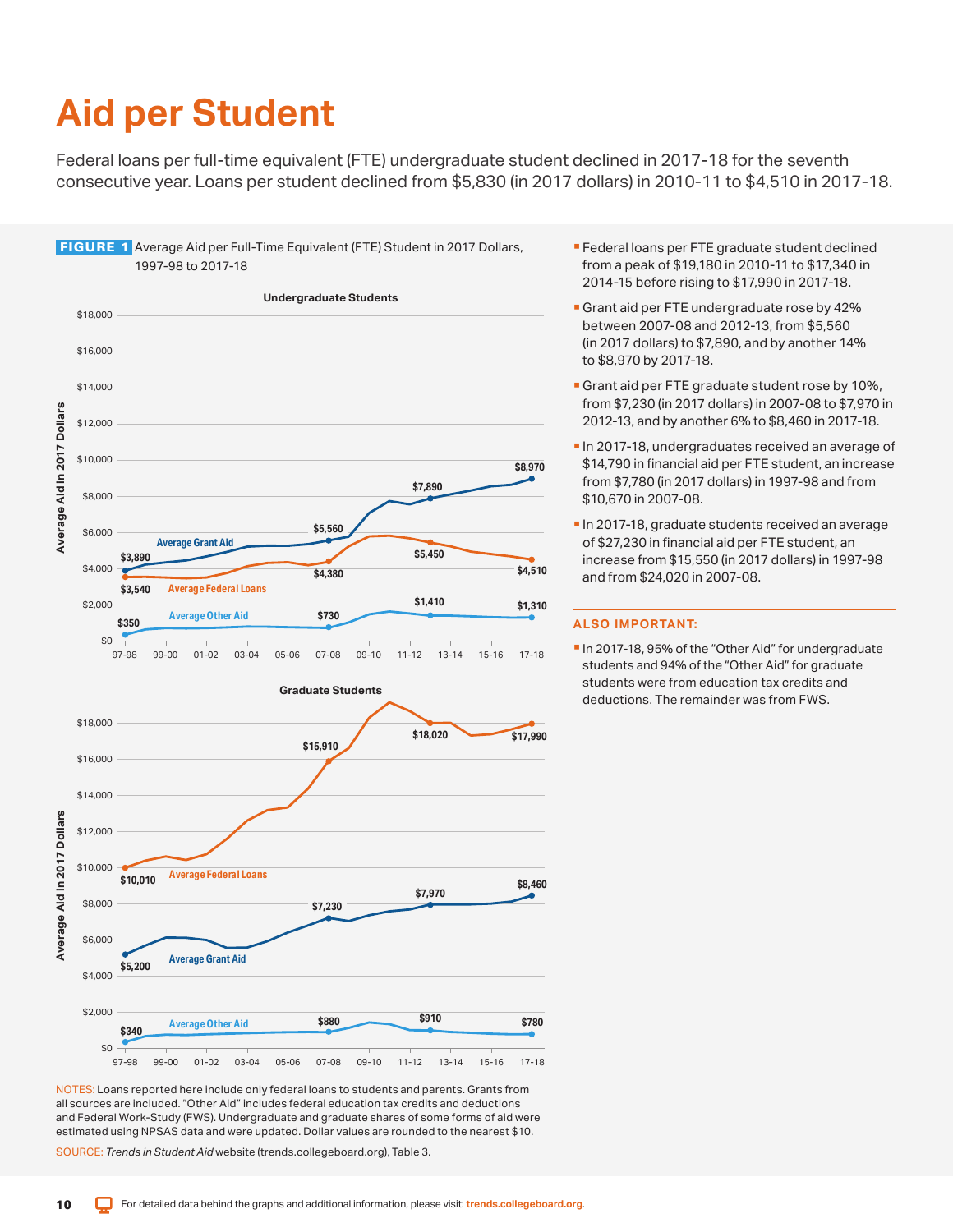# Aid per Student

Federal loans per full-time equivalent (FTE) undergraduate student declined in 2017-18 for the seventh consecutive year. Loans per student declined from $5,830 (in 2017 dollars) in 2010-11 to $4,510 in 2017-18.

**FIGURE 1** Average Aid per Full-Time Equivalent (FTE) Student in 2017 Dollars, 1997-98 to 2017-18

**Undergraduate Students**

| Year | Average Grant Aid | Average Federal Loans | Average Other Aid |
|---|---|---|---|
| 97-98 | $3,890 | $3,540 | $350 |
| 07-08 | $5,560 | $4,380 | $730 |
| 12-13 | $7,890 | $5,450 | $1,410 |
| 17-18 | $8,970 | $4,510 | $1,310 |

**Graduate Students**

| Year | Average Federal Loans | Average Grant Aid | Average Other Aid |
|---|---|---|---|
| 97-98 | $10,010 | $5,200 | $340 |
| 07-08 | $15,910 | $7,230 | $880 |
| 12-13 | $18,020 | $7,970 | $910 |
| 17-18 | $17,990 | $8,460 | $780 |

NOTES: Loans reported here include only federal loans to students and parents. Grants from all sources are included. "Other Aid" includes federal education tax credits and deductions and Federal Work-Study (FWS). Undergraduate and graduate shares of some forms of aid were estimated using NPSAS data and were updated. Dollar values are rounded to the nearest $10.

SOURCE: *Trends in Student Aid* website (trends.collegeboard.org), Table 3.

- Federal loans per FTE graduate student declined from a peak of $19,180 in 2010-11 to $17,340 in 2014-15 before rising to $17,990 in 2017-18.
- Grant aid per FTE undergraduate rose by 42% between 2007-08 and 2012-13, from $5,560 (in 2017 dollars) to $7,890, and by another 14% to $8,970 by 2017-18.
- Grant aid per FTE graduate student rose by 10%, from $7,230 (in 2017 dollars) in 2007-08 to $7,970 in 2012-13, and by another 6% to $8,460 in 2017-18.
- In 2017-18, undergraduates received an average of $14,790 in financial aid per FTE student, an increase from $7,780 (in 2017 dollars) in 1997-98 and from $10,670 in 2007-08.
- In 2017-18, graduate students received an average of $27,230 in financial aid per FTE student, an increase from $15,550 (in 2017 dollars) in 1997-98 and from $24,020 in 2007-08.

## ALSO IMPORTANT:

- In 2017-18, 95% of the "Other Aid" for undergraduate students and 94% of the "Other Aid" for graduate students were from education tax credits and deductions. The remainder was from FWS.

For detailed data behind the graphs and additional information, please visit: trends.collegeboard.org.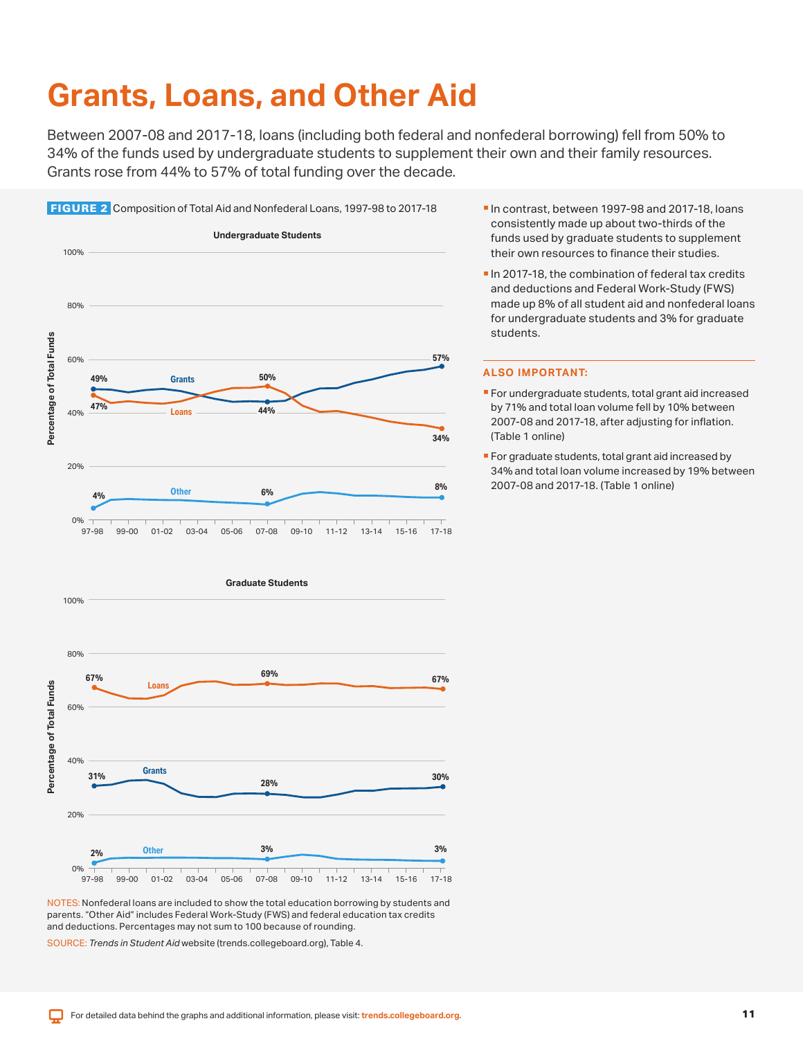# Grants, Loans, and Other Aid

Between 2007-08 and 2017-18, loans (including both federal and nonfederal borrowing) fell from 50% to 34% of the funds used by undergraduate students to supplement their own and their family resources. Grants rose from 44% to 57% of total funding over the decade.

**FIGURE 2** Composition of Total Aid and Nonfederal Loans, 1997-98 to 2017-18

**Undergraduate Students**

| | 97-98 | 07-08 | 17-18 |
|---|---|---|---|
| Grants | 49% | 44% | 57% |
| Loans | 47% | 50% | 34% |
| Other | 4% | 6% | 8% |

**Graduate Students**

| | 97-98 | 07-08 | 17-18 |
|---|---|---|---|
| Loans | 67% | 69% | 67% |
| Grants | 31% | 28% | 30% |
| Other | 2% | 3% | 3% |

NOTES: Nonfederal loans are included to show the total education borrowing by students and parents. "Other Aid" includes Federal Work-Study (FWS) and federal education tax credits and deductions. Percentages may not sum to 100 because of rounding.

SOURCE: *Trends in Student Aid* website (trends.collegeboard.org), Table 4.

- In contrast, between 1997-98 and 2017-18, loans consistently made up about two-thirds of the funds used by graduate students to supplement their own resources to finance their studies.
- In 2017-18, the combination of federal tax credits and deductions and Federal Work-Study (FWS) made up 8% of all student aid and nonfederal loans for undergraduate students and 3% for graduate students.

### ALSO IMPORTANT:

- For undergraduate students, total grant aid increased by 71% and total loan volume fell by 10% between 2007-08 and 2017-18, after adjusting for inflation. (Table 1 online)
- For graduate students, total grant aid increased by 34% and total loan volume increased by 19% between 2007-08 and 2017-18. (Table 1 online)

For detailed data behind the graphs and additional information, please visit: trends.collegeboard.org.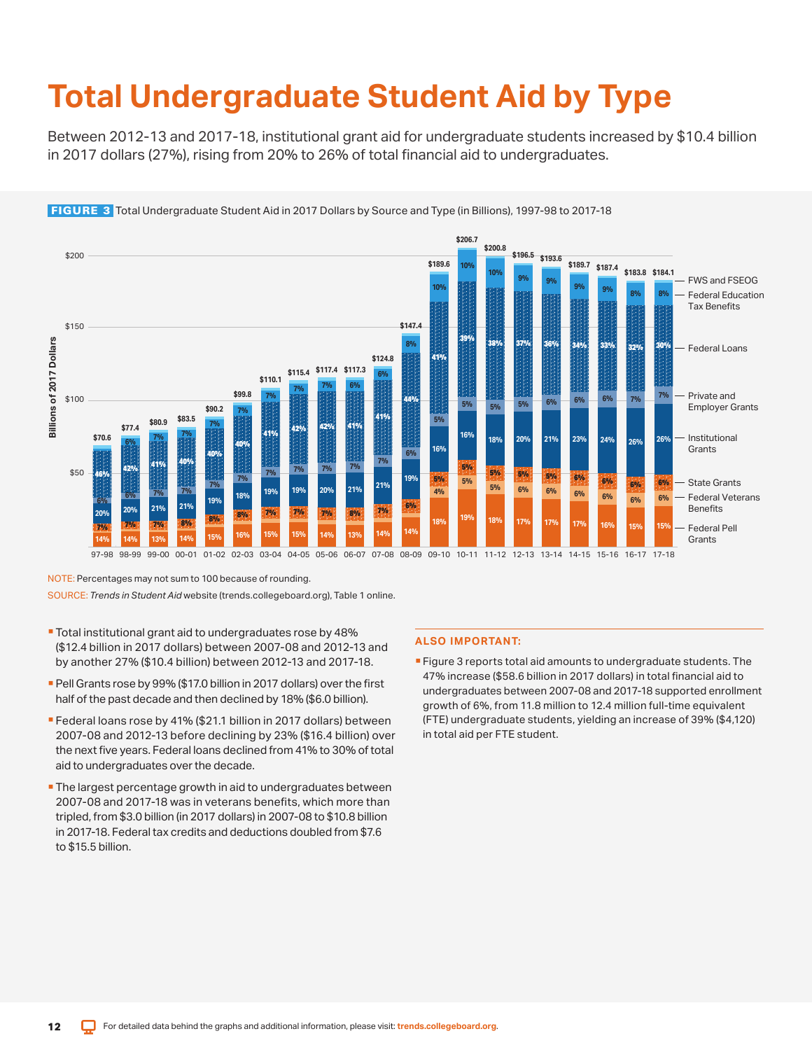# Total Undergraduate Student Aid by Type

Between 2012-13 and 2017-18, institutional grant aid for undergraduate students increased by $10.4 billion in 2017 dollars (27%), rising from 20% to 26% of total financial aid to undergraduates.

**FIGURE 3** Total Undergraduate Student Aid in 2017 Dollars by Source and Type (in Billions), 1997-98 to 2017-18

NOTE: Percentages may not sum to 100 because of rounding.

SOURCE: *Trends in Student Aid* website (trends.collegeboard.org), Table 1 online.

- Total institutional grant aid to undergraduates rose by 48% ($12.4 billion in 2017 dollars) between 2007-08 and 2012-13 and by another 27% ($10.4 billion) between 2012-13 and 2017-18.
- Pell Grants rose by 99% ($17.0 billion in 2017 dollars) over the first half of the past decade and then declined by 18% ($6.0 billion).
- Federal loans rose by 41% ($21.1 billion in 2017 dollars) between 2007-08 and 2012-13 before declining by 23% ($16.4 billion) over the next five years. Federal loans declined from 41% to 30% of total aid to undergraduates over the decade.
- The largest percentage growth in aid to undergraduates between 2007-08 and 2017-18 was in veterans benefits, which more than tripled, from $3.0 billion (in 2017 dollars) in 2007-08 to $10.8 billion in 2017-18. Federal tax credits and deductions doubled from $7.6 to $15.5 billion.

### ALSO IMPORTANT:

- Figure 3 reports total aid amounts to undergraduate students. The 47% increase ($58.6 billion in 2017 dollars) in total financial aid to undergraduates between 2007-08 and 2017-18 supported enrollment growth of 6%, from 11.8 million to 12.4 million full-time equivalent (FTE) undergraduate students, yielding an increase of 39% ($4,120) in total aid per FTE student.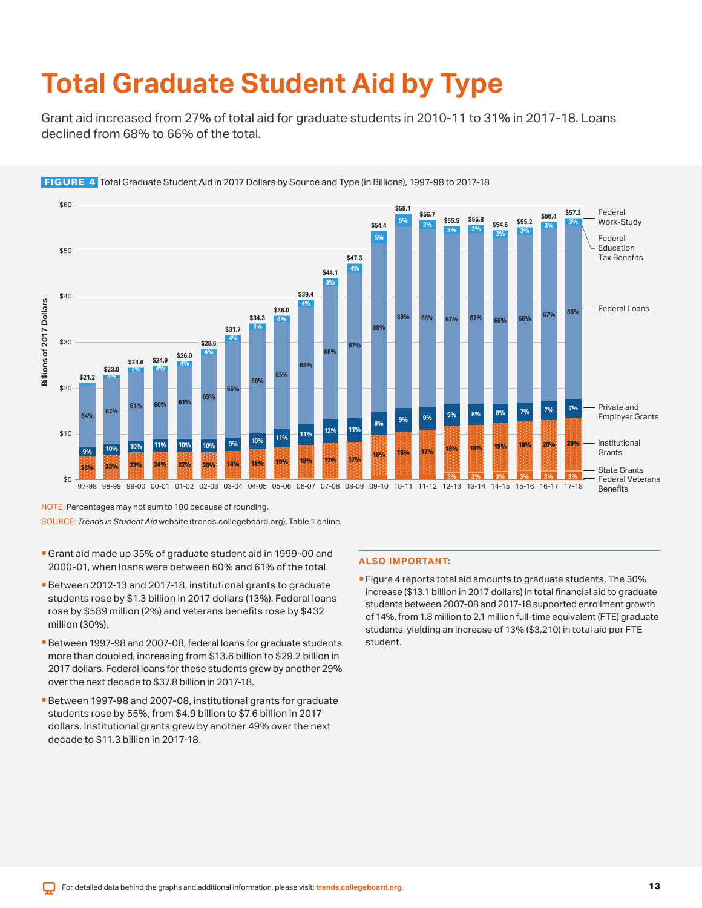# Total Graduate Student Aid by Type

Grant aid increased from 27% of total aid for graduate students in 2010-11 to 31% in 2017-18. Loans declined from 68% to 66% of the total.

**FIGURE 4** Total Graduate Student Aid in 2017 Dollars by Source and Type (in Billions), 1997-98 to 2017-18

| Year | Total | Federal Work-Study / Federal Education Tax Benefits | Federal Loans | Private and Employer Grants | Institutional Grants | State Grants / Federal Veterans Benefits |
|---|---|---|---|---|---|---|
| 97-98 | $21.2 | | 64% | 9% | 23% | |
| 98-99 | $23.0 | 4% | 62% | 10% | 23% | |
| 99-00 | $24.6 | 4% | 61% | 10% | 23% | |
| 00-01 | $24.9 | 4% | 60% | 11% | 24% | |
| 01-02 | $26.0 | 4% | 61% | 10% | 22% | |
| 02-03 | $28.6 | 4% | 65% | 10% | 20% | |
| 03-04 | $31.7 | 4% | 66% | 9% | 18% | |
| 04-05 | $34.3 | 4% | 66% | 10% | 18% | |
| 05-06 | $36.0 | 4% | 65% | 11% | 19% | |
| 06-07 | $39.4 | 4% | 65% | 11% | 18% | |
| 07-08 | $44.1 | 3% | 66% | 12% | 17% | |
| 08-09 | $47.3 | 4% | 67% | 11% | 17% | |
| 09-10 | $54.4 | 5% | 68% | 9% | 16% | |
| 10-11 | $58.1 | 5% | 68% | 9% | 16% | |
| 11-12 | $56.7 | 3% | 68% | 9% | 17% | |
| 12-13 | $55.5 | 3% | 67% | 9% | 18% | 3% |
| 13-14 | $55.8 | 3% | 67% | 8% | 18% | 3% |
| 14-15 | $54.6 | 3% | 66% | 8% | 19% | 3% |
| 15-16 | $55.2 | 3% | 66% | 7% | 19% | 3% |
| 16-17 | $56.4 | 3% | 67% | 7% | 20% | 3% |
| 17-18 | $57.2 | 3% | 66% | 7% | 20% | 3% |

NOTE: Percentages may not sum to 100 because of rounding.

SOURCE: *Trends in Student Aid* website (trends.collegeboard.org), Table 1 online.

- Grant aid made up 35% of graduate student aid in 1999-00 and 2000-01, when loans were between 60% and 61% of the total.
- Between 2012-13 and 2017-18, institutional grants to graduate students rose by $1.3 billion in 2017 dollars (13%). Federal loans rose by $589 million (2%) and veterans benefits rose by $432 million (30%).
- Between 1997-98 and 2007-08, federal loans for graduate students more than doubled, increasing from $13.6 billion to $29.2 billion in 2017 dollars. Federal loans for these students grew by another 29% over the next decade to $37.8 billion in 2017-18.
- Between 1997-98 and 2007-08, institutional grants for graduate students rose by 55%, from $4.9 billion to $7.6 billion in 2017 dollars. Institutional grants grew by another 49% over the next decade to $11.3 billion in 2017-18.

### ALSO IMPORTANT:

- Figure 4 reports total aid amounts to graduate students. The 30% increase ($13.1 billion in 2017 dollars) in total financial aid to graduate students between 2007-08 and 2017-18 supported enrollment growth of 14%, from 1.8 million to 2.1 million full-time equivalent (FTE) graduate students, yielding an increase of 13% ($3,210) in total aid per FTE student.

For detailed data behind the graphs and additional information, please visit: trends.collegeboard.org.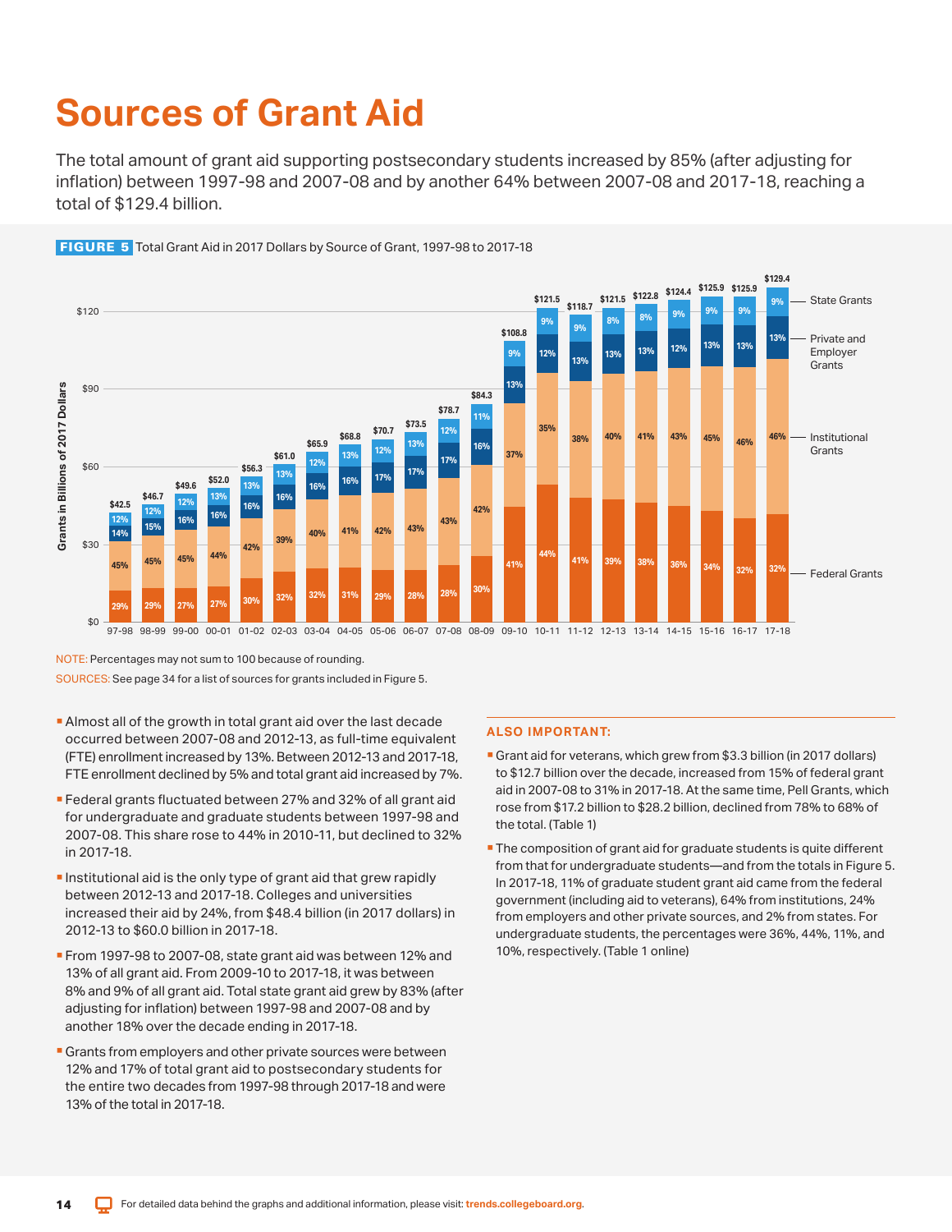# Sources of Grant Aid

The total amount of grant aid supporting postsecondary students increased by 85% (after adjusting for inflation) between 1997-98 and 2007-08 and by another 64% between 2007-08 and 2017-18, reaching a total of $129.4 billion.

**FIGURE 5** Total Grant Aid in 2017 Dollars by Source of Grant, 1997-98 to 2017-18

| Year | Total (Billions of 2017 Dollars) | Federal Grants | Institutional Grants | Private and Employer Grants | State Grants |
|---|---|---|---|---|---|
| 97-98 | $42.5 | 29% | 45% | 14% | 12% |
| 98-99 | $46.7 | 29% | 45% | 15% | 12% |
| 99-00 | $49.6 | 27% | 45% | 16% | 12% |
| 00-01 | $52.0 | 27% | 44% | 16% | 13% |
| 01-02 | $56.3 | 30% | 42% | 16% | 13% |
| 02-03 | $61.0 | 32% | 39% | 16% | 13% |
| 03-04 | $65.9 | 32% | 40% | 16% | 12% |
| 04-05 | $68.8 | 31% | 41% | 16% | 13% |
| 05-06 | $70.7 | 29% | 42% | 17% | 12% |
| 06-07 | $73.5 | 28% | 43% | 17% | 13% |
| 07-08 | $78.7 | 28% | 43% | 17% | 12% |
| 08-09 | $84.3 | 30% | 42% | 16% | 11% |
| 09-10 | $108.8 | 41% | 37% | 13% | 9% |
| 10-11 | $121.5 | 44% | 35% | 12% | 9% |
| 11-12 | $118.7 | 41% | 38% | 13% | 9% |
| 12-13 | $121.5 | 39% | 40% | 13% | 8% |
| 13-14 | $122.8 | 38% | 41% | 13% | 8% |
| 14-15 | $124.4 | 36% | 43% | 12% | 9% |
| 15-16 | $125.9 | 34% | 45% | 13% | 9% |
| 16-17 | $125.9 | 32% | 46% | 13% | 9% |
| 17-18 | $129.4 | 32% | 46% | 13% | 9% |

NOTE: Percentages may not sum to 100 because of rounding.

SOURCES: See page 34 for a list of sources for grants included in Figure 5.

- Almost all of the growth in total grant aid over the last decade occurred between 2007-08 and 2012-13, as full-time equivalent (FTE) enrollment increased by 13%. Between 2012-13 and 2017-18, FTE enrollment declined by 5% and total grant aid increased by 7%.
- Federal grants fluctuated between 27% and 32% of all grant aid for undergraduate and graduate students between 1997-98 and 2007-08. This share rose to 44% in 2010-11, but declined to 32% in 2017-18.
- Institutional aid is the only type of grant aid that grew rapidly between 2012-13 and 2017-18. Colleges and universities increased their aid by 24%, from $48.4 billion (in 2017 dollars) in 2012-13 to $60.0 billion in 2017-18.
- From 1997-98 to 2007-08, state grant aid was between 12% and 13% of all grant aid. From 2009-10 to 2017-18, it was between 8% and 9% of all grant aid. Total state grant aid grew by 83% (after adjusting for inflation) between 1997-98 and 2007-08 and by another 18% over the decade ending in 2017-18.
- Grants from employers and other private sources were between 12% and 17% of total grant aid to postsecondary students for the entire two decades from 1997-98 through 2017-18 and were 13% of the total in 2017-18.

### ALSO IMPORTANT:

- Grant aid for veterans, which grew from $3.3 billion (in 2017 dollars) to $12.7 billion over the decade, increased from 15% of federal grant aid in 2007-08 to 31% in 2017-18. At the same time, Pell Grants, which rose from $17.2 billion to $28.2 billion, declined from 78% to 68% of the total. (Table 1)
- The composition of grant aid for graduate students is quite different from that for undergraduate students—and from the totals in Figure 5. In 2017-18, 11% of graduate student grant aid came from the federal government (including aid to veterans), 64% from institutions, 24% from employers and other private sources, and 2% from states. For undergraduate students, the percentages were 36%, 44%, 11%, and 10%, respectively. (Table 1 online)

For detailed data behind the graphs and additional information, please visit: trends.collegeboard.org.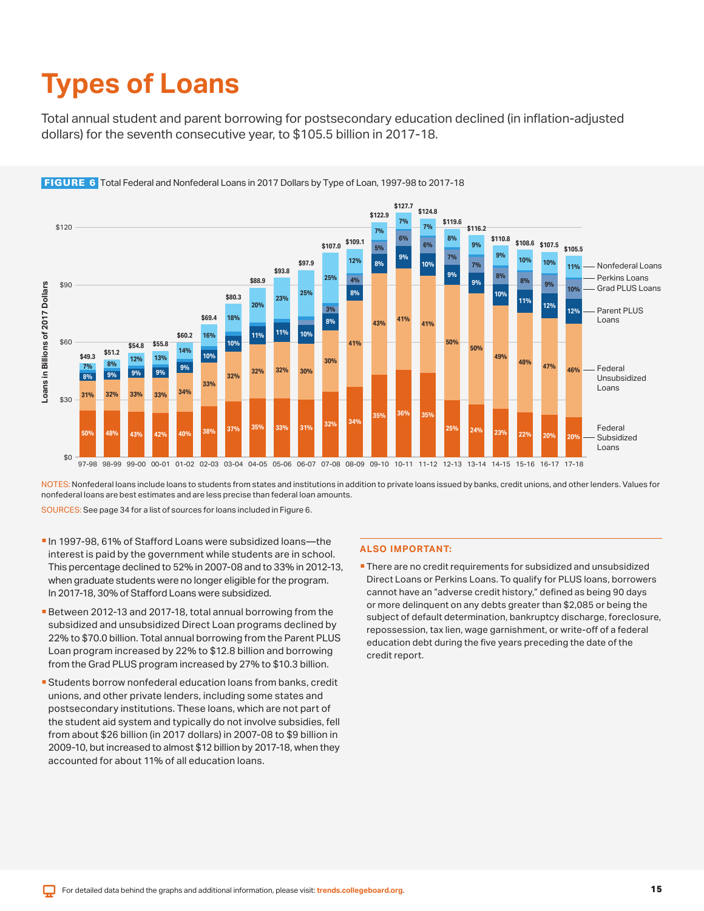# Types of Loans

Total annual student and parent borrowing for postsecondary education declined (in inflation-adjusted dollars) for the seventh consecutive year, to $105.5 billion in 2017-18.

**FIGURE 6** Total Federal and Nonfederal Loans in 2017 Dollars by Type of Loan, 1997-98 to 2017-18

| Year | Total (Billions, 2017 $) | Federal Subsidized Loans | Federal Unsubsidized Loans | Parent PLUS Loans | Grad PLUS Loans | Perkins Loans | Nonfederal Loans |
|---|---|---|---|---|---|---|---|
| 97-98 | $49.3 | 50% | 31% | 8% | | | 7% |
| 98-99 | $51.2 | 48% | 32% | 9% | | | 8% |
| 99-00 | $54.8 | 43% | 33% | 9% | | | 12% |
| 00-01 | $55.8 | 42% | 33% | 9% | | | 13% |
| 01-02 | $60.2 | 40% | 34% | 9% | | | 14% |
| 02-03 | $69.4 | 38% | 33% | 10% | | | 16% |
| 03-04 | $80.3 | 37% | 32% | 10% | | | 18% |
| 04-05 | $88.9 | 35% | 32% | 11% | | | 20% |
| 05-06 | $93.8 | 33% | 32% | 11% | | | 23% |
| 06-07 | $97.9 | 31% | 30% | 10% | | | 25% |
| 07-08 | $107.0 | 32% | 30% | 8% | 3% | | 25% |
| 08-09 | $109.1 | 34% | 41% | 8% | 4% | | 12% |
| 09-10 | $122.9 | 35% | 43% | 8% | 5% | | 7% |
| 10-11 | $127.7 | 36% | 41% | 9% | 6% | | 7% |
| 11-12 | $124.8 | 35% | 41% | 10% | 6% | | 7% |
| 12-13 | $119.6 | 25% | 50% | 9% | 7% | | 8% |
| 13-14 | $116.2 | 24% | 50% | 9% | 7% | | 9% |
| 14-15 | $110.8 | 23% | 49% | 10% | 8% | | 9% |
| 15-16 | $108.6 | 22% | 48% | 11% | 8% | | 10% |
| 16-17 | $107.5 | 20% | 47% | 12% | 9% | | 10% |
| 17-18 | $105.5 | 20% | 46% | 12% | 10% | | 11% |

NOTES: Nonfederal loans include loans to students from states and institutions in addition to private loans issued by banks, credit unions, and other lenders. Values for nonfederal loans are best estimates and are less precise than federal loan amounts.

SOURCES: See page 34 for a list of sources for loans included in Figure 6.

- In 1997-98, 61% of Stafford Loans were subsidized loans—the interest is paid by the government while students are in school. This percentage declined to 52% in 2007-08 and to 33% in 2012-13, when graduate students were no longer eligible for the program. In 2017-18, 30% of Stafford Loans were subsidized.
- Between 2012-13 and 2017-18, total annual borrowing from the subsidized and unsubsidized Direct Loan programs declined by 22% to $70.0 billion. Total annual borrowing from the Parent PLUS Loan program increased by 22% to $12.8 billion and borrowing from the Grad PLUS program increased by 27% to $10.3 billion.
- Students borrow nonfederal education loans from banks, credit unions, and other private lenders, including some states and postsecondary institutions. These loans, which are not part of the student aid system and typically do not involve subsidies, fell from about $26 billion (in 2017 dollars) in 2007-08 to $9 billion in 2009-10, but increased to almost $12 billion by 2017-18, when they accounted for about 11% of all education loans.

### ALSO IMPORTANT:

- There are no credit requirements for subsidized and unsubsidized Direct Loans or Perkins Loans. To qualify for PLUS loans, borrowers cannot have an "adverse credit history," defined as being 90 days or more delinquent on any debts greater than $2,085 or being the subject of default determination, bankruptcy discharge, foreclosure, repossession, tax lien, wage garnishment, or write-off of a federal education debt during the five years preceding the date of the credit report.

For detailed data behind the graphs and additional information, please visit: trends.collegeboard.org.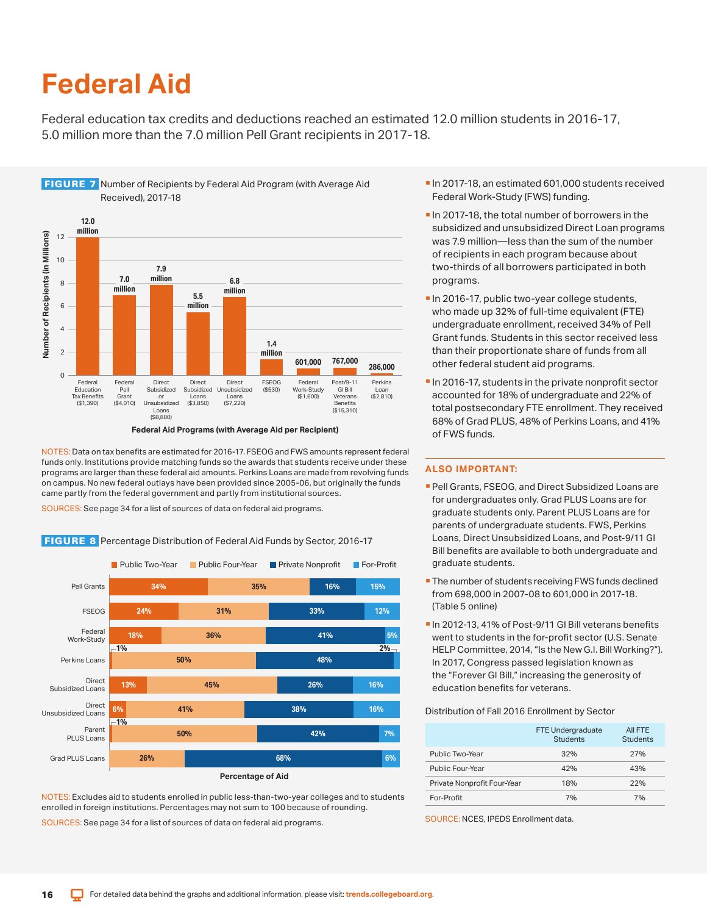# Federal Aid

Federal education tax credits and deductions reached an estimated 12.0 million students in 2016-17, 5.0 million more than the 7.0 million Pell Grant recipients in 2017-18.

**FIGURE 7** Number of Recipients by Federal Aid Program (with Average Aid Received), 2017-18

| Federal Aid Programs (with Average Aid per Recipient) | Number of Recipients |
|---|---|
| Federal Education Tax Benefits ($1,390) | 12.0 million |
| Federal Pell Grant ($4,010) | 7.0 million |
| Direct Subsidized or Unsubsidized Loans ($8,800) | 7.9 million |
| Direct Subsidized Loans ($3,850) | 5.5 million |
| Direct Unsubsidized Loans ($7,220) | 6.8 million |
| FSEOG ($530) | 1.4 million |
| Federal Work-Study ($1,600) | 601,000 |
| Post/9-11 GI Bill Veterans Benefits ($15,310) | 767,000 |
| Perkins Loan ($2,810) | 286,000 |

NOTES: Data on tax benefits are estimated for 2016-17. FSEOG and FWS amounts represent federal funds only. Institutions provide matching funds so the awards that students receive under these programs are larger than these federal aid amounts. Perkins Loans are made from revolving funds on campus. No new federal outlays have been provided since 2005-06, but originally the funds came partly from the federal government and partly from institutional sources.

SOURCES: See page 34 for a list of sources of data on federal aid programs.

**FIGURE 8** Percentage Distribution of Federal Aid Funds by Sector, 2016-17

| | Public Two-Year | Public Four-Year | Private Nonprofit | For-Profit |
|---|---|---|---|---|
| Pell Grants | 34% | 35% | 16% | 15% |
| FSEOG | 24% | 31% | 33% | 12% |
| Federal Work-Study | 18% | 36% | 41% | 5% |
| Perkins Loans | 1% | 50% | 48% | 2% |
| Direct Subsidized Loans | 13% | 45% | 26% | 16% |
| Direct Unsubsidized Loans | 6% | 41% | 38% | 16% |
| Parent PLUS Loans | 1% | 50% | 42% | 7% |
| Grad PLUS Loans | | 26% | 68% | 6% |

NOTES: Excludes aid to students enrolled in public less-than-two-year colleges and to students enrolled in foreign institutions. Percentages may not sum to 100 because of rounding.

SOURCES: See page 34 for a list of sources of data on federal aid programs.

- In 2017-18, an estimated 601,000 students received Federal Work-Study (FWS) funding.
- In 2017-18, the total number of borrowers in the subsidized and unsubsidized Direct Loan programs was 7.9 million—less than the sum of the number of recipients in each program because about two-thirds of all borrowers participated in both programs.
- In 2016-17, public two-year college students, who made up 32% of full-time equivalent (FTE) undergraduate enrollment, received 34% of Pell Grant funds. Students in this sector received less than their proportionate share of funds from all other federal student aid programs.
- In 2016-17, students in the private nonprofit sector accounted for 18% of undergraduate and 22% of total postsecondary FTE enrollment. They received 68% of Grad PLUS, 48% of Perkins Loans, and 41% of FWS funds.

### ALSO IMPORTANT:

- Pell Grants, FSEOG, and Direct Subsidized Loans are for undergraduates only. Grad PLUS Loans are for graduate students only. Parent PLUS Loans are for parents of undergraduate students. FWS, Perkins Loans, Direct Unsubsidized Loans, and Post-9/11 GI Bill benefits are available to both undergraduate and graduate students.
- The number of students receiving FWS funds declined from 698,000 in 2007-08 to 601,000 in 2017-18. (Table 5 online)
- In 2012-13, 41% of Post-9/11 GI Bill veterans benefits went to students in the for-profit sector (U.S. Senate HELP Committee, 2014, "Is the New G.I. Bill Working?"). In 2017, Congress passed legislation known as the "Forever GI Bill," increasing the generosity of education benefits for veterans.

Distribution of Fall 2016 Enrollment by Sector

| | FTE Undergraduate Students | All FTE Students |
|---|---|---|
| Public Two-Year | 32% | 27% |
| Public Four-Year | 42% | 43% |
| Private Nonprofit Four-Year | 18% | 22% |
| For-Profit | 7% | 7% |

SOURCE: NCES, IPEDS Enrollment data.

For detailed data behind the graphs and additional information, please visit: trends.collegeboard.org.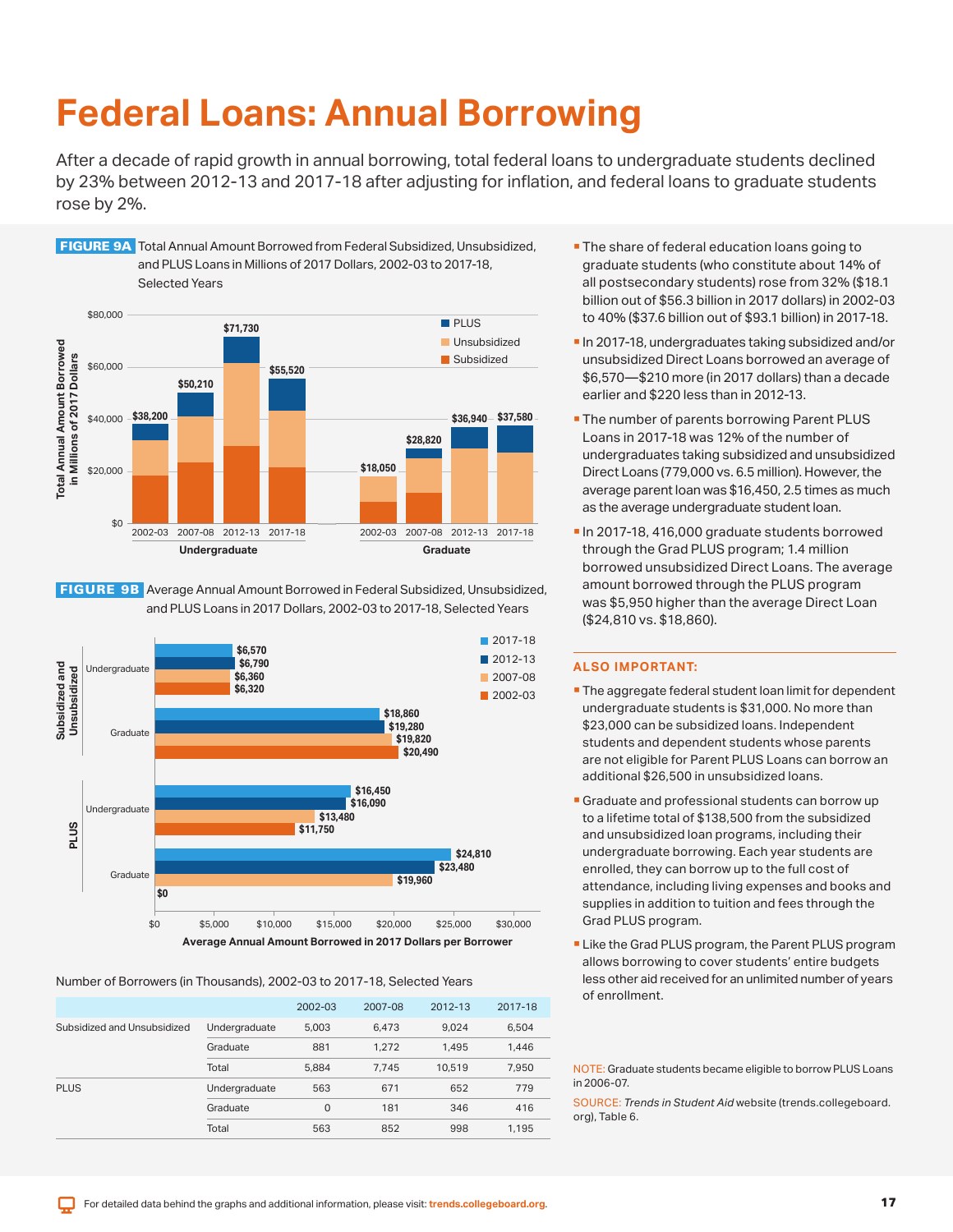# Federal Loans: Annual Borrowing

After a decade of rapid growth in annual borrowing, total federal loans to undergraduate students declined by 23% between 2012-13 and 2017-18 after adjusting for inflation, and federal loans to graduate students rose by 2%.

**FIGURE 9A** Total Annual Amount Borrowed from Federal Subsidized, Unsubsidized, and PLUS Loans in Millions of 2017 Dollars, 2002-03 to 2017-18, Selected Years

| | 2002-03 | 2007-08 | 2012-13 | 2017-18 |
|---|---|---|---|---|
| Undergraduate | $38,200 | $50,210 | $71,730 | $55,520 |
| Graduate | $18,050 | $28,820 | $36,940 | $37,580 |

**FIGURE 9B** Average Annual Amount Borrowed in Federal Subsidized, Unsubsidized, and PLUS Loans in 2017 Dollars, 2002-03 to 2017-18, Selected Years

| | | 2002-03 | 2007-08 | 2012-13 | 2017-18 |
|---|---|---|---|---|---|
| Subsidized and Unsubsidized | Undergraduate | $6,320 | $6,360 | $6,790 | $6,570 |
| | Graduate | $20,490 | $19,820 | $19,280 | $18,860 |
| PLUS | Undergraduate | $11,750 | $13,480 | $16,090 | $16,450 |
| | Graduate | $0 | $19,960 | $23,480 | $24,810 |

Average Annual Amount Borrowed in 2017 Dollars per Borrower

Number of Borrowers (in Thousands), 2002-03 to 2017-18, Selected Years

| | | 2002-03 | 2007-08 | 2012-13 | 2017-18 |
|---|---|---|---|---|---|
| Subsidized and Unsubsidized | Undergraduate | 5,003 | 6,473 | 9,024 | 6,504 |
| | Graduate | 881 | 1,272 | 1,495 | 1,446 |
| | Total | 5,884 | 7,745 | 10,519 | 7,950 |
| PLUS | Undergraduate | 563 | 671 | 652 | 779 |
| | Graduate | 0 | 181 | 346 | 416 |
| | Total | 563 | 852 | 998 | 1,195 |

- The share of federal education loans going to graduate students (who constitute about 14% of all postsecondary students) rose from 32% ($18.1 billion out of $56.3 billion in 2017 dollars) in 2002-03 to 40% ($37.6 billion out of $93.1 billion) in 2017-18.
- In 2017-18, undergraduates taking subsidized and/or unsubsidized Direct Loans borrowed an average of $6,570—$210 more (in 2017 dollars) than a decade earlier and $220 less than in 2012-13.
- The number of parents borrowing Parent PLUS Loans in 2017-18 was 12% of the number of undergraduates taking subsidized and unsubsidized Direct Loans (779,000 vs. 6.5 million). However, the average parent loan was $16,450, 2.5 times as much as the average undergraduate student loan.
- In 2017-18, 416,000 graduate students borrowed through the Grad PLUS program; 1.4 million borrowed unsubsidized Direct Loans. The average amount borrowed through the PLUS program was $5,950 higher than the average Direct Loan ($24,810 vs. $18,860).

## ALSO IMPORTANT:

- The aggregate federal student loan limit for dependent undergraduate students is $31,000. No more than $23,000 can be subsidized loans. Independent students and dependent students whose parents are not eligible for Parent PLUS Loans can borrow an additional $26,500 in unsubsidized loans.
- Graduate and professional students can borrow up to a lifetime total of $138,500 from the subsidized and unsubsidized loan programs, including their undergraduate borrowing. Each year students are enrolled, they can borrow up to the full cost of attendance, including living expenses and books and supplies in addition to tuition and fees through the Grad PLUS program.
- Like the Grad PLUS program, the Parent PLUS program allows borrowing to cover students' entire budgets less other aid received for an unlimited number of years of enrollment.

NOTE: Graduate students became eligible to borrow PLUS Loans in 2006-07.

SOURCE: *Trends in Student Aid* website (trends.collegeboard.org), Table 6.

For detailed data behind the graphs and additional information, please visit: trends.collegeboard.org.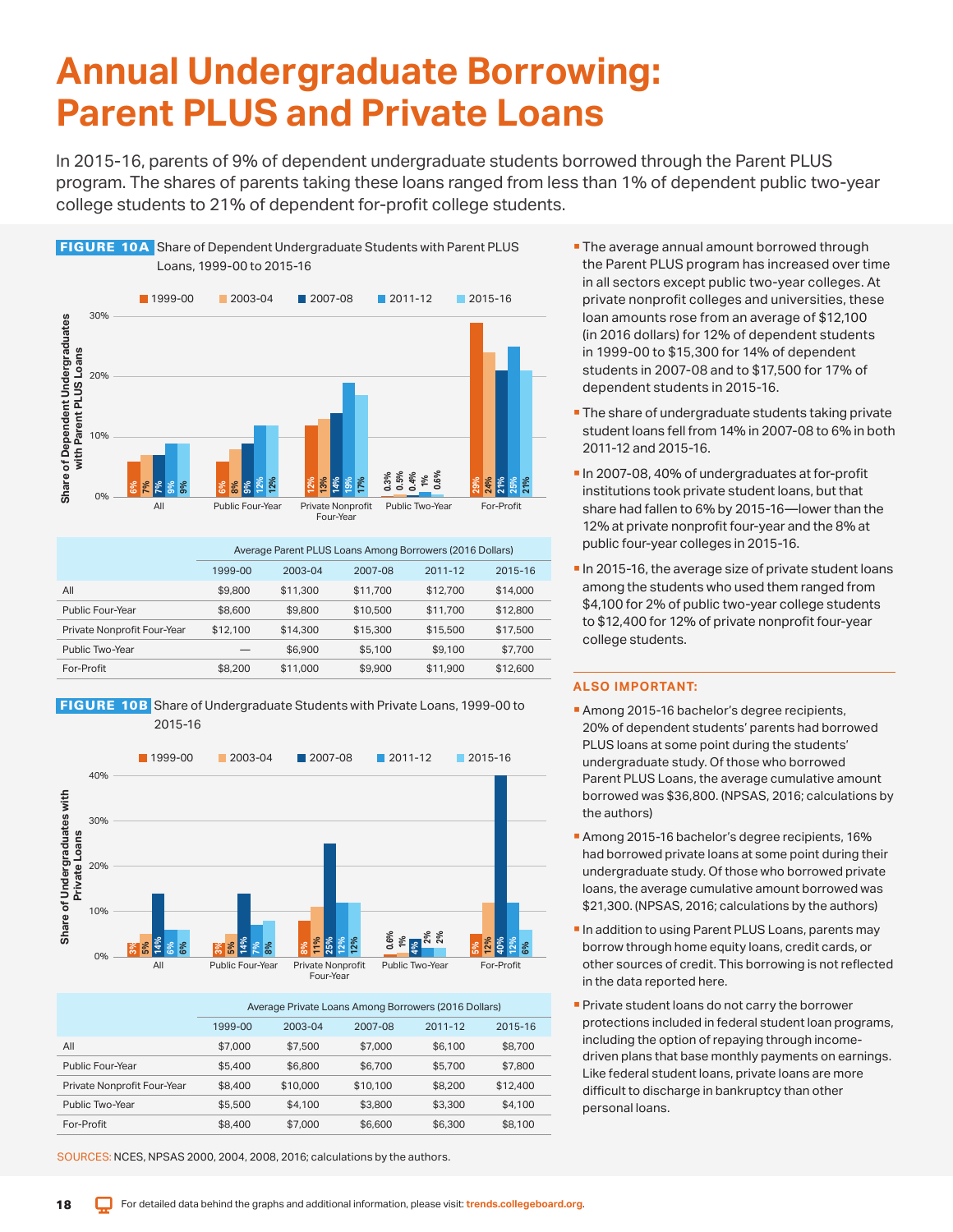# Annual Undergraduate Borrowing: Parent PLUS and Private Loans

In 2015-16, parents of 9% of dependent undergraduate students borrowed through the Parent PLUS program. The shares of parents taking these loans ranged from less than 1% of dependent public two-year college students to 21% of dependent for-profit college students.

**FIGURE 10A** Share of Dependent Undergraduate Students with Parent PLUS Loans, 1999-00 to 2015-16

| Share of Dependent Undergraduates with Parent PLUS Loans | 1999-00 | 2003-04 | 2007-08 | 2011-12 | 2015-16 |
|---|---|---|---|---|---|
| All | 6% | 7% | 7% | 9% | 9% |
| Public Four-Year | 6% | 8% | 9% | 12% | 12% |
| Private Nonprofit Four-Year | 12% | 13% | 14% | 19% | 17% |
| Public Two-Year | 0.3% | 0.5% | 0.4% | 1% | 0.6% |
| For-Profit | 29% | 24% | 21% | 25% | 21% |

| Average Parent PLUS Loans Among Borrowers (2016 Dollars) | 1999-00 | 2003-04 | 2007-08 | 2011-12 | 2015-16 |
|---|---|---|---|---|---|
| All | $9,800 | $11,300 | $11,700 | $12,700 | $14,000 |
| Public Four-Year | $8,600 | $9,800 | $10,500 | $11,700 | $12,800 |
| Private Nonprofit Four-Year | $12,100 | $14,300 | $15,300 | $15,500 | $17,500 |
| Public Two-Year | — | $6,900 | $5,100 | $9,100 | $7,700 |
| For-Profit | $8,200 | $11,000 | $9,900 | $11,900 | $12,600 |

**FIGURE 10B** Share of Undergraduate Students with Private Loans, 1999-00 to 2015-16

| Share of Undergraduates with Private Loans | 1999-00 | 2003-04 | 2007-08 | 2011-12 | 2015-16 |
|---|---|---|---|---|---|
| All | 3% | 5% | 14% | 6% | 6% |
| Public Four-Year | 3% | 5% | 14% | 7% | 8% |
| Private Nonprofit Four-Year | 8% | 11% | 25% | 12% | 12% |
| Public Two-Year | 0.6% | 1% | 4% | 2% | 2% |
| For-Profit | 5% | 12% | 40% | 12% | 6% |

| Average Private Loans Among Borrowers (2016 Dollars) | 1999-00 | 2003-04 | 2007-08 | 2011-12 | 2015-16 |
|---|---|---|---|---|---|
| All | $7,000 | $7,500 | $7,000 | $6,100 | $8,700 |
| Public Four-Year | $5,400 | $6,800 | $6,700 | $5,700 | $7,800 |
| Private Nonprofit Four-Year | $8,400 | $10,000 | $10,100 | $8,200 | $12,400 |
| Public Two-Year | $5,500 | $4,100 | $3,800 | $3,300 | $4,100 |
| For-Profit | $8,400 | $7,000 | $6,600 | $6,300 | $8,100 |

SOURCES: NCES, NPSAS 2000, 2004, 2008, 2016; calculations by the authors.

- The average annual amount borrowed through the Parent PLUS program has increased over time in all sectors except public two-year colleges. At private nonprofit colleges and universities, these loan amounts rose from an average of $12,100 (in 2016 dollars) for 12% of dependent students in 1999-00 to $15,300 for 14% of dependent students in 2007-08 and to $17,500 for 17% of dependent students in 2015-16.
- The share of undergraduate students taking private student loans fell from 14% in 2007-08 to 6% in both 2011-12 and 2015-16.
- In 2007-08, 40% of undergraduates at for-profit institutions took private student loans, but that share had fallen to 6% by 2015-16—lower than the 12% at private nonprofit four-year and the 8% at public four-year colleges in 2015-16.
- In 2015-16, the average size of private student loans among the students who used them ranged from $4,100 for 2% of public two-year college students to $12,400 for 12% of private nonprofit four-year college students.

### ALSO IMPORTANT:

- Among 2015-16 bachelor's degree recipients, 20% of dependent students' parents had borrowed PLUS loans at some point during the students' undergraduate study. Of those who borrowed Parent PLUS Loans, the average cumulative amount borrowed was $36,800. (NPSAS, 2016; calculations by the authors)
- Among 2015-16 bachelor's degree recipients, 16% had borrowed private loans at some point during their undergraduate study. Of those who borrowed private loans, the average cumulative amount borrowed was $21,300. (NPSAS, 2016; calculations by the authors)
- In addition to using Parent PLUS Loans, parents may borrow through home equity loans, credit cards, or other sources of credit. This borrowing is not reflected in the data reported here.
- Private student loans do not carry the borrower protections included in federal student loan programs, including the option of repaying through income-driven plans that base monthly payments on earnings. Like federal student loans, private loans are more difficult to discharge in bankruptcy than other personal loans.

For detailed data behind the graphs and additional information, please visit: trends.collegeboard.org.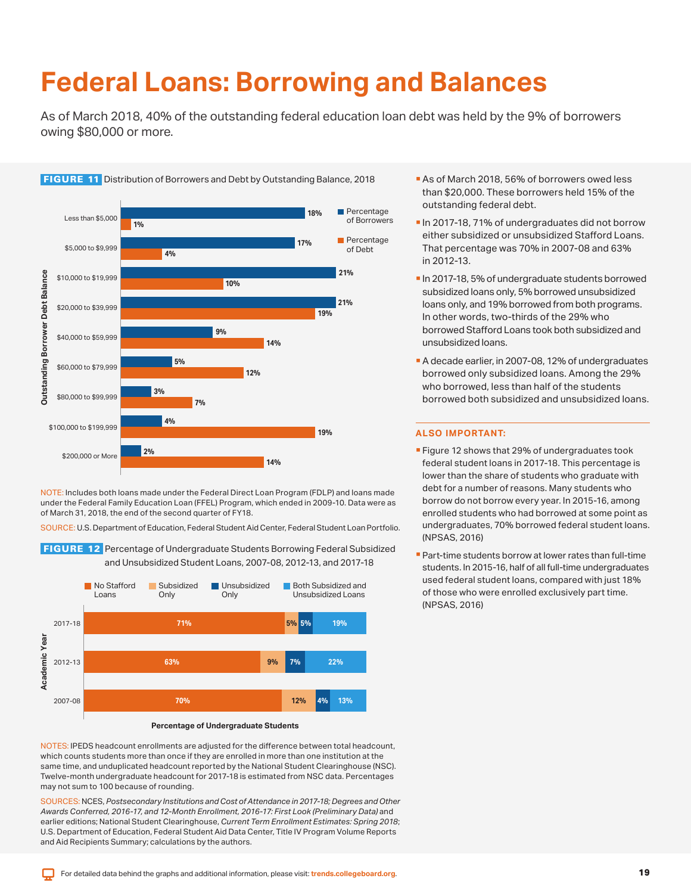# Federal Loans: Borrowing and Balances

As of March 2018, 40% of the outstanding federal education loan debt was held by the 9% of borrowers owing $80,000 or more.

**FIGURE 11** Distribution of Borrowers and Debt by Outstanding Balance, 2018

| Outstanding Borrower Debt Balance | Percentage of Borrowers | Percentage of Debt |
|---|---|---|
| Less than $5,000 | 18% | 1% |
| $5,000 to $9,999 | 17% | 4% |
| $10,000 to $19,999 | 21% | 10% |
| $20,000 to $39,999 | 21% | 19% |
| $40,000 to $59,999 | 9% | 14% |
| $60,000 to $79,999 | 5% | 12% |
| $80,000 to $99,999 | 3% | 7% |
| $100,000 to $199,999 | 4% | 19% |
| $200,000 or More | 2% | 14% |

NOTE: Includes both loans made under the Federal Direct Loan Program (FDLP) and loans made under the Federal Family Education Loan (FFEL) Program, which ended in 2009-10. Data were as of March 31, 2018, the end of the second quarter of FY18.

SOURCE: U.S. Department of Education, Federal Student Aid Center, Federal Student Loan Portfolio.

**FIGURE 12** Percentage of Undergraduate Students Borrowing Federal Subsidized and Unsubsidized Student Loans, 2007-08, 2012-13, and 2017-18

| Academic Year | No Stafford Loans | Subsidized Only | Unsubsidized Only | Both Subsidized and Unsubsidized Loans |
|---|---|---|---|---|
| 2017-18 | 71% | 5% | 5% | 19% |
| 2012-13 | 63% | 9% | 7% | 22% |
| 2007-08 | 70% | 12% | 4% | 13% |

Percentage of Undergraduate Students

NOTES: IPEDS headcount enrollments are adjusted for the difference between total headcount, which counts students more than once if they are enrolled in more than one institution at the same time, and unduplicated headcount reported by the National Student Clearinghouse (NSC). Twelve-month undergraduate headcount for 2017-18 is estimated from NSC data. Percentages may not sum to 100 because of rounding.

SOURCES: NCES, *Postsecondary Institutions and Cost of Attendance in 2017-18; Degrees and Other Awards Conferred, 2016-17, and 12-Month Enrollment, 2016-17: First Look (Preliminary Data)* and earlier editions; National Student Clearinghouse, *Current Term Enrollment Estimates: Spring 2018*; U.S. Department of Education, Federal Student Aid Data Center, Title IV Program Volume Reports and Aid Recipients Summary; calculations by the authors.

- As of March 2018, 56% of borrowers owed less than $20,000. These borrowers held 15% of the outstanding federal debt.
- In 2017-18, 71% of undergraduates did not borrow either subsidized or unsubsidized Stafford Loans. That percentage was 70% in 2007-08 and 63% in 2012-13.
- In 2017-18, 5% of undergraduate students borrowed subsidized loans only, 5% borrowed unsubsidized loans only, and 19% borrowed from both programs. In other words, two-thirds of the 29% who borrowed Stafford Loans took both subsidized and unsubsidized loans.
- A decade earlier, in 2007-08, 12% of undergraduates borrowed only subsidized loans. Among the 29% who borrowed, less than half of the students borrowed both subsidized and unsubsidized loans.

### ALSO IMPORTANT:

- Figure 12 shows that 29% of undergraduates took federal student loans in 2017-18. This percentage is lower than the share of students who graduate with debt for a number of reasons. Many students who borrow do not borrow every year. In 2015-16, among enrolled students who had borrowed at some point as undergraduates, 70% borrowed federal student loans. (NPSAS, 2016)
- Part-time students borrow at lower rates than full-time students. In 2015-16, half of all full-time undergraduates used federal student loans, compared with just 18% of those who were enrolled exclusively part time. (NPSAS, 2016)

For detailed data behind the graphs and additional information, please visit: trends.collegeboard.org.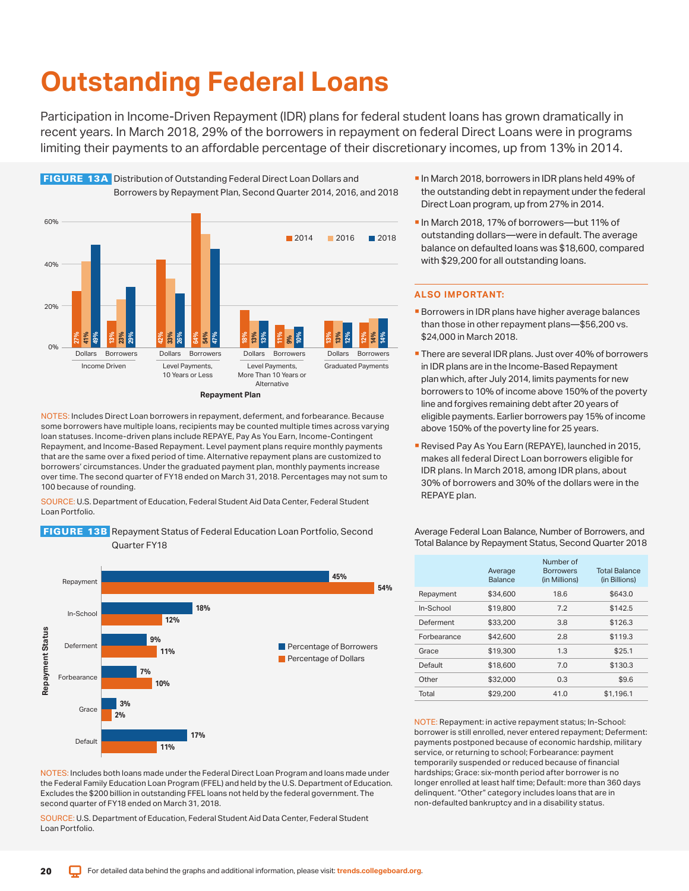# Outstanding Federal Loans

Participation in Income-Driven Repayment (IDR) plans for federal student loans has grown dramatically in recent years. In March 2018, 29% of the borrowers in repayment on federal Direct Loans were in programs limiting their payments to an affordable percentage of their discretionary incomes, up from 13% in 2014.

**FIGURE 13A** Distribution of Outstanding Federal Direct Loan Dollars and Borrowers by Repayment Plan, Second Quarter 2014, 2016, and 2018

| Repayment Plan | | 2014 | 2016 | 2018 |
|---|---|---|---|---|
| Income Driven | Dollars | 27% | 41% | 49% |
| Income Driven | Borrowers | 13% | 23% | 29% |
| Level Payments, 10 Years or Less | Dollars | 42% | 33% | 26% |
| Level Payments, 10 Years or Less | Borrowers | 64% | 54% | 47% |
| Level Payments, More Than 10 Years or Alternative | Dollars | 18% | 13% | 13% |
| Level Payments, More Than 10 Years or Alternative | Borrowers | 11% | 9% | 10% |
| Graduated Payments | Dollars | 13% | 13% | 12% |
| Graduated Payments | Borrowers | 12% | 14% | 14% |

NOTES: Includes Direct Loan borrowers in repayment, deferment, and forbearance. Because some borrowers have multiple loans, recipients may be counted multiple times across varying loan statuses. Income-driven plans include REPAYE, Pay As You Earn, Income-Contingent Repayment, and Income-Based Repayment. Level payment plans require monthly payments that are the same over a fixed period of time. Alternative repayment plans are customized to borrowers' circumstances. Under the graduated payment plan, monthly payments increase over time. The second quarter of FY18 ended on March 31, 2018. Percentages may not sum to 100 because of rounding.

SOURCE: U.S. Department of Education, Federal Student Aid Data Center, Federal Student Loan Portfolio.

- In March 2018, borrowers in IDR plans held 49% of the outstanding debt in repayment under the federal Direct Loan program, up from 27% in 2014.
- In March 2018, 17% of borrowers—but 11% of outstanding dollars—were in default. The average balance on defaulted loans was $18,600, compared with $29,200 for all outstanding loans.

### ALSO IMPORTANT:

- Borrowers in IDR plans have higher average balances than those in other repayment plans—$56,200 vs. $24,000 in March 2018.
- There are several IDR plans. Just over 40% of borrowers in IDR plans are in the Income-Based Repayment plan which, after July 2014, limits payments for new borrowers to 10% of income above 150% of the poverty line and forgives remaining debt after 20 years of eligible payments. Earlier borrowers pay 15% of income above 150% of the poverty line for 25 years.
- Revised Pay As You Earn (REPAYE), launched in 2015, makes all federal Direct Loan borrowers eligible for IDR plans. In March 2018, among IDR plans, about 30% of borrowers and 30% of the dollars were in the REPAYE plan.

**FIGURE 13B** Repayment Status of Federal Education Loan Portfolio, Second Quarter FY18

| Repayment Status | Percentage of Borrowers | Percentage of Dollars |
|---|---|---|
| Repayment | 45% | 54% |
| In-School | 18% | 12% |
| Deferment | 9% | 11% |
| Forbearance | 7% | 10% |
| Grace | 3% | 2% |
| Default | 17% | 11% |

NOTES: Includes both loans made under the Federal Direct Loan Program and loans made under the Federal Family Education Loan Program (FFEL) and held by the U.S. Department of Education. Excludes the $200 billion in outstanding FFEL loans not held by the federal government. The second quarter of FY18 ended on March 31, 2018.

SOURCE: U.S. Department of Education, Federal Student Aid Data Center, Federal Student Loan Portfolio.

Average Federal Loan Balance, Number of Borrowers, and Total Balance by Repayment Status, Second Quarter 2018

| | Average Balance | Number of Borrowers (in Millions) | Total Balance (in Billions) |
|---|---|---|---|
| Repayment | $34,600 | 18.6 | $643.0 |
| In-School | $19,800 | 7.2 | $142.5 |
| Deferment | $33,200 | 3.8 | $126.3 |
| Forbearance | $42,600 | 2.8 | $119.3 |
| Grace | $19,300 | 1.3 | $25.1 |
| Default | $18,600 | 7.0 | $130.3 |
| Other | $32,000 | 0.3 | $9.6 |
| Total | $29,200 | 41.0 | $1,196.1 |

NOTE: Repayment: in active repayment status; In-School: borrower is still enrolled, never entered repayment; Deferment: payments postponed because of economic hardship, military service, or returning to school; Forbearance: payment temporarily suspended or reduced because of financial hardships; Grace: six-month period after borrower is no longer enrolled at least half time; Default: more than 360 days delinquent. "Other" category includes loans that are in non-defaulted bankruptcy and in a disability status.

For detailed data behind the graphs and additional information, please visit: trends.collegeboard.org.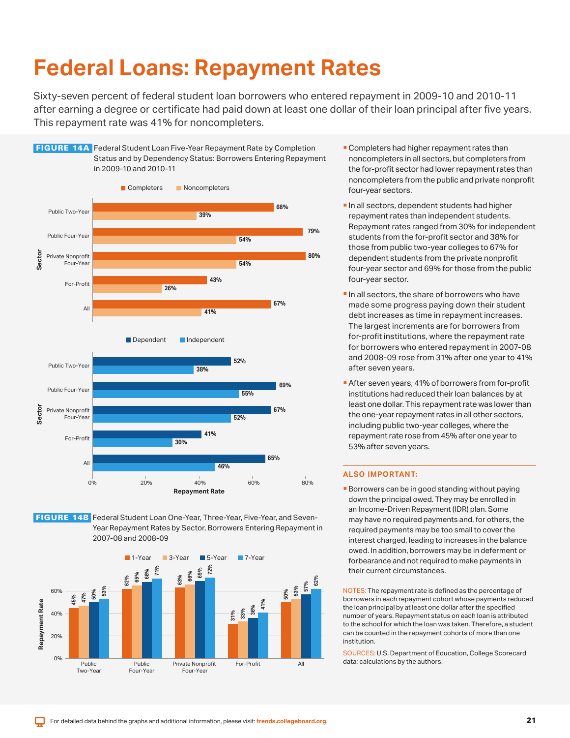# Federal Loans: Repayment Rates

Sixty-seven percent of federal student loan borrowers who entered repayment in 2009-10 and 2010-11 after earning a degree or certificate had paid down at least one dollar of their loan principal after five years. This repayment rate was 41% for noncompleters.

**FIGURE 14A** Federal Student Loan Five-Year Repayment Rate by Completion Status and by Dependency Status: Borrowers Entering Repayment in 2009-10 and 2010-11

| Sector | Completers | Noncompleters |
|---|---|---|
| Public Two-Year | 68% | 39% |
| Public Four-Year | 79% | 54% |
| Private Nonprofit Four-Year | 80% | 54% |
| For-Profit | 43% | 26% |
| All | 67% | 41% |

| Sector | Dependent | Independent |
|---|---|---|
| Public Two-Year | 52% | 38% |
| Public Four-Year | 69% | 55% |
| Private Nonprofit Four-Year | 67% | 52% |
| For-Profit | 41% | 30% |
| All | 65% | 46% |

**FIGURE 14B** Federal Student Loan One-Year, Three-Year, Five-Year, and Seven-Year Repayment Rates by Sector, Borrowers Entering Repayment in 2007-08 and 2008-09

| Sector | 1-Year | 3-Year | 5-Year | 7-Year |
|---|---|---|---|---|
| Public Two-Year | 45% | 47% | 50% | 53% |
| Public Four-Year | 62% | 65% | 68% | 71% |
| Private Nonprofit Four-Year | 63% | 66% | 69% | 72% |
| For-Profit | 31% | 33% | 36% | 41% |
| All | 50% | 53% | 57% | 62% |

- Completers had higher repayment rates than noncompleters in all sectors, but completers from the for-profit sector had lower repayment rates than noncompleters from the public and private nonprofit four-year sectors.
- In all sectors, dependent students had higher repayment rates than independent students. Repayment rates ranged from 30% for independent students from the for-profit sector and 38% for those from public two-year colleges to 67% for dependent students from the private nonprofit four-year sector and 69% for those from the public four-year sector.
- In all sectors, the share of borrowers who have made some progress paying down their student debt increases as time in repayment increases. The largest increments are for borrowers from for-profit institutions, where the repayment rate for borrowers who entered repayment in 2007-08 and 2008-09 rose from 31% after one year to 41% after seven years.
- After seven years, 41% of borrowers from for-profit institutions had reduced their loan balances by at least one dollar. This repayment rate was lower than the one-year repayment rates in all other sectors, including public two-year colleges, where the repayment rate rose from 45% after one year to 53% after seven years.

**ALSO IMPORTANT:**

- Borrowers can be in good standing without paying down the principal owed. They may be enrolled in an Income-Driven Repayment (IDR) plan. Some may have no required payments and, for others, the required payments may be too small to cover the interest charged, leading to increases in the balance owed. In addition, borrowers may be in deferment or forbearance and not required to make payments in their current circumstances.

NOTES: The repayment rate is defined as the percentage of borrowers in each repayment cohort whose payments reduced the loan principal by at least one dollar after the specified number of years. Repayment status on each loan is attributed to the school for which the loan was taken. Therefore, a student can be counted in the repayment cohorts of more than one institution.

SOURCES: U.S. Department of Education, College Scorecard data; calculations by the authors.

For detailed data behind the graphs and additional information, please visit: trends.collegeboard.org.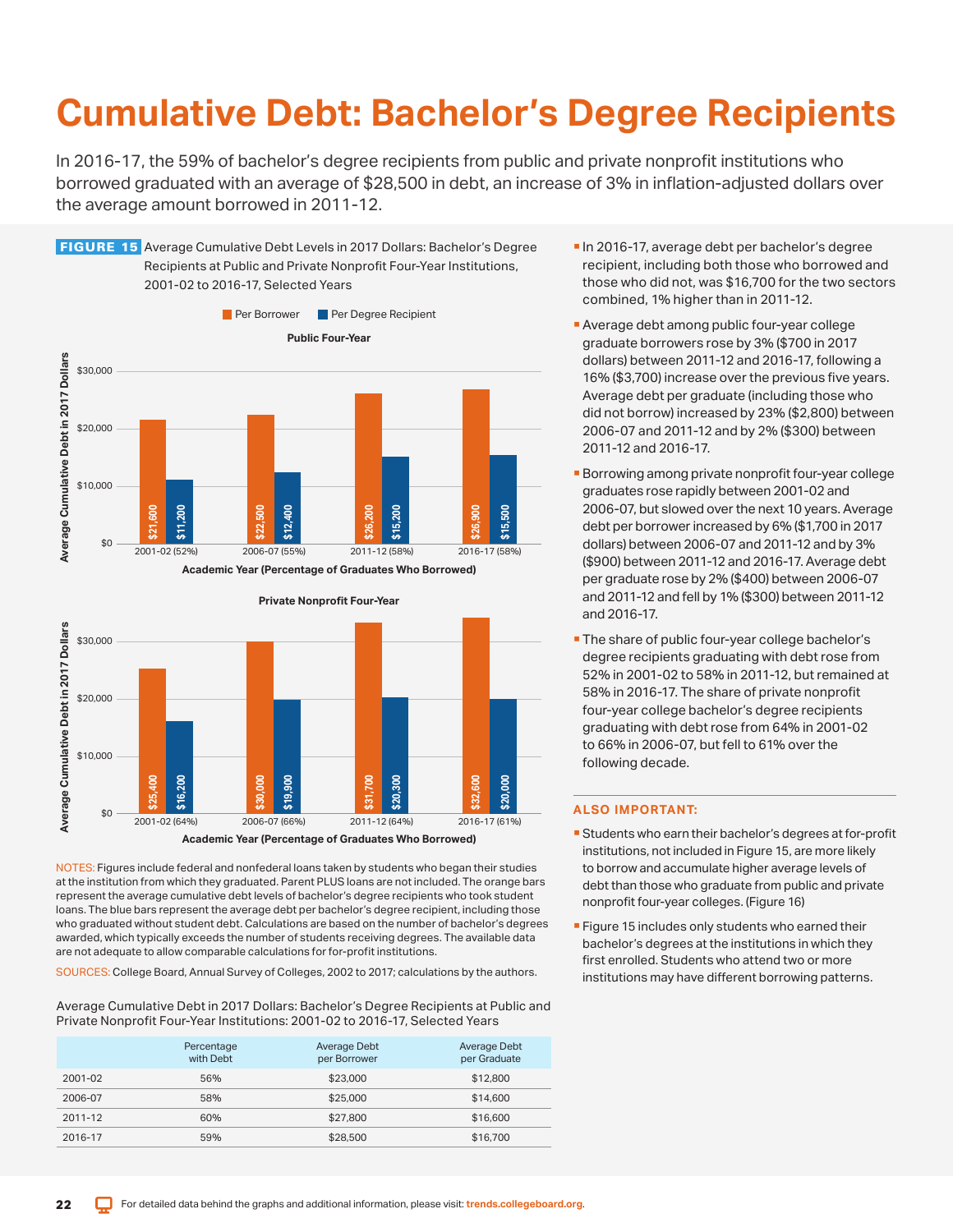# Cumulative Debt: Bachelor's Degree Recipients

In 2016-17, the 59% of bachelor's degree recipients from public and private nonprofit institutions who borrowed graduated with an average of $28,500 in debt, an increase of 3% in inflation-adjusted dollars over the average amount borrowed in 2011-12.

**FIGURE 15** Average Cumulative Debt Levels in 2017 Dollars: Bachelor's Degree Recipients at Public and Private Nonprofit Four-Year Institutions, 2001-02 to 2016-17, Selected Years

**Public Four-Year**

| Academic Year (Percentage of Graduates Who Borrowed) | Per Borrower | Per Degree Recipient |
|---|---|---|
| 2001-02 (52%) | $21,600 | $11,200 |
| 2006-07 (55%) | $22,500 | $12,400 |
| 2011-12 (58%) | $26,200 | $15,200 |
| 2016-17 (58%) | $26,900 | $15,500 |

**Private Nonprofit Four-Year**

| Academic Year (Percentage of Graduates Who Borrowed) | Per Borrower | Per Degree Recipient |
|---|---|---|
| 2001-02 (64%) | $25,400 | $16,200 |
| 2006-07 (66%) | $30,000 | $19,900 |
| 2011-12 (64%) | $31,700 | $20,300 |
| 2016-17 (61%) | $32,600 | $20,000 |

NOTES: Figures include federal and nonfederal loans taken by students who began their studies at the institution from which they graduated. Parent PLUS loans are not included. The orange bars represent the average cumulative debt levels of bachelor's degree recipients who took student loans. The blue bars represent the average debt per bachelor's degree recipient, including those who graduated without student debt. Calculations are based on the number of bachelor's degrees awarded, which typically exceeds the number of students receiving degrees. The available data are not adequate to allow comparable calculations for for-profit institutions.

SOURCES: College Board, Annual Survey of Colleges, 2002 to 2017; calculations by the authors.

Average Cumulative Debt in 2017 Dollars: Bachelor's Degree Recipients at Public and Private Nonprofit Four-Year Institutions: 2001-02 to 2016-17, Selected Years

| | Percentage with Debt | Average Debt per Borrower | Average Debt per Graduate |
|---|---|---|---|
| 2001-02 | 56% | $23,000 | $12,800 |
| 2006-07 | 58% | $25,000 | $14,600 |
| 2011-12 | 60% | $27,800 | $16,600 |
| 2016-17 | 59% | $28,500 | $16,700 |

- In 2016-17, average debt per bachelor's degree recipient, including both those who borrowed and those who did not, was $16,700 for the two sectors combined, 1% higher than in 2011-12.
- Average debt among public four-year college graduate borrowers rose by 3% ($700 in 2017 dollars) between 2011-12 and 2016-17, following a 16% ($3,700) increase over the previous five years. Average debt per graduate (including those who did not borrow) increased by 23% ($2,800) between 2006-07 and 2011-12 and by 2% ($300) between 2011-12 and 2016-17.
- Borrowing among private nonprofit four-year college graduates rose rapidly between 2001-02 and 2006-07, but slowed over the next 10 years. Average debt per borrower increased by 6% ($1,700 in 2017 dollars) between 2006-07 and 2011-12 and by 3% ($900) between 2011-12 and 2016-17. Average debt per graduate rose by 2% ($400) between 2006-07 and 2011-12 and fell by 1% ($300) between 2011-12 and 2016-17.
- The share of public four-year college bachelor's degree recipients graduating with debt rose from 52% in 2001-02 to 58% in 2011-12, but remained at 58% in 2016-17. The share of private nonprofit four-year college bachelor's degree recipients graduating with debt rose from 64% in 2001-02 to 66% in 2006-07, but fell to 61% over the following decade.

### ALSO IMPORTANT:

- Students who earn their bachelor's degrees at for-profit institutions, not included in Figure 15, are more likely to borrow and accumulate higher average levels of debt than those who graduate from public and private nonprofit four-year colleges. (Figure 16)
- Figure 15 includes only students who earned their bachelor's degrees at the institutions in which they first enrolled. Students who attend two or more institutions may have different borrowing patterns.

For detailed data behind the graphs and additional information, please visit: trends.collegeboard.org.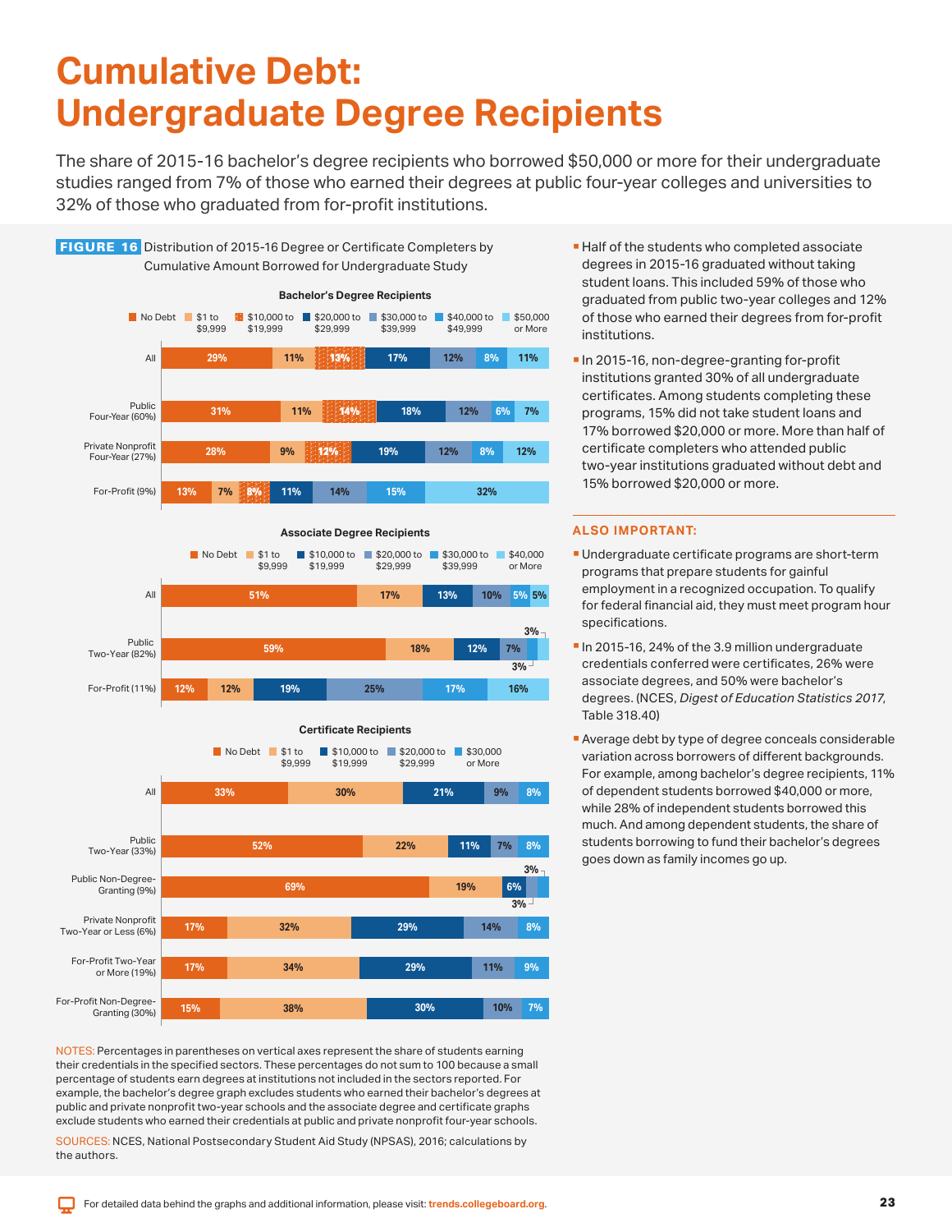# Cumulative Debt: Undergraduate Degree Recipients

The share of 2015-16 bachelor's degree recipients who borrowed $50,000 or more for their undergraduate studies ranged from 7% of those who earned their degrees at public four-year colleges and universities to 32% of those who graduated from for-profit institutions.

**FIGURE 16** Distribution of 2015-16 Degree or Certificate Completers by Cumulative Amount Borrowed for Undergraduate Study

### Bachelor's Degree Recipients

| | No Debt | $1 to $9,999 | $10,000 to $19,999 | $20,000 to $29,999 | $30,000 to $39,999 | $40,000 to $49,999 | $50,000 or More |
|---|---|---|---|---|---|---|---|
| All | 29% | 11% | 13% | 17% | 12% | 8% | 11% |
| Public Four-Year (60%) | 31% | 11% | 14% | 18% | 12% | 6% | 7% |
| Private Nonprofit Four-Year (27%) | 28% | 9% | 12% | 19% | 12% | 8% | 12% |
| For-Profit (9%) | 13% | 7% | 8% | 11% | 14% | 15% | 32% |

### Associate Degree Recipients

| | No Debt | $1 to $9,999 | $10,000 to $19,999 | $20,000 to $29,999 | $30,000 to $39,999 | $40,000 or More |
|---|---|---|---|---|---|---|
| All | 51% | 17% | 13% | 10% | 5% | 5% |
| Public Two-Year (82%) | 59% | 18% | 12% | 7% | 3% | 3% |
| For-Profit (11%) | 12% | 12% | 19% | 25% | 17% | 16% |

### Certificate Recipients

| | No Debt | $1 to $9,999 | $10,000 to $19,999 | $20,000 to $29,999 | $30,000 or More |
|---|---|---|---|---|---|
| All | 33% | 30% | 21% | 9% | 8% |
| Public Two-Year (33%) | 52% | 22% | 11% | 7% | 8% |
| Public Non-Degree-Granting (9%) | 69% | 19% | 6% | 3% | 3% |
| Private Nonprofit Two-Year or Less (6%) | 17% | 32% | 29% | 14% | 8% |
| For-Profit Two-Year or More (19%) | 17% | 34% | 29% | 11% | 9% |
| For-Profit Non-Degree-Granting (30%) | 15% | 38% | 30% | 10% | 7% |

NOTES: Percentages in parentheses on vertical axes represent the share of students earning their credentials in the specified sectors. These percentages do not sum to 100 because a small percentage of students earn degrees at institutions not included in the sectors reported. For example, the bachelor's degree graph excludes students who earned their bachelor's degrees at public and private nonprofit two-year schools and the associate degree and certificate graphs exclude students who earned their credentials at public and private nonprofit four-year schools.

SOURCES: NCES, National Postsecondary Student Aid Study (NPSAS), 2016; calculations by the authors.

- Half of the students who completed associate degrees in 2015-16 graduated without taking student loans. This included 59% of those who graduated from public two-year colleges and 12% of those who earned their degrees from for-profit institutions.
- In 2015-16, non-degree-granting for-profit institutions granted 30% of all undergraduate certificates. Among students completing these programs, 15% did not take student loans and 17% borrowed $20,000 or more. More than half of certificate completers who attended public two-year institutions graduated without debt and 15% borrowed $20,000 or more.

## ALSO IMPORTANT:

- Undergraduate certificate programs are short-term programs that prepare students for gainful employment in a recognized occupation. To qualify for federal financial aid, they must meet program hour specifications.
- In 2015-16, 24% of the 3.9 million undergraduate credentials conferred were certificates, 26% were associate degrees, and 50% were bachelor's degrees. (NCES, *Digest of Education Statistics 2017*, Table 318.40)
- Average debt by type of degree conceals considerable variation across borrowers of different backgrounds. For example, among bachelor's degree recipients, 11% of dependent students borrowed $40,000 or more, while 28% of independent students borrowed this much. And among dependent students, the share of students borrowing to fund their bachelor's degrees goes down as family incomes go up.

For detailed data behind the graphs and additional information, please visit: trends.collegeboard.org.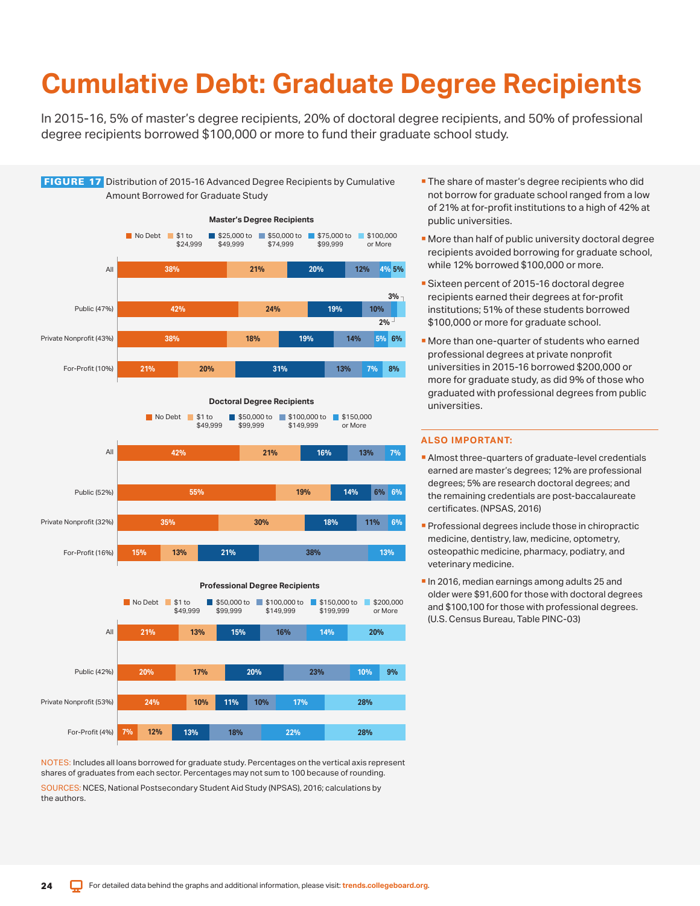# Cumulative Debt: Graduate Degree Recipients

In 2015-16, 5% of master's degree recipients, 20% of doctoral degree recipients, and 50% of professional degree recipients borrowed $100,000 or more to fund their graduate school study.

**FIGURE 17** Distribution of 2015-16 Advanced Degree Recipients by Cumulative Amount Borrowed for Graduate Study

**Master's Degree Recipients**

| | No Debt | $1 to $24,999 | $25,000 to $49,999 | $50,000 to $74,999 | $75,000 to $99,999 | $100,000 or More |
|---|---|---|---|---|---|---|
| All | 38% | 21% | 20% | 12% | 4% | 5% |
| Public (47%) | 42% | 24% | 19% | 10% | 2% | 3% |
| Private Nonprofit (43%) | 38% | 18% | 19% | 14% | 5% | 6% |
| For-Profit (10%) | 21% | 20% | 31% | 13% | 7% | 8% |

**Doctoral Degree Recipients**

| | No Debt | $1 to $49,999 | $50,000 to $99,999 | $100,000 to $149,999 | $150,000 or More |
|---|---|---|---|---|---|
| All | 42% | 21% | 16% | 13% | 7% |
| Public (52%) | 55% | 19% | 14% | 6% | 6% |
| Private Nonprofit (32%) | 35% | 30% | 18% | 11% | 6% |
| For-Profit (16%) | 15% | 13% | 21% | 38% | 13% |

**Professional Degree Recipients**

| | No Debt | $1 to $49,999 | $50,000 to $99,999 | $100,000 to $149,999 | $150,000 to $199,999 | $200,000 or More |
|---|---|---|---|---|---|---|
| All | 21% | 13% | 15% | 16% | 14% | 20% |
| Public (42%) | 20% | 17% | 20% | 23% | 10% | 9% |
| Private Nonprofit (53%) | 24% | 10% | 11% | 10% | 17% | 28% |
| For-Profit (4%) | 7% | 12% | 13% | 18% | 22% | 28% |

NOTES: Includes all loans borrowed for graduate study. Percentages on the vertical axis represent shares of graduates from each sector. Percentages may not sum to 100 because of rounding.

SOURCES: NCES, National Postsecondary Student Aid Study (NPSAS), 2016; calculations by the authors.

- The share of master's degree recipients who did not borrow for graduate school ranged from a low of 21% at for-profit institutions to a high of 42% at public universities.
- More than half of public university doctoral degree recipients avoided borrowing for graduate school, while 12% borrowed $100,000 or more.
- Sixteen percent of 2015-16 doctoral degree recipients earned their degrees at for-profit institutions; 51% of these students borrowed $100,000 or more for graduate school.
- More than one-quarter of students who earned professional degrees at private nonprofit universities in 2015-16 borrowed $200,000 or more for graduate study, as did 9% of those who graduated with professional degrees from public universities.

**ALSO IMPORTANT:**

- Almost three-quarters of graduate-level credentials earned are master's degrees; 12% are professional degrees; 5% are research doctoral degrees; and the remaining credentials are post-baccalaureate certificates. (NPSAS, 2016)
- Professional degrees include those in chiropractic medicine, dentistry, law, medicine, optometry, osteopathic medicine, pharmacy, podiatry, and veterinary medicine.
- In 2016, median earnings among adults 25 and older were $91,600 for those with doctoral degrees and $100,100 for those with professional degrees. (U.S. Census Bureau, Table PINC-03)

For detailed data behind the graphs and additional information, please visit: trends.collegeboard.org.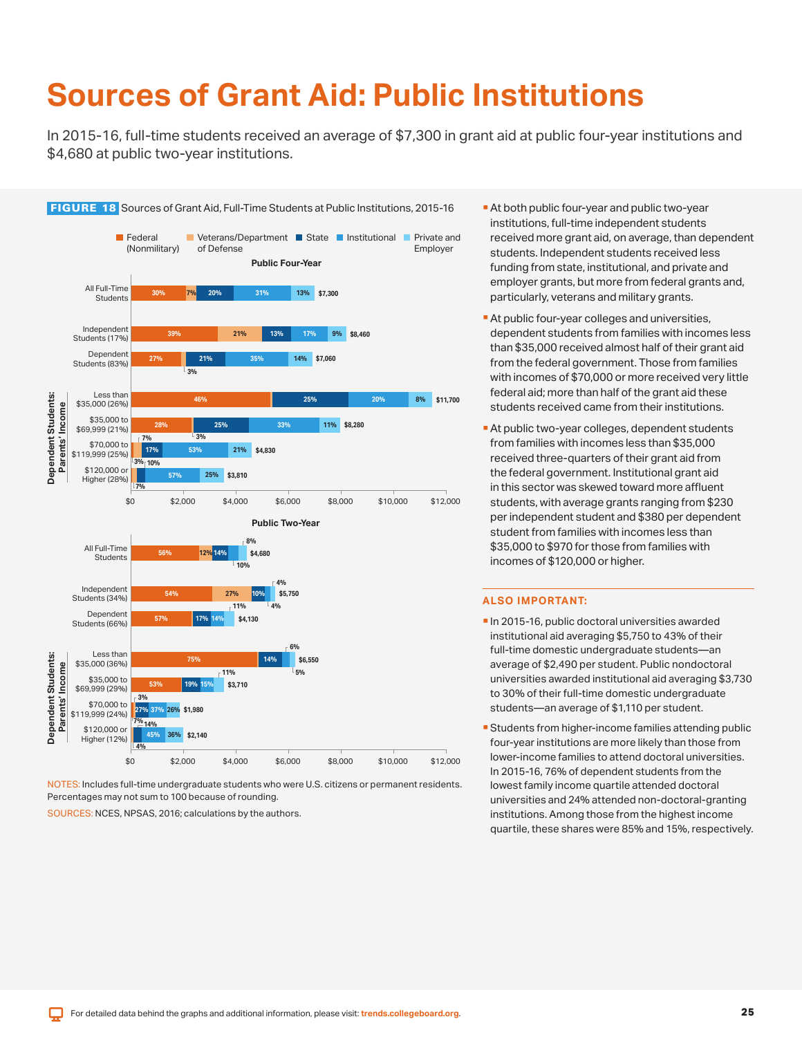# Sources of Grant Aid: Public Institutions

In 2015-16, full-time students received an average of $7,300 in grant aid at public four-year institutions and $4,680 at public two-year institutions.

**FIGURE 18** Sources of Grant Aid, Full-Time Students at Public Institutions, 2015-16

Legend: Federal (Nonmilitary), Veterans/Department of Defense, State, Institutional, Private and Employer

**Public Four-Year**

| | Federal (Nonmilitary) | Veterans/Department of Defense | State | Institutional | Private and Employer | Total |
|---|---|---|---|---|---|---|
| All Full-Time Students | 30% | 7% | 20% | 31% | 13% | $7,300 |
| Independent Students (17%) | 39% | 21% | 13% | 17% | 9% | $8,460 |
| Dependent Students (83%) | 27% | 3% | 21% | 35% | 14% | $7,060 |
| Dependent Students: Parents' Income — Less than $35,000 (26%) | 46% | | 25% | 20% | 8% | $11,700 |
| $35,000 to $69,999 (21%) | 28% | 3% | 25% | 33% | 11% | $8,280 |
| $70,000 to $119,999 (25%) | 3% | 7% | 17% | 53% | 21% | $4,830 |
| $120,000 or Higher (28%) | | 7% | 10% | 57% | 25% | $3,810 |

**Public Two-Year**

| | Federal (Nonmilitary) | Veterans/Department of Defense | State | Institutional | Private and Employer | Total |
|---|---|---|---|---|---|---|
| All Full-Time Students | 56% | 12% | 14% | 10% | 8% | $4,680 |
| Independent Students (34%) | 54% | 27% | 10% | 4% | 4% | $5,750 |
| Dependent Students (66%) | 57% | | 17% | 14% | 11% | $4,130 |
| Dependent Students: Parents' Income — Less than $35,000 (36%) | 75% | | 14% | 5% | 6% | $6,550 |
| $35,000 to $69,999 (29%) | 53% | | 19% | 15% | 11% | $3,710 |
| $70,000 to $119,999 (24%) | 3% | | 27% | 37% | 26% | $1,980 |
| $120,000 or Higher (12%) | 4% | | 14% | 45% | 36% | $2,140 |

NOTES: Includes full-time undergraduate students who were U.S. citizens or permanent residents. Percentages may not sum to 100 because of rounding.

SOURCES: NCES, NPSAS, 2016; calculations by the authors.

- At both public four-year and public two-year institutions, full-time independent students received more grant aid, on average, than dependent students. Independent students received less funding from state, institutional, and private and employer grants, but more from federal grants and, particularly, veterans and military grants.
- At public four-year colleges and universities, dependent students from families with incomes less than $35,000 received almost half of their grant aid from the federal government. Those from families with incomes of $70,000 or more received very little federal aid; more than half of the grant aid these students received came from their institutions.
- At public two-year colleges, dependent students from families with incomes less than $35,000 received three-quarters of their grant aid from the federal government. Institutional grant aid in this sector was skewed toward more affluent students, with average grants ranging from $230 per independent student and $380 per dependent student from families with incomes less than $35,000 to $970 for those from families with incomes of $120,000 or higher.

## ALSO IMPORTANT:

- In 2015-16, public doctoral universities awarded institutional aid averaging $5,750 to 43% of their full-time domestic undergraduate students—an average of $2,490 per student. Public nondoctoral universities awarded institutional aid averaging $3,730 to 30% of their full-time domestic undergraduate students—an average of $1,110 per student.
- Students from higher-income families attending public four-year institutions are more likely than those from lower-income families to attend doctoral universities. In 2015-16, 76% of dependent students from the lowest family income quartile attended doctoral universities and 24% attended non-doctoral-granting institutions. Among those from the highest income quartile, these shares were 85% and 15%, respectively.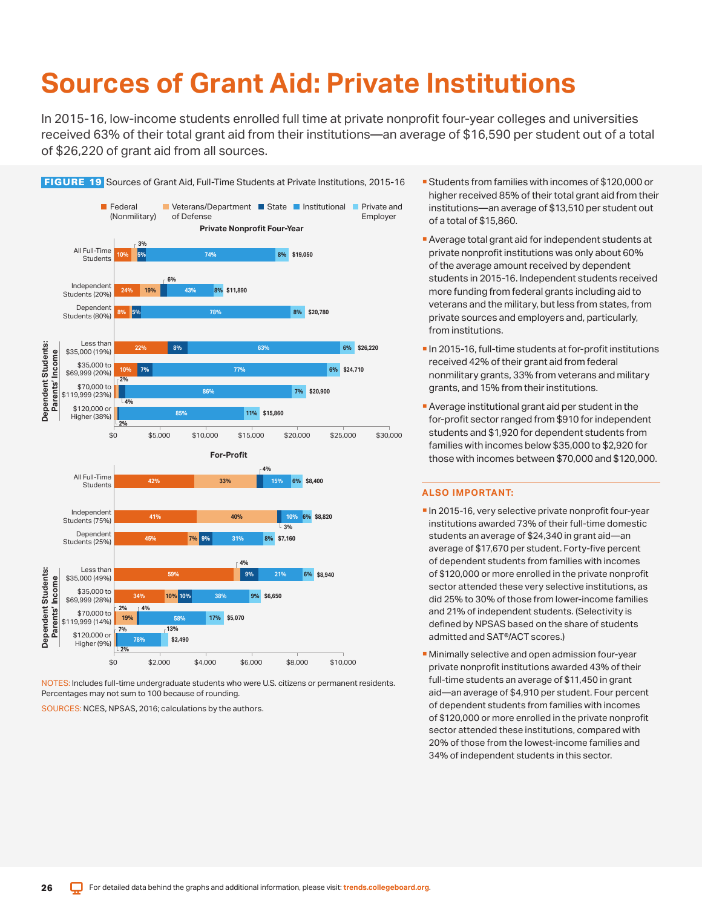# Sources of Grant Aid: Private Institutions

In 2015-16, low-income students enrolled full time at private nonprofit four-year colleges and universities received 63% of their total grant aid from their institutions—an average of $16,590 per student out of a total of $26,220 of grant aid from all sources.

**FIGURE 19** Sources of Grant Aid, Full-Time Students at Private Institutions, 2015-16

**Private Nonprofit Four-Year**

| | Federal (Nonmilitary) | Veterans/Department of Defense | State | Institutional | Private and Employer | Total |
|---|---|---|---|---|---|---|
| All Full-Time Students | 10% | 3% | 5% | 74% | 8% | $19,050 |
| Independent Students (20%) | 24% | 19% | 6% | 43% | 8% | $11,890 |
| Dependent Students (80%) | 8% | | 5% | 78% | 8% | $20,780 |
| Dependent Students: Parents' Income — Less than $35,000 (19%) | 22% | | 8% | 63% | 6% | $26,220 |
| $35,000 to $69,999 (20%) | 10% | | 7% | 77% | 6% | $24,710 |
| $70,000 to $119,999 (23%) | 2% | | 4% | 86% | 7% | $20,900 |
| $120,000 or Higher (38%) | 2% | | | 85% | 11% | $15,860 |

**For-Profit**

| | Federal (Nonmilitary) | Veterans/Department of Defense | State | Institutional | Private and Employer | Total |
|---|---|---|---|---|---|---|
| All Full-Time Students | 42% | 33% | 4% | 15% | 6% | $8,400 |
| Independent Students (75%) | 41% | 40% | 3% | 10% | 6% | $8,820 |
| Dependent Students (25%) | 45% | 7% | 9% | 31% | 8% | $7,160 |
| Dependent Students: Parents' Income — Less than $35,000 (49%) | 59% | 4% | 9% | 21% | 6% | $8,940 |
| $35,000 to $69,999 (28%) | 34% | 10% | 10% | 38% | 9% | $6,650 |
| $70,000 to $119,999 (14%) | 2% | 19% | 4% | 58% | 17% | $5,070 |
| $120,000 or Higher (9%) | 7% | | 2% | 78% | 13% | $2,490 |

NOTES: Includes full-time undergraduate students who were U.S. citizens or permanent residents. Percentages may not sum to 100 because of rounding.

SOURCES: NCES, NPSAS, 2016; calculations by the authors.

- Students from families with incomes of $120,000 or higher received 85% of their total grant aid from their institutions—an average of $13,510 per student out of a total of $15,860.
- Average total grant aid for independent students at private nonprofit institutions was only about 60% of the average amount received by dependent students in 2015-16. Independent students received more funding from federal grants including aid to veterans and the military, but less from states, from private sources and employers and, particularly, from institutions.
- In 2015-16, full-time students at for-profit institutions received 42% of their grant aid from federal nonmilitary grants, 33% from veterans and military grants, and 15% from their institutions.
- Average institutional grant aid per student in the for-profit sector ranged from $910 for independent students and $1,920 for dependent students from families with incomes below $35,000 to $2,920 for those with incomes between $70,000 and $120,000.

## ALSO IMPORTANT:

- In 2015-16, very selective private nonprofit four-year institutions awarded 73% of their full-time domestic students an average of $24,340 in grant aid—an average of $17,670 per student. Forty-five percent of dependent students from families with incomes of $120,000 or more enrolled in the private nonprofit sector attended these very selective institutions, as did 25% to 30% of those from lower-income families and 21% of independent students. (Selectivity is defined by NPSAS based on the share of students admitted and SAT®/ACT scores.)
- Minimally selective and open admission four-year private nonprofit institutions awarded 43% of their full-time students an average of $11,450 in grant aid—an average of $4,910 per student. Four percent of dependent students from families with incomes of $120,000 or more enrolled in the private nonprofit sector attended these institutions, compared with 20% of those from the lowest-income families and 34% of independent students in this sector.

For detailed data behind the graphs and additional information, please visit: trends.collegeboard.org.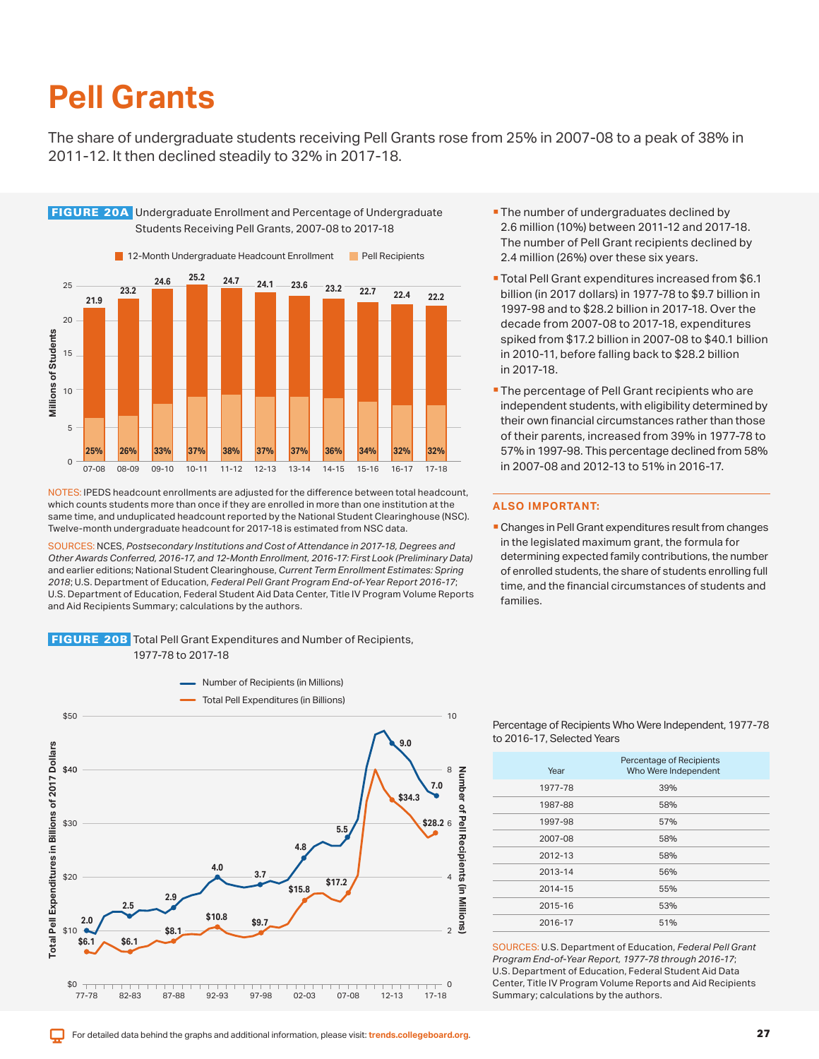# Pell Grants

The share of undergraduate students receiving Pell Grants rose from 25% in 2007-08 to a peak of 38% in 2011-12. It then declined steadily to 32% in 2017-18.

**FIGURE 20A** Undergraduate Enrollment and Percentage of Undergraduate Students Receiving Pell Grants, 2007-08 to 2017-18

| Year | 12-Month Undergraduate Headcount Enrollment (Millions) | Pell Recipients (%) |
|---|---|---|
| 07-08 | 21.9 | 25% |
| 08-09 | 23.2 | 26% |
| 09-10 | 24.6 | 33% |
| 10-11 | 25.2 | 37% |
| 11-12 | 24.7 | 38% |
| 12-13 | 24.1 | 37% |
| 13-14 | 23.6 | 37% |
| 14-15 | 23.2 | 36% |
| 15-16 | 22.7 | 34% |
| 16-17 | 22.4 | 32% |
| 17-18 | 22.2 | 32% |

NOTES: IPEDS headcount enrollments are adjusted for the difference between total headcount, which counts students more than once if they are enrolled in more than one institution at the same time, and unduplicated headcount reported by the National Student Clearinghouse (NSC). Twelve-month undergraduate headcount for 2017-18 is estimated from NSC data.

SOURCES: NCES, *Postsecondary Institutions and Cost of Attendance in 2017-18, Degrees and Other Awards Conferred, 2016-17, and 12-Month Enrollment, 2016-17: First Look (Preliminary Data)* and earlier editions; National Student Clearinghouse, *Current Term Enrollment Estimates: Spring 2018*; U.S. Department of Education, *Federal Pell Grant Program End-of-Year Report 2016-17*; U.S. Department of Education, Federal Student Aid Data Center, Title IV Program Volume Reports and Aid Recipients Summary; calculations by the authors.

- The number of undergraduates declined by 2.6 million (10%) between 2011-12 and 2017-18. The number of Pell Grant recipients declined by 2.4 million (26%) over these six years.
- Total Pell Grant expenditures increased from $6.1 billion (in 2017 dollars) in 1977-78 to $9.7 billion in 1997-98 and to $28.2 billion in 2017-18. Over the decade from 2007-08 to 2017-18, expenditures spiked from $17.2 billion in 2007-08 to $40.1 billion in 2010-11, before falling back to $28.2 billion in 2017-18.
- The percentage of Pell Grant recipients who are independent students, with eligibility determined by their own financial circumstances rather than those of their parents, increased from 39% in 1977-78 to 57% in 1997-98. This percentage declined from 58% in 2007-08 and 2012-13 to 51% in 2016-17.

**ALSO IMPORTANT:**

- Changes in Pell Grant expenditures result from changes in the legislated maximum grant, the formula for determining expected family contributions, the number of enrolled students, the share of students enrolling full time, and the financial circumstances of students and families.

**FIGURE 20B** Total Pell Grant Expenditures and Number of Recipients, 1977-78 to 2017-18

| Year | Number of Recipients (in Millions) | Total Pell Expenditures (in Billions of 2017 Dollars) |
|---|---|---|
| 77-78 | 2.0 | $6.1 |
| 82-83 | 2.5 | $6.1 |
| 87-88 | 2.9 | $8.1 |
| 92-93 | 4.0 | $10.8 |
| 97-98 | 3.7 | $9.7 |
| 02-03 | 4.8 | $15.8 |
| 07-08 | 5.5 | $17.2 |
| 12-13 | 9.0 | $34.3 |
| 17-18 | 7.0 | $28.2 |

Percentage of Recipients Who Were Independent, 1977-78 to 2016-17, Selected Years

| Year | Percentage of Recipients Who Were Independent |
|---|---|
| 1977-78 | 39% |
| 1987-88 | 58% |
| 1997-98 | 57% |
| 2007-08 | 58% |
| 2012-13 | 58% |
| 2013-14 | 56% |
| 2014-15 | 55% |
| 2015-16 | 53% |
| 2016-17 | 51% |

SOURCES: U.S. Department of Education, *Federal Pell Grant Program End-of-Year Report, 1977-78 through 2016-17*; U.S. Department of Education, Federal Student Aid Data Center, Title IV Program Volume Reports and Aid Recipients Summary; calculations by the authors.

For detailed data behind the graphs and additional information, please visit: trends.collegeboard.org.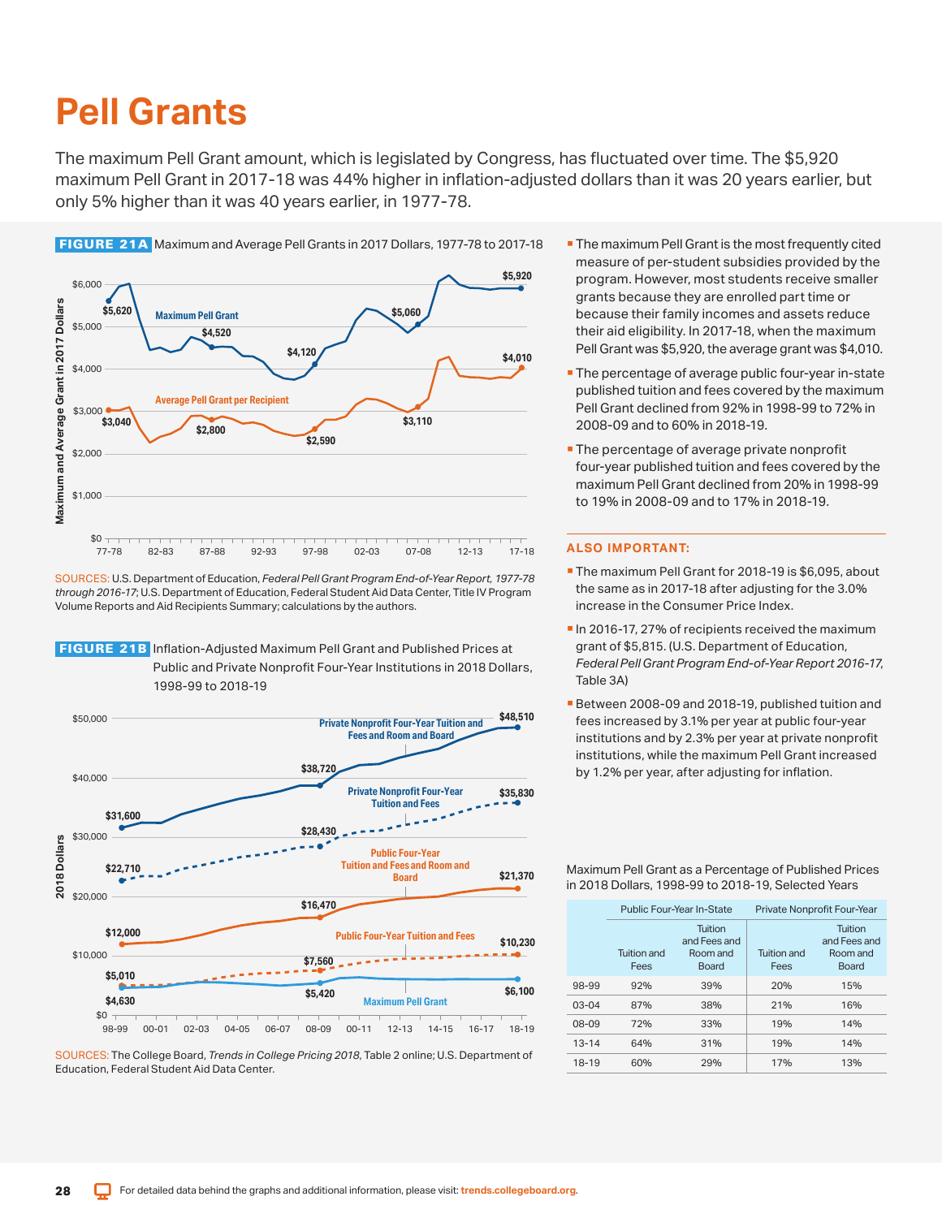# Pell Grants

The maximum Pell Grant amount, which is legislated by Congress, has fluctuated over time. The $5,920 maximum Pell Grant in 2017-18 was 44% higher in inflation-adjusted dollars than it was 20 years earlier, but only 5% higher than it was 40 years earlier, in 1977-78.

**FIGURE 21A** Maximum and Average Pell Grants in 2017 Dollars, 1977-78 to 2017-18

SOURCES: U.S. Department of Education, *Federal Pell Grant Program End-of-Year Report, 1977-78 through 2016-17*; U.S. Department of Education, Federal Student Aid Data Center, Title IV Program Volume Reports and Aid Recipients Summary; calculations by the authors.

**FIGURE 21B** Inflation-Adjusted Maximum Pell Grant and Published Prices at Public and Private Nonprofit Four-Year Institutions in 2018 Dollars, 1998-99 to 2018-19

SOURCES: The College Board, *Trends in College Pricing 2018*, Table 2 online; U.S. Department of Education, Federal Student Aid Data Center.

- The maximum Pell Grant is the most frequently cited measure of per-student subsidies provided by the program. However, most students receive smaller grants because they are enrolled part time or because their family incomes and assets reduce their aid eligibility. In 2017-18, when the maximum Pell Grant was $5,920, the average grant was $4,010.
- The percentage of average public four-year in-state published tuition and fees covered by the maximum Pell Grant declined from 92% in 1998-99 to 72% in 2008-09 and to 60% in 2018-19.
- The percentage of average private nonprofit four-year published tuition and fees covered by the maximum Pell Grant declined from 20% in 1998-99 to 19% in 2008-09 and to 17% in 2018-19.

## ALSO IMPORTANT:

- The maximum Pell Grant for 2018-19 is $6,095, about the same as in 2017-18 after adjusting for the 3.0% increase in the Consumer Price Index.
- In 2016-17, 27% of recipients received the maximum grant of $5,815. (U.S. Department of Education, *Federal Pell Grant Program End-of-Year Report 2016-17*, Table 3A)
- Between 2008-09 and 2018-19, published tuition and fees increased by 3.1% per year at public four-year institutions and by 2.3% per year at private nonprofit institutions, while the maximum Pell Grant increased by 1.2% per year, after adjusting for inflation.

Maximum Pell Grant as a Percentage of Published Prices in 2018 Dollars, 1998-99 to 2018-19, Selected Years

| | Public Four-Year In-State | | Private Nonprofit Four-Year | |
|---|---|---|---|---|
| | Tuition and Fees | Tuition and Fees and Room and Board | Tuition and Fees | Tuition and Fees and Room and Board |
| 98-99 | 92% | 39% | 20% | 15% |
| 03-04 | 87% | 38% | 21% | 16% |
| 08-09 | 72% | 33% | 19% | 14% |
| 13-14 | 64% | 31% | 19% | 14% |
| 18-19 | 60% | 29% | 17% | 13% |

For detailed data behind the graphs and additional information, please visit: trends.collegeboard.org.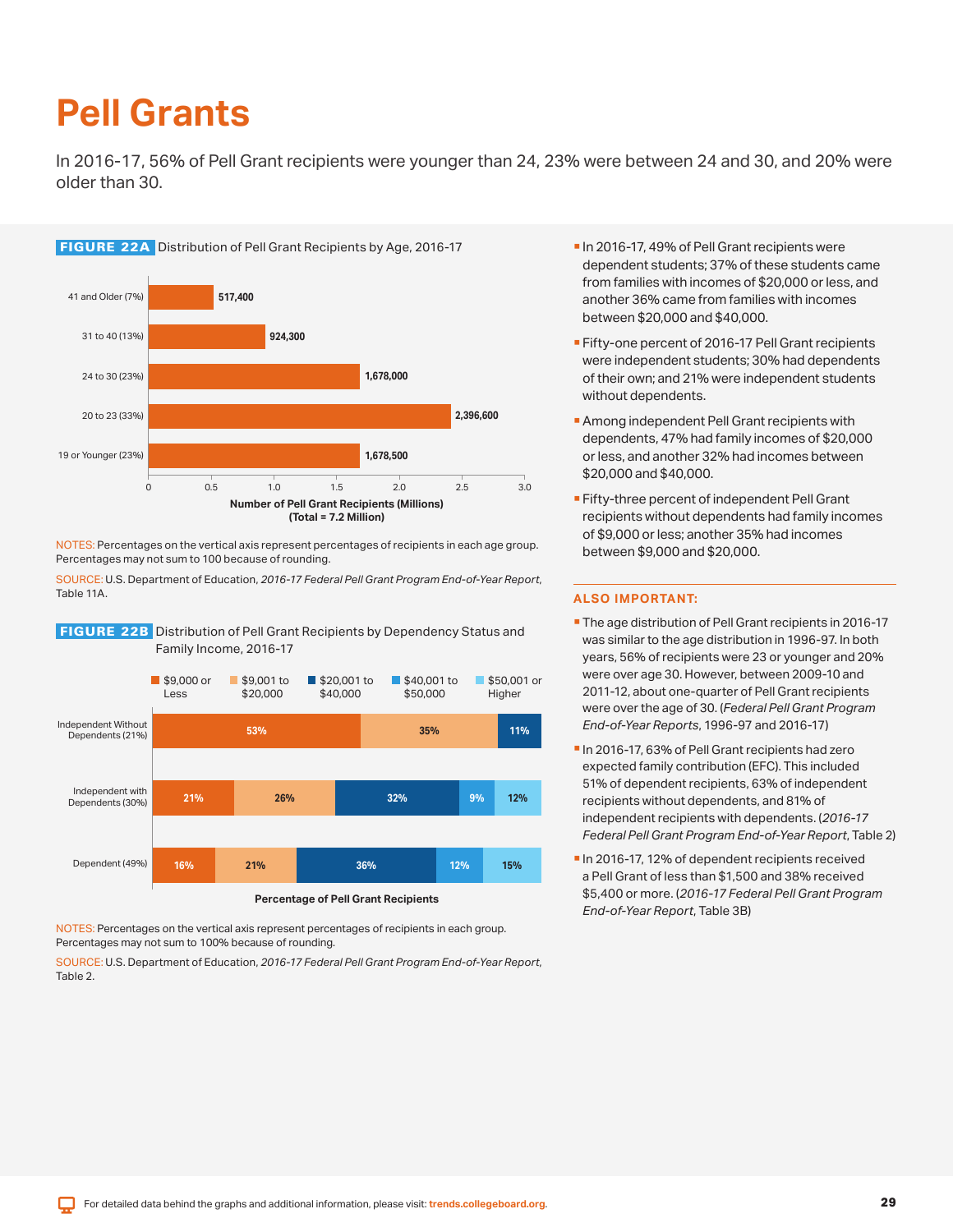# Pell Grants

In 2016-17, 56% of Pell Grant recipients were younger than 24, 23% were between 24 and 30, and 20% were older than 30.

**FIGURE 22A** Distribution of Pell Grant Recipients by Age, 2016-17

| Age Group | Number of Pell Grant Recipients |
|---|---|
| 41 and Older (7%) | 517,400 |
| 31 to 40 (13%) | 924,300 |
| 24 to 30 (23%) | 1,678,000 |
| 20 to 23 (33%) | 2,396,600 |
| 19 or Younger (23%) | 1,678,500 |

Number of Pell Grant Recipients (Millions) (Total = 7.2 Million)

NOTES: Percentages on the vertical axis represent percentages of recipients in each age group. Percentages may not sum to 100 because of rounding.

SOURCE: U.S. Department of Education, *2016-17 Federal Pell Grant Program End-of-Year Report*, Table 11A.

**FIGURE 22B** Distribution of Pell Grant Recipients by Dependency Status and Family Income, 2016-17

| | $9,000 or Less | $9,001 to $20,000 | $20,001 to $40,000 | $40,001 to $50,000 | $50,001 or Higher |
|---|---|---|---|---|---|
| Independent Without Dependents (21%) | 53% | 35% | 11% | | |
| Independent with Dependents (30%) | 21% | 26% | 32% | 9% | 12% |
| Dependent (49%) | 16% | 21% | 36% | 12% | 15% |

Percentage of Pell Grant Recipients

NOTES: Percentages on the vertical axis represent percentages of recipients in each group. Percentages may not sum to 100% because of rounding.

SOURCE: U.S. Department of Education, *2016-17 Federal Pell Grant Program End-of-Year Report*, Table 2.

- In 2016-17, 49% of Pell Grant recipients were dependent students; 37% of these students came from families with incomes of $20,000 or less, and another 36% came from families with incomes between $20,000 and $40,000.
- Fifty-one percent of 2016-17 Pell Grant recipients were independent students; 30% had dependents of their own; and 21% were independent students without dependents.
- Among independent Pell Grant recipients with dependents, 47% had family incomes of $20,000 or less, and another 32% had incomes between $20,000 and $40,000.
- Fifty-three percent of independent Pell Grant recipients without dependents had family incomes of $9,000 or less; another 35% had incomes between $9,000 and $20,000.

### ALSO IMPORTANT:

- The age distribution of Pell Grant recipients in 2016-17 was similar to the age distribution in 1996-97. In both years, 56% of recipients were 23 or younger and 20% were over age 30. However, between 2009-10 and 2011-12, about one-quarter of Pell Grant recipients were over the age of 30. (*Federal Pell Grant Program End-of-Year Reports*, 1996-97 and 2016-17)
- In 2016-17, 63% of Pell Grant recipients had zero expected family contribution (EFC). This included 51% of dependent recipients, 63% of independent recipients without dependents, and 81% of independent recipients with dependents. (*2016-17 Federal Pell Grant Program End-of-Year Report*, Table 2)
- In 2016-17, 12% of dependent recipients received a Pell Grant of less than $1,500 and 38% received $5,400 or more. (*2016-17 Federal Pell Grant Program End-of-Year Report*, Table 3B)

For detailed data behind the graphs and additional information, please visit: trends.collegeboard.org.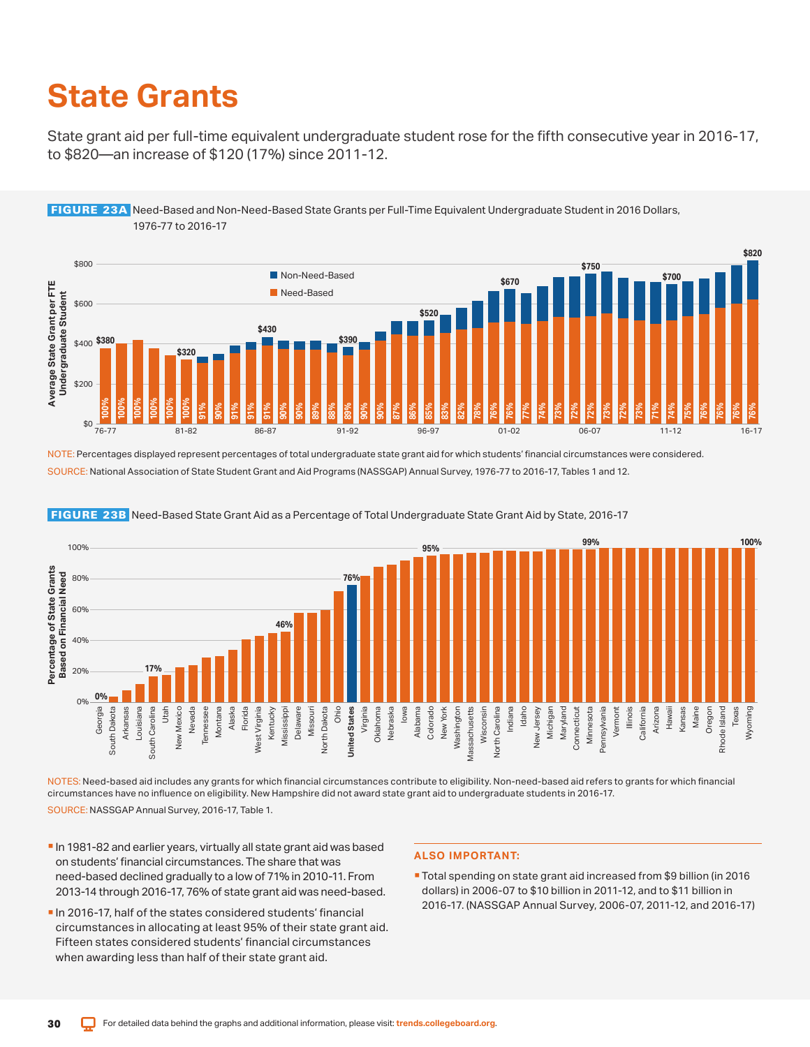# State Grants

State grant aid per full-time equivalent undergraduate student rose for the fifth consecutive year in 2016-17, to $820—an increase of $120 (17%) since 2011-12.

**FIGURE 23A** Need-Based and Non-Need-Based State Grants per Full-Time Equivalent Undergraduate Student in 2016 Dollars, 1976-77 to 2016-17

NOTE: Percentages displayed represent percentages of total undergraduate state grant aid for which students' financial circumstances were considered.

SOURCE: National Association of State Student Grant and Aid Programs (NASSGAP) Annual Survey, 1976-77 to 2016-17, Tables 1 and 12.

**FIGURE 23B** Need-Based State Grant Aid as a Percentage of Total Undergraduate State Grant Aid by State, 2016-17

NOTES: Need-based aid includes any grants for which financial circumstances contribute to eligibility. Non-need-based aid refers to grants for which financial circumstances have no influence on eligibility. New Hampshire did not award state grant aid to undergraduate students in 2016-17.

SOURCE: NASSGAP Annual Survey, 2016-17, Table 1.

- In 1981-82 and earlier years, virtually all state grant aid was based on students' financial circumstances. The share that was need-based declined gradually to a low of 71% in 2010-11. From 2013-14 through 2016-17, 76% of state grant aid was need-based.
- In 2016-17, half of the states considered students' financial circumstances in allocating at least 95% of their state grant aid. Fifteen states considered students' financial circumstances when awarding less than half of their state grant aid.

**ALSO IMPORTANT:**

- Total spending on state grant aid increased from $9 billion (in 2016 dollars) in 2006-07 to $10 billion in 2011-12, and to $11 billion in 2016-17. (NASSGAP Annual Survey, 2006-07, 2011-12, and 2016-17)

For detailed data behind the graphs and additional information, please visit: trends.collegeboard.org.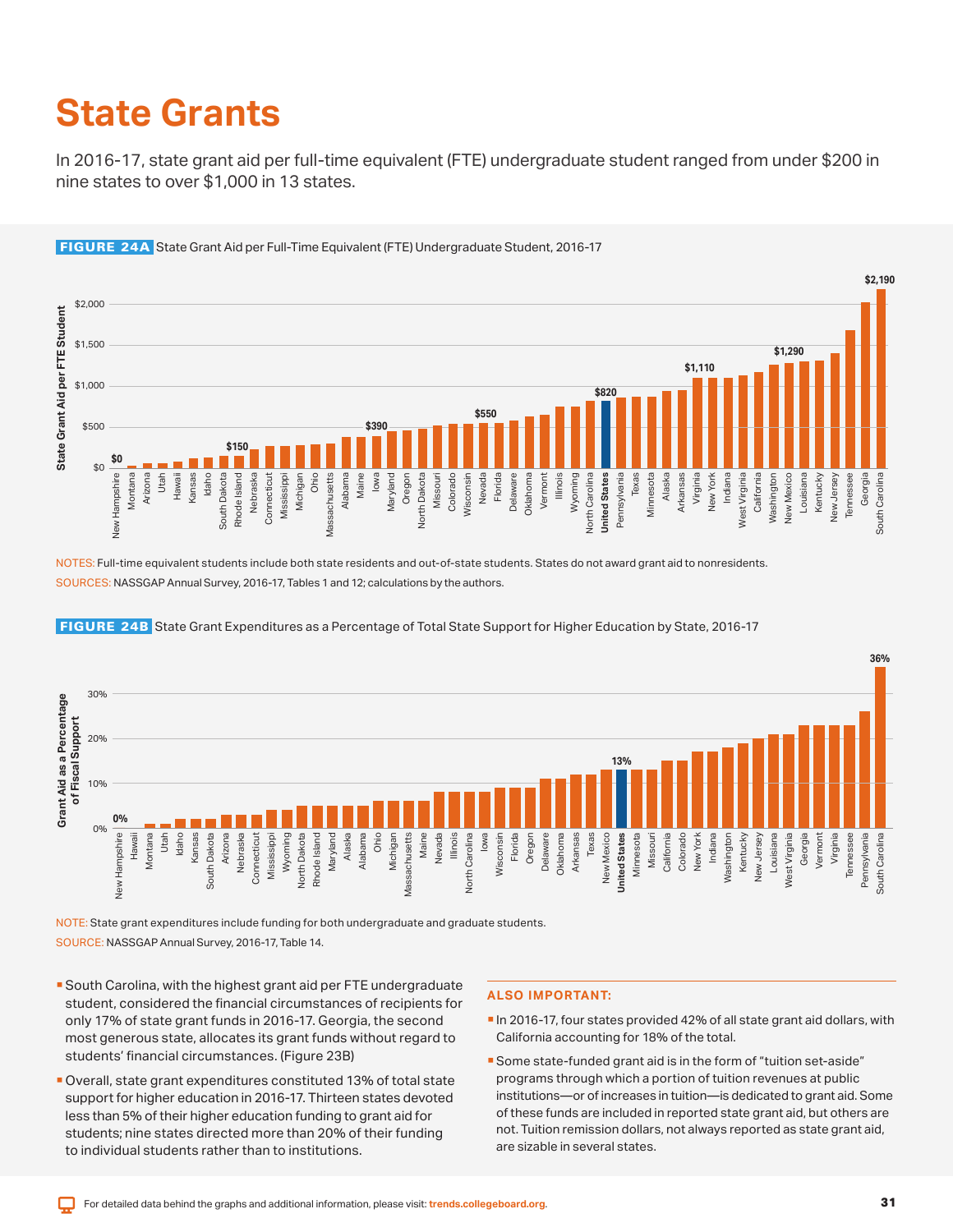# State Grants

In 2016-17, state grant aid per full-time equivalent (FTE) undergraduate student ranged from under $200 in nine states to over $1,000 in 13 states.

**FIGURE 24A** State Grant Aid per Full-Time Equivalent (FTE) Undergraduate Student, 2016-17

NOTES: Full-time equivalent students include both state residents and out-of-state students. States do not award grant aid to nonresidents.

SOURCES: NASSGAP Annual Survey, 2016-17, Tables 1 and 12; calculations by the authors.

**FIGURE 24B** State Grant Expenditures as a Percentage of Total State Support for Higher Education by State, 2016-17

NOTE: State grant expenditures include funding for both undergraduate and graduate students.

SOURCE: NASSGAP Annual Survey, 2016-17, Table 14.

- South Carolina, with the highest grant aid per FTE undergraduate student, considered the financial circumstances of recipients for only 17% of state grant funds in 2016-17. Georgia, the second most generous state, allocates its grant funds without regard to students' financial circumstances. (Figure 23B)
- Overall, state grant expenditures constituted 13% of total state support for higher education in 2016-17. Thirteen states devoted less than 5% of their higher education funding to grant aid for students; nine states directed more than 20% of their funding to individual students rather than to institutions.

**ALSO IMPORTANT:**

- In 2016-17, four states provided 42% of all state grant aid dollars, with California accounting for 18% of the total.
- Some state-funded grant aid is in the form of "tuition set-aside" programs through which a portion of tuition revenues at public institutions—or of increases in tuition—is dedicated to grant aid. Some of these funds are included in reported state grant aid, but others are not. Tuition remission dollars, not always reported as state grant aid, are sizable in several states.

For detailed data behind the graphs and additional information, please visit: trends.collegeboard.org.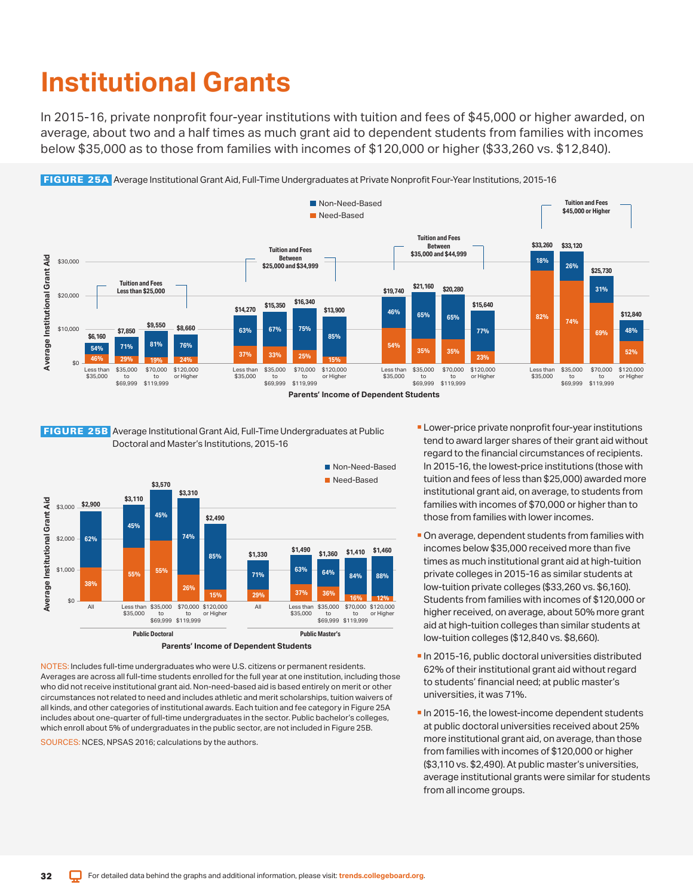# Institutional Grants

In 2015-16, private nonprofit four-year institutions with tuition and fees of $45,000 or higher awarded, on average, about two and a half times as much grant aid to dependent students from families with incomes below $35,000 as to those from families with incomes of $120,000 or higher ($33,260 vs. $12,840).

**FIGURE 25A** Average Institutional Grant Aid, Full-Time Undergraduates at Private Nonprofit Four-Year Institutions, 2015-16

| Tuition and Fees | Parents' Income of Dependent Students | Average Institutional Grant Aid | Non-Need-Based | Need-Based |
|---|---|---|---|---|
| Less than $25,000 | Less than $35,000 | $6,160 | 54% | 46% |
| | $35,000 to $69,999 | $7,850 | 71% | 29% |
| | $70,000 to $119,999 | $9,550 | 81% | 19% |
| | $120,000 or Higher | $8,660 | 76% | 24% |
| Between $25,000 and $34,999 | Less than $35,000 | $14,270 | 63% | 37% |
| | $35,000 to $69,999 | $15,350 | 67% | 33% |
| | $70,000 to $119,999 | $16,340 | 75% | 25% |
| | $120,000 or Higher | $13,900 | 85% | 15% |
| Between $35,000 and $44,999 | Less than $35,000 | $19,740 | 46% | 54% |
| | $35,000 to $69,999 | $21,160 | 65% | 35% |
| | $70,000 to $119,999 | $20,280 | 65% | 35% |
| | $120,000 or Higher | $15,640 | 77% | 23% |
| $45,000 or Higher | Less than $35,000 | $33,260 | 18% | 82% |
| | $35,000 to $69,999 | $33,120 | 26% | 74% |
| | $70,000 to $119,999 | $25,730 | 31% | 69% |
| | $120,000 or Higher | $12,840 | 48% | 52% |

**FIGURE 25B** Average Institutional Grant Aid, Full-Time Undergraduates at Public Doctoral and Master's Institutions, 2015-16

| Sector | Parents' Income of Dependent Students | Average Institutional Grant Aid | Non-Need-Based | Need-Based |
|---|---|---|---|---|
| Public Doctoral | All | $2,900 | 62% | 38% |
| | Less than $35,000 | $3,110 | 45% | 55% |
| | $35,000 to $69,999 | $3,570 | 45% | 55% |
| | $70,000 to $119,999 | $3,310 | 74% | 26% |
| | $120,000 or Higher | $2,490 | 85% | 15% |
| Public Master's | All | $1,330 | 71% | 29% |
| | Less than $35,000 | $1,490 | 63% | 37% |
| | $35,000 to $69,999 | $1,360 | 64% | 36% |
| | $70,000 to $119,999 | $1,410 | 84% | 16% |
| | $120,000 or Higher | $1,460 | 88% | 12% |

NOTES: Includes full-time undergraduates who were U.S. citizens or permanent residents. Averages are across all full-time students enrolled for the full year at one institution, including those who did not receive institutional grant aid. Non-need-based aid is based entirely on merit or other circumstances not related to need and includes athletic and merit scholarships, tuition waivers of all kinds, and other categories of institutional awards. Each tuition and fee category in Figure 25A includes about one-quarter of full-time undergraduates in the sector. Public bachelor's colleges, which enroll about 5% of undergraduates in the public sector, are not included in Figure 25B.

SOURCES: NCES, NPSAS 2016; calculations by the authors.

- Lower-price private nonprofit four-year institutions tend to award larger shares of their grant aid without regard to the financial circumstances of recipients. In 2015-16, the lowest-price institutions (those with tuition and fees of less than $25,000) awarded more institutional grant aid, on average, to students from families with incomes of $70,000 or higher than to those from families with lower incomes.
- On average, dependent students from families with incomes below $35,000 received more than five times as much institutional grant aid at high-tuition private colleges in 2015-16 as similar students at low-tuition private colleges ($33,260 vs. $6,160). Students from families with incomes of $120,000 or higher received, on average, about 50% more grant aid at high-tuition colleges than similar students at low-tuition colleges ($12,840 vs. $8,660).
- In 2015-16, public doctoral universities distributed 62% of their institutional grant aid without regard to students' financial need; at public master's universities, it was 71%.
- In 2015-16, the lowest-income dependent students at public doctoral universities received about 25% more institutional grant aid, on average, than those from families with incomes of $120,000 or higher ($3,110 vs. $2,490). At public master's universities, average institutional grants were similar for students from all income groups.

For detailed data behind the graphs and additional information, please visit: trends.collegeboard.org.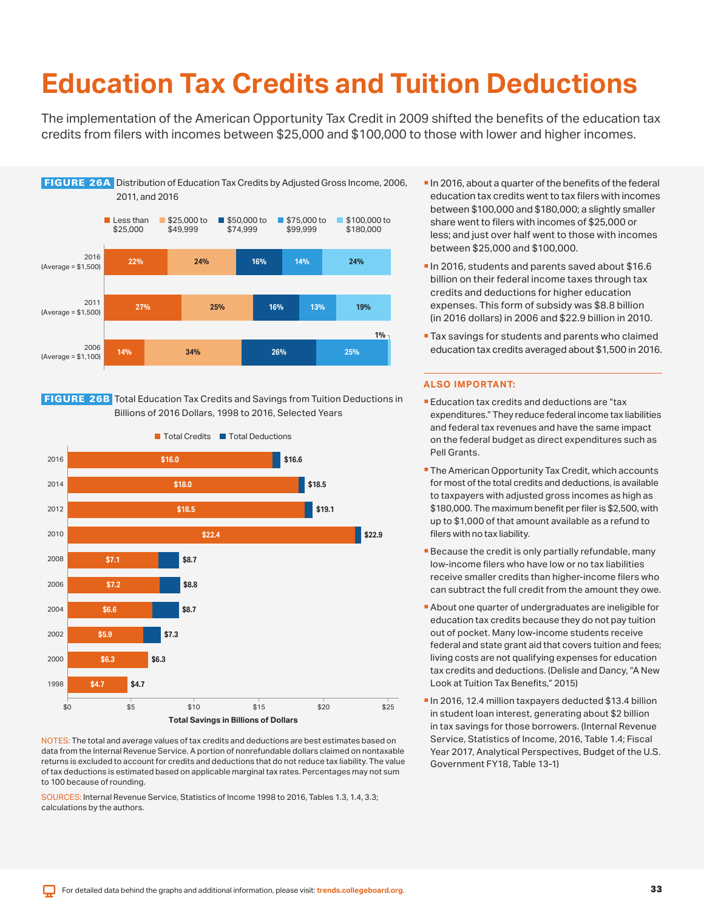# Education Tax Credits and Tuition Deductions

The implementation of the American Opportunity Tax Credit in 2009 shifted the benefits of the education tax credits from filers with incomes between $25,000 and $100,000 to those with lower and higher incomes.

**FIGURE 26A** Distribution of Education Tax Credits by Adjusted Gross Income, 2006, 2011, and 2016

| Year | Less than $25,000 | $25,000 to $49,999 | $50,000 to $74,999 | $75,000 to $99,999 | $100,000 to $180,000 |
|---|---|---|---|---|---|
| 2016 (Average = $1,500) | 22% | 24% | 16% | 14% | 24% |
| 2011 (Average = $1,500) | 27% | 25% | 16% | 13% | 19% |
| 2006 (Average = $1,100) | 14% | 34% | 26% | 25% | 1% |

**FIGURE 26B** Total Education Tax Credits and Savings from Tuition Deductions in Billions of 2016 Dollars, 1998 to 2016, Selected Years

| Year | Total Credits | Total (Credits + Deductions) |
|---|---|---|
| 2016 | $16.0 | $16.6 |
| 2014 | $18.0 | $18.5 |
| 2012 | $18.5 | $19.1 |
| 2010 | $22.4 | $22.9 |
| 2008 | $7.1 | $8.7 |
| 2006 | $7.2 | $8.8 |
| 2004 | $6.6 | $8.7 |
| 2002 | $5.9 | $7.3 |
| 2000 | $6.3 | $6.3 |
| 1998 | $4.7 | $4.7 |

Total Savings in Billions of Dollars

NOTES: The total and average values of tax credits and deductions are best estimates based on data from the Internal Revenue Service. A portion of nonrefundable dollars claimed on nontaxable returns is excluded to account for credits and deductions that do not reduce tax liability. The value of tax deductions is estimated based on applicable marginal tax rates. Percentages may not sum to 100 because of rounding.

SOURCES: Internal Revenue Service, Statistics of Income 1998 to 2016, Tables 1.3, 1.4, 3.3; calculations by the authors.

- In 2016, about a quarter of the benefits of the federal education tax credits went to tax filers with incomes between $100,000 and $180,000; a slightly smaller share went to filers with incomes of $25,000 or less; and just over half went to those with incomes between $25,000 and $100,000.
- In 2016, students and parents saved about $16.6 billion on their federal income taxes through tax credits and deductions for higher education expenses. This form of subsidy was $8.8 billion (in 2016 dollars) in 2006 and $22.9 billion in 2010.
- Tax savings for students and parents who claimed education tax credits averaged about $1,500 in 2016.

## ALSO IMPORTANT:

- Education tax credits and deductions are "tax expenditures." They reduce federal income tax liabilities and federal tax revenues and have the same impact on the federal budget as direct expenditures such as Pell Grants.
- The American Opportunity Tax Credit, which accounts for most of the total credits and deductions, is available to taxpayers with adjusted gross incomes as high as $180,000. The maximum benefit per filer is $2,500, with up to $1,000 of that amount available as a refund to filers with no tax liability.
- Because the credit is only partially refundable, many low-income filers who have low or no tax liabilities receive smaller credits than higher-income filers who can subtract the full credit from the amount they owe.
- About one quarter of undergraduates are ineligible for education tax credits because they do not pay tuition out of pocket. Many low-income students receive federal and state grant aid that covers tuition and fees; living costs are not qualifying expenses for education tax credits and deductions. (Delisle and Dancy, "A New Look at Tuition Tax Benefits," 2015)
- In 2016, 12.4 million taxpayers deducted $13.4 billion in student loan interest, generating about $2 billion in tax savings for those borrowers. (Internal Revenue Service, Statistics of Income, 2016, Table 1.4; Fiscal Year 2017, Analytical Perspectives, Budget of the U.S. Government FY18, Table 13-1)

For detailed data behind the graphs and additional information, please visit: trends.collegeboard.org.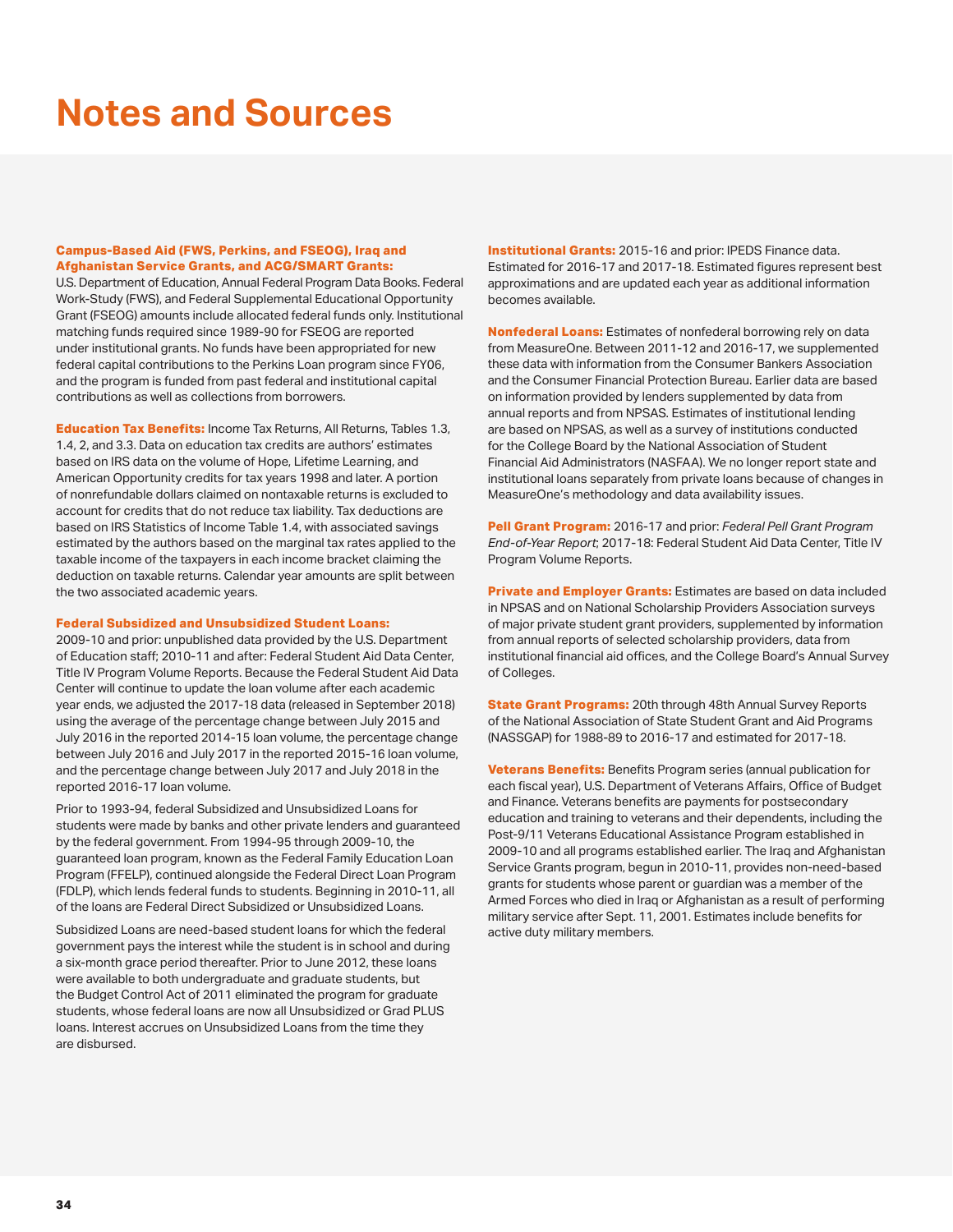# Notes and Sources

**Campus-Based Aid (FWS, Perkins, and FSEOG), Iraq and Afghanistan Service Grants, and ACG/SMART Grants:** U.S. Department of Education, Annual Federal Program Data Books. Federal Work-Study (FWS), and Federal Supplemental Educational Opportunity Grant (FSEOG) amounts include allocated federal funds only. Institutional matching funds required since 1989-90 for FSEOG are reported under institutional grants. No funds have been appropriated for new federal capital contributions to the Perkins Loan program since FY06, and the program is funded from past federal and institutional capital contributions as well as collections from borrowers.

**Education Tax Benefits:** Income Tax Returns, All Returns, Tables 1.3, 1.4, 2, and 3.3. Data on education tax credits are authors' estimates based on IRS data on the volume of Hope, Lifetime Learning, and American Opportunity credits for tax years 1998 and later. A portion of nonrefundable dollars claimed on nontaxable returns is excluded to account for credits that do not reduce tax liability. Tax deductions are based on IRS Statistics of Income Table 1.4, with associated savings estimated by the authors based on the marginal tax rates applied to the taxable income of the taxpayers in each income bracket claiming the deduction on taxable returns. Calendar year amounts are split between the two associated academic years.

**Federal Subsidized and Unsubsidized Student Loans:** 2009-10 and prior: unpublished data provided by the U.S. Department of Education staff; 2010-11 and after: Federal Student Aid Data Center, Title IV Program Volume Reports. Because the Federal Student Aid Data Center will continue to update the loan volume after each academic year ends, we adjusted the 2017-18 data (released in September 2018) using the average of the percentage change between July 2015 and July 2016 in the reported 2014-15 loan volume, the percentage change between July 2016 and July 2017 in the reported 2015-16 loan volume, and the percentage change between July 2017 and July 2018 in the reported 2016-17 loan volume.

Prior to 1993-94, federal Subsidized and Unsubsidized Loans for students were made by banks and other private lenders and guaranteed by the federal government. From 1994-95 through 2009-10, the guaranteed loan program, known as the Federal Family Education Loan Program (FFELP), continued alongside the Federal Direct Loan Program (FDLP), which lends federal funds to students. Beginning in 2010-11, all of the loans are Federal Direct Subsidized or Unsubsidized Loans.

Subsidized Loans are need-based student loans for which the federal government pays the interest while the student is in school and during a six-month grace period thereafter. Prior to June 2012, these loans were available to both undergraduate and graduate students, but the Budget Control Act of 2011 eliminated the program for graduate students, whose federal loans are now all Unsubsidized or Grad PLUS loans. Interest accrues on Unsubsidized Loans from the time they are disbursed.

**Institutional Grants:** 2015-16 and prior: IPEDS Finance data. Estimated for 2016-17 and 2017-18. Estimated figures represent best approximations and are updated each year as additional information becomes available.

**Nonfederal Loans:** Estimates of nonfederal borrowing rely on data from MeasureOne. Between 2011-12 and 2016-17, we supplemented these data with information from the Consumer Bankers Association and the Consumer Financial Protection Bureau. Earlier data are based on information provided by lenders supplemented by data from annual reports and from NPSAS. Estimates of institutional lending are based on NPSAS, as well as a survey of institutions conducted for the College Board by the National Association of Student Financial Aid Administrators (NASFAA). We no longer report state and institutional loans separately from private loans because of changes in MeasureOne's methodology and data availability issues.

**Pell Grant Program:** 2016-17 and prior: *Federal Pell Grant Program End-of-Year Report*; 2017-18: Federal Student Aid Data Center, Title IV Program Volume Reports.

**Private and Employer Grants:** Estimates are based on data included in NPSAS and on National Scholarship Providers Association surveys of major private student grant providers, supplemented by information from annual reports of selected scholarship providers, data from institutional financial aid offices, and the College Board's Annual Survey of Colleges.

**State Grant Programs:** 20th through 48th Annual Survey Reports of the National Association of State Student Grant and Aid Programs (NASSGAP) for 1988-89 to 2016-17 and estimated for 2017-18.

**Veterans Benefits:** Benefits Program series (annual publication for each fiscal year), U.S. Department of Veterans Affairs, Office of Budget and Finance. Veterans benefits are payments for postsecondary education and training to veterans and their dependents, including the Post-9/11 Veterans Educational Assistance Program established in 2009-10 and all programs established earlier. The Iraq and Afghanistan Service Grants program, begun in 2010-11, provides non-need-based grants for students whose parent or guardian was a member of the Armed Forces who died in Iraq or Afghanistan as a result of performing military service after Sept. 11, 2001. Estimates include benefits for active duty military members.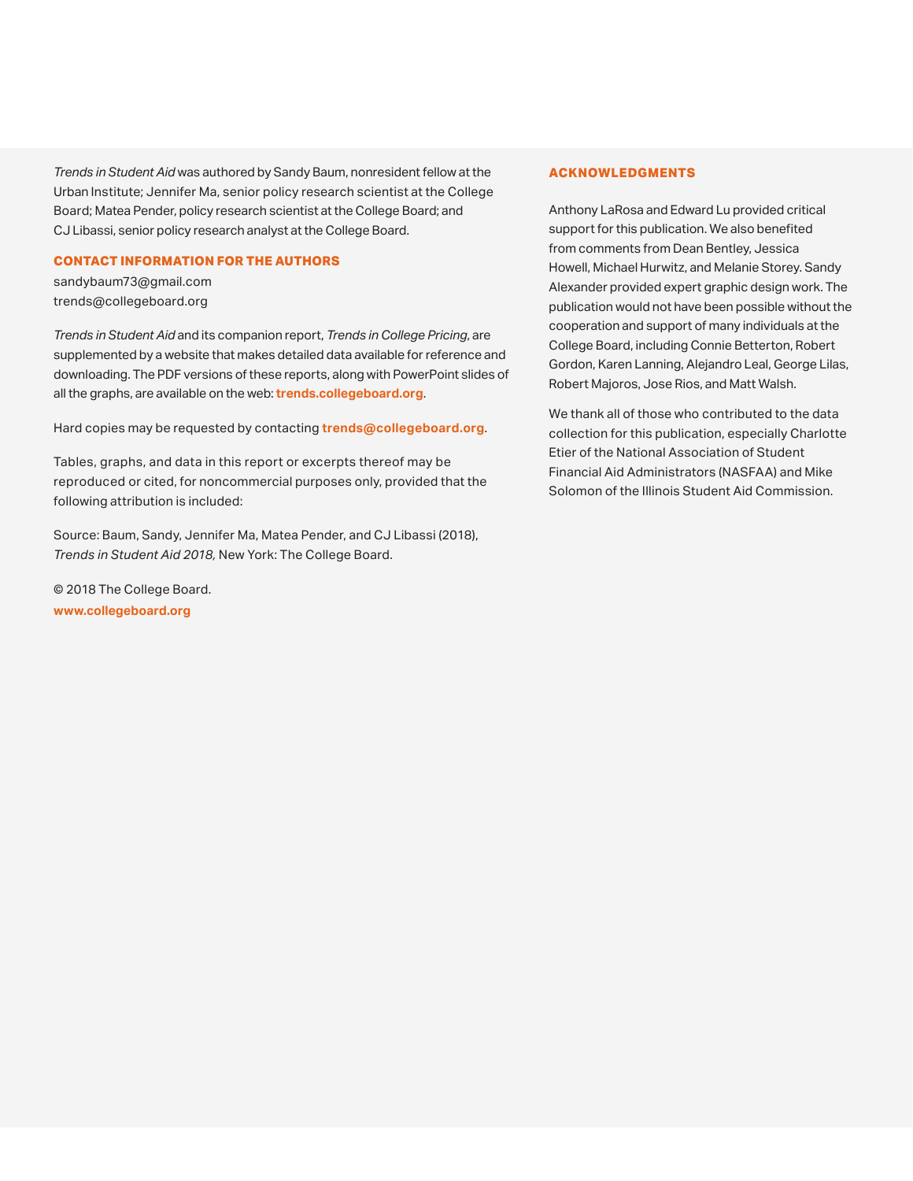*Trends in Student Aid* was authored by Sandy Baum, nonresident fellow at the Urban Institute; Jennifer Ma, senior policy research scientist at the College Board; Matea Pender, policy research scientist at the College Board; and CJ Libassi, senior policy research analyst at the College Board.

## CONTACT INFORMATION FOR THE AUTHORS

sandybaum73@gmail.com
trends@collegeboard.org

*Trends in Student Aid* and its companion report, *Trends in College Pricing*, are supplemented by a website that makes detailed data available for reference and downloading. The PDF versions of these reports, along with PowerPoint slides of all the graphs, are available on the web: **trends.collegeboard.org**.

Hard copies may be requested by contacting **trends@collegeboard.org**.

Tables, graphs, and data in this report or excerpts thereof may be reproduced or cited, for noncommercial purposes only, provided that the following attribution is included:

Source: Baum, Sandy, Jennifer Ma, Matea Pender, and CJ Libassi (2018), *Trends in Student Aid 2018,* New York: The College Board.

© 2018 The College Board.
**www.collegeboard.org**

## ACKNOWLEDGMENTS

Anthony LaRosa and Edward Lu provided critical support for this publication. We also benefited from comments from Dean Bentley, Jessica Howell, Michael Hurwitz, and Melanie Storey. Sandy Alexander provided expert graphic design work. The publication would not have been possible without the cooperation and support of many individuals at the College Board, including Connie Betterton, Robert Gordon, Karen Lanning, Alejandro Leal, George Lilas, Robert Majoros, Jose Rios, and Matt Walsh.

We thank all of those who contributed to the data collection for this publication, especially Charlotte Etier of the National Association of Student Financial Aid Administrators (NASFAA) and Mike Solomon of the Illinois Student Aid Commission.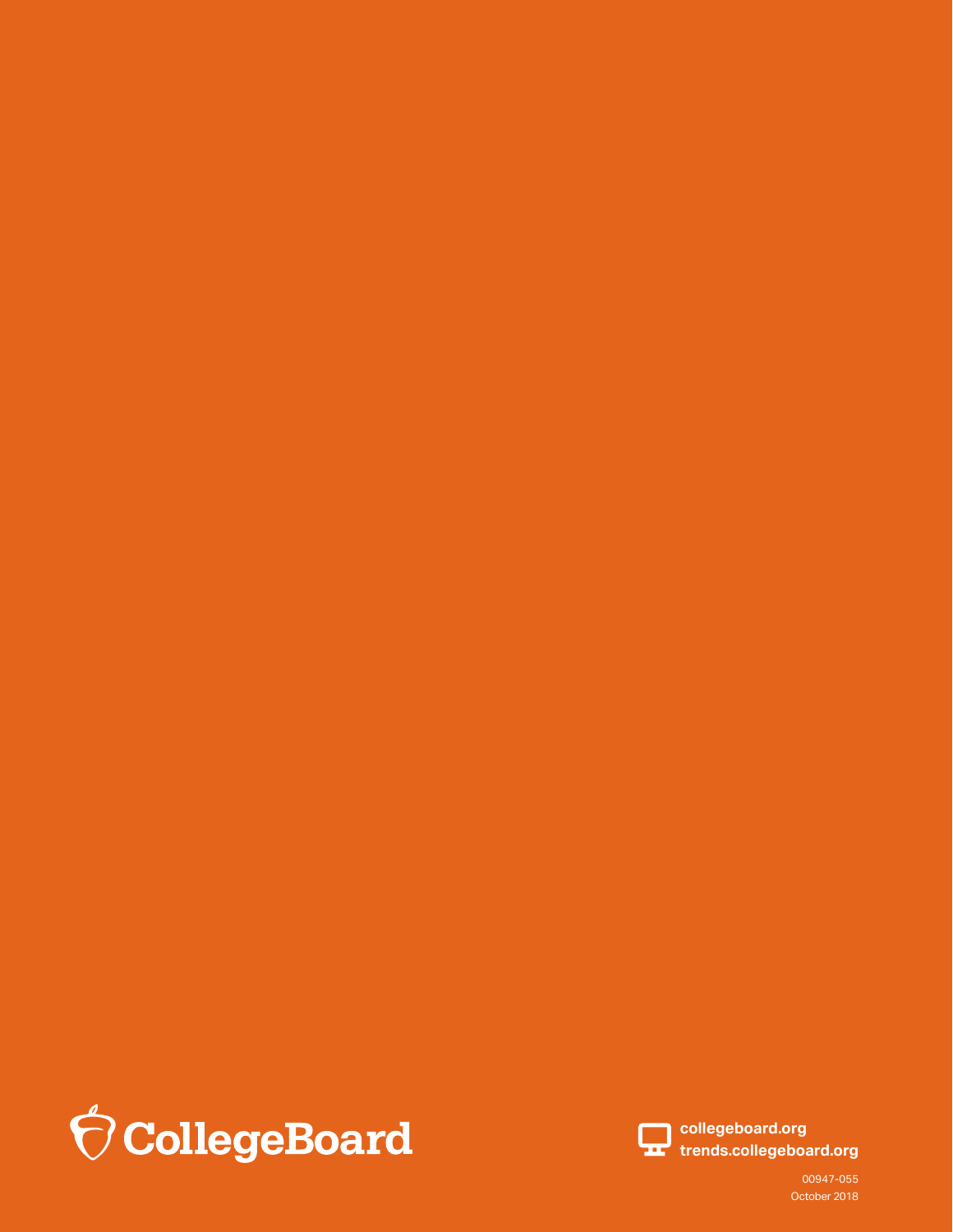CollegeBoard

collegeboard.org
trends.collegeboard.org

00947-055
October 2018